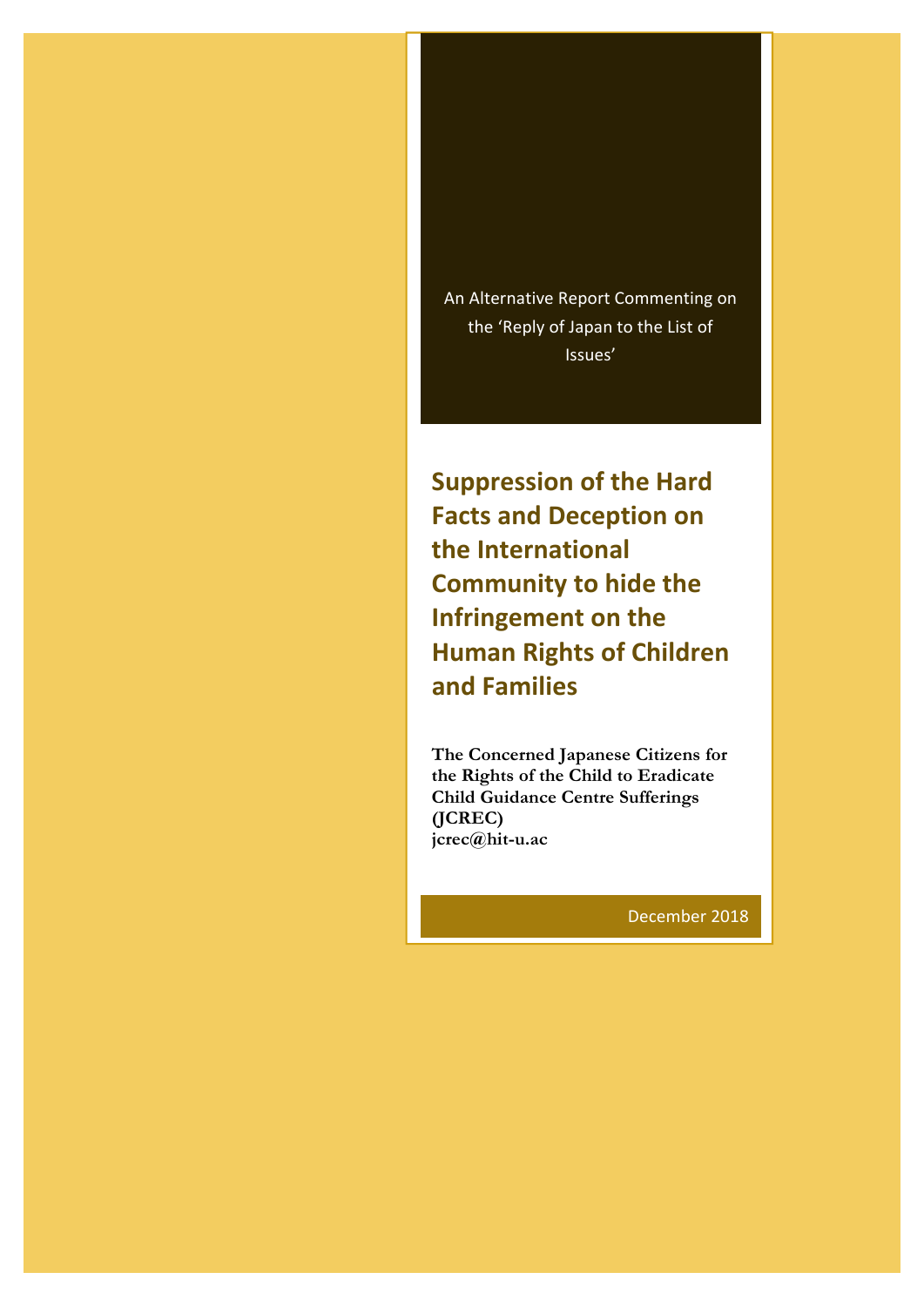An Alternative Report Commenting on the 'Reply of Japan to the List of Issues'

# Suppression of the Hard Facts and Deception on the International Community to hide the Infringement on the Human Rights of Children and Families

**The Concerned Japanese Citizens for the Rights of the Child to Eradicate Child Guidance Centre Sufferings (JCREC)**
**jcrec@hit-u.ac**

December 2018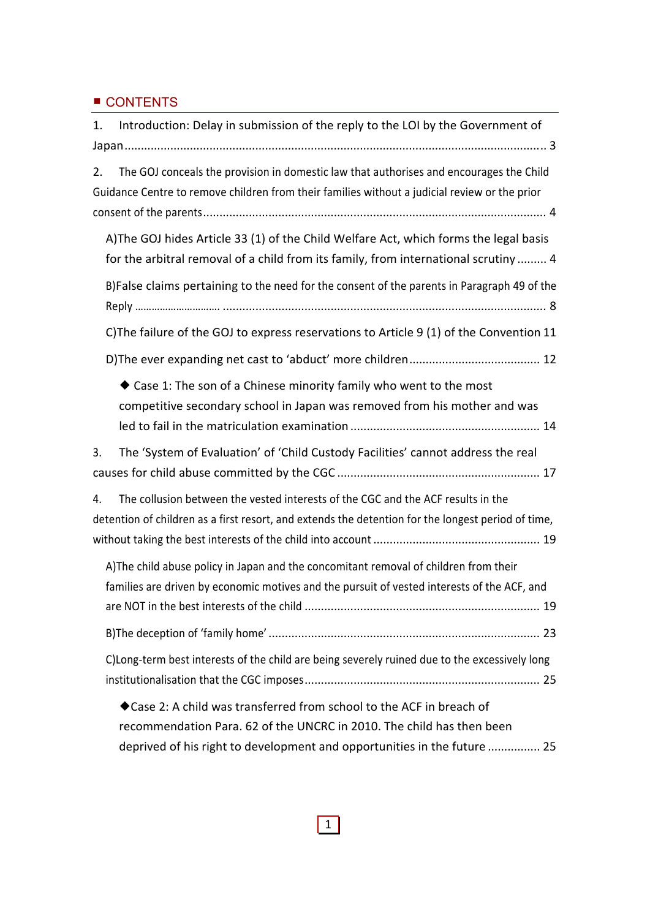## ■ CONTENTS

1. Introduction: Delay in submission of the reply to the LOI by the Government of Japan ........ 3

2. The GOJ conceals the provision in domestic law that authorises and encourages the Child Guidance Centre to remove children from their families without a judicial review or the prior consent of the parents ........ 4

   A)The GOJ hides Article 33 (1) of the Child Welfare Act, which forms the legal basis for the arbitral removal of a child from its family, from international scrutiny ........ 4

   B)False claims pertaining to the need for the consent of the parents in Paragraph 49 of the Reply ........ 8

   C)The failure of the GOJ to express reservations to Article 9 (1) of the Convention 11

   D)The ever expanding net cast to 'abduct' more children ........ 12

      ◆ Case 1: The son of a Chinese minority family who went to the most competitive secondary school in Japan was removed from his mother and was led to fail in the matriculation examination ........ 14

3. The 'System of Evaluation' of 'Child Custody Facilities' cannot address the real causes for child abuse committed by the CGC ........ 17

4. The collusion between the vested interests of the CGC and the ACF results in the detention of children as a first resort, and extends the detention for the longest period of time, without taking the best interests of the child into account ........ 19

   A)The child abuse policy in Japan and the concomitant removal of children from their families are driven by economic motives and the pursuit of vested interests of the ACF, and are NOT in the best interests of the child ........ 19

   B)The deception of 'family home' ........ 23

   C)Long-term best interests of the child are being severely ruined due to the excessively long institutionalisation that the CGC imposes ........ 25

      ◆Case 2: A child was transferred from school to the ACF in breach of recommendation Para. 62 of the UNCRC in 2010. The child has then been deprived of his right to development and opportunities in the future ........ 25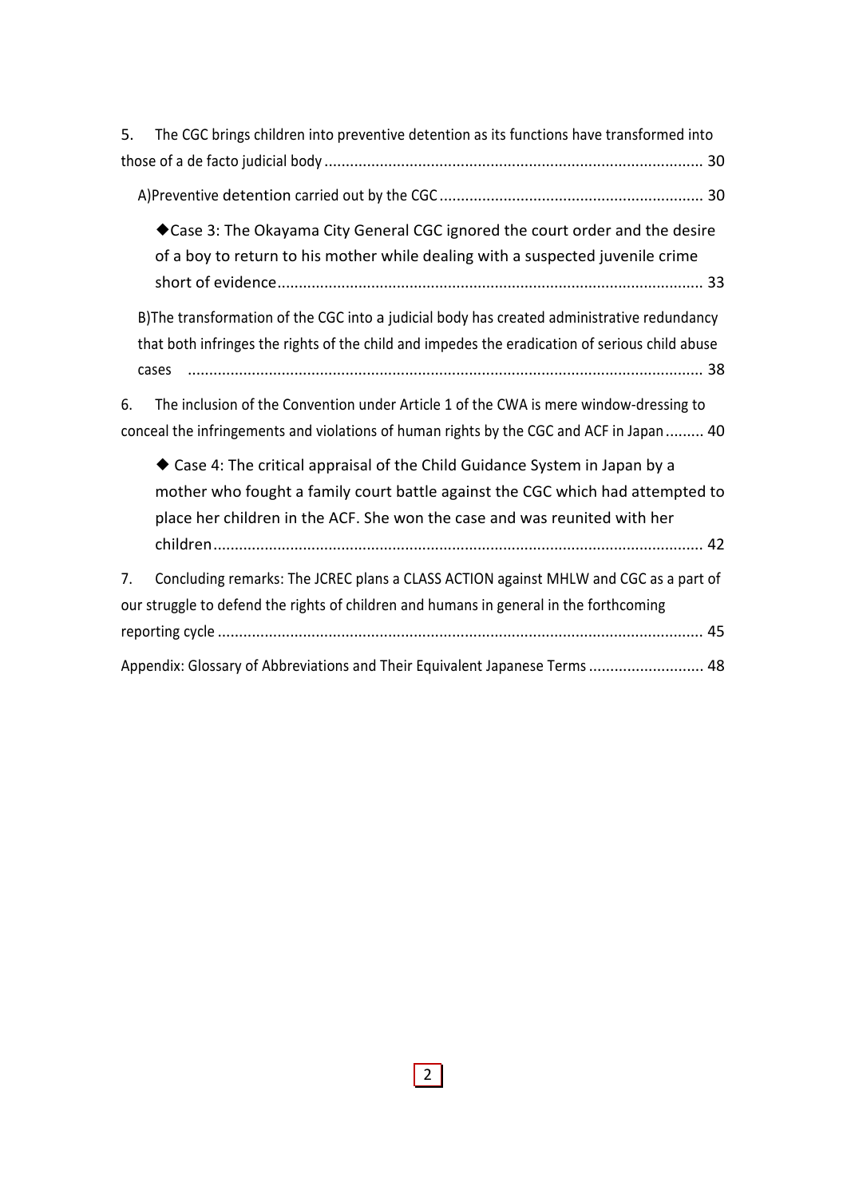5. The CGC brings children into preventive detention as its functions have transformed into those of a de facto judicial body ........................................................................................ 30

A)Preventive detention carried out by the CGC ............................................................. 30

◆Case 3: The Okayama City General CGC ignored the court order and the desire of a boy to return to his mother while dealing with a suspected juvenile crime short of evidence................................................................................................... 33

B)The transformation of the CGC into a judicial body has created administrative redundancy that both infringes the rights of the child and impedes the eradication of serious child abuse cases ........................................................................................................................ 38

6. The inclusion of the Convention under Article 1 of the CWA is mere window-dressing to conceal the infringements and violations of human rights by the CGC and ACF in Japan ......... 40

◆ Case 4: The critical appraisal of the Child Guidance System in Japan by a mother who fought a family court battle against the CGC which had attempted to place her children in the ACF. She won the case and was reunited with her children.................................................................................................................. 42

7. Concluding remarks: The JCREC plans a CLASS ACTION against MHLW and CGC as a part of our struggle to defend the rights of children and humans in general in the forthcoming reporting cycle ................................................................................................................. 45

Appendix: Glossary of Abbreviations and Their Equivalent Japanese Terms ........................... 48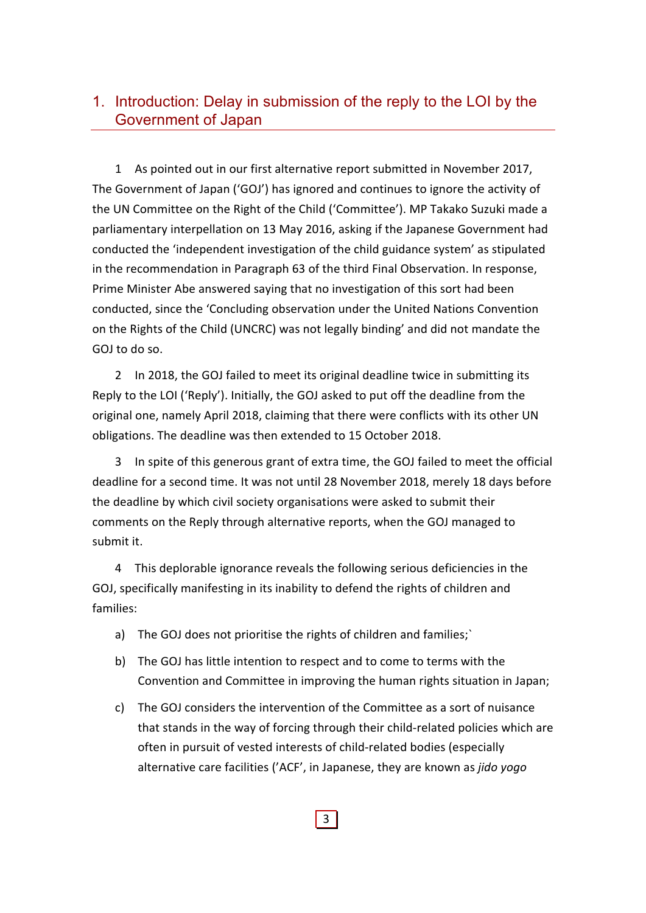## 1. Introduction: Delay in submission of the reply to the LOI by the Government of Japan

1 As pointed out in our first alternative report submitted in November 2017, The Government of Japan ('GOJ') has ignored and continues to ignore the activity of the UN Committee on the Right of the Child ('Committee'). MP Takako Suzuki made a parliamentary interpellation on 13 May 2016, asking if the Japanese Government had conducted the 'independent investigation of the child guidance system' as stipulated in the recommendation in Paragraph 63 of the third Final Observation. In response, Prime Minister Abe answered saying that no investigation of this sort had been conducted, since the 'Concluding observation under the United Nations Convention on the Rights of the Child (UNCRC) was not legally binding' and did not mandate the GOJ to do so.

2 In 2018, the GOJ failed to meet its original deadline twice in submitting its Reply to the LOI ('Reply'). Initially, the GOJ asked to put off the deadline from the original one, namely April 2018, claiming that there were conflicts with its other UN obligations. The deadline was then extended to 15 October 2018.

3 In spite of this generous grant of extra time, the GOJ failed to meet the official deadline for a second time. It was not until 28 November 2018, merely 18 days before the deadline by which civil society organisations were asked to submit their comments on the Reply through alternative reports, when the GOJ managed to submit it.

4 This deplorable ignorance reveals the following serious deficiencies in the GOJ, specifically manifesting in its inability to defend the rights of children and families:

a) The GOJ does not prioritise the rights of children and families;`

b) The GOJ has little intention to respect and to come to terms with the Convention and Committee in improving the human rights situation in Japan;

c) The GOJ considers the intervention of the Committee as a sort of nuisance that stands in the way of forcing through their child-related policies which are often in pursuit of vested interests of child-related bodies (especially alternative care facilities ('ACF', in Japanese, they are known as *jido yogo*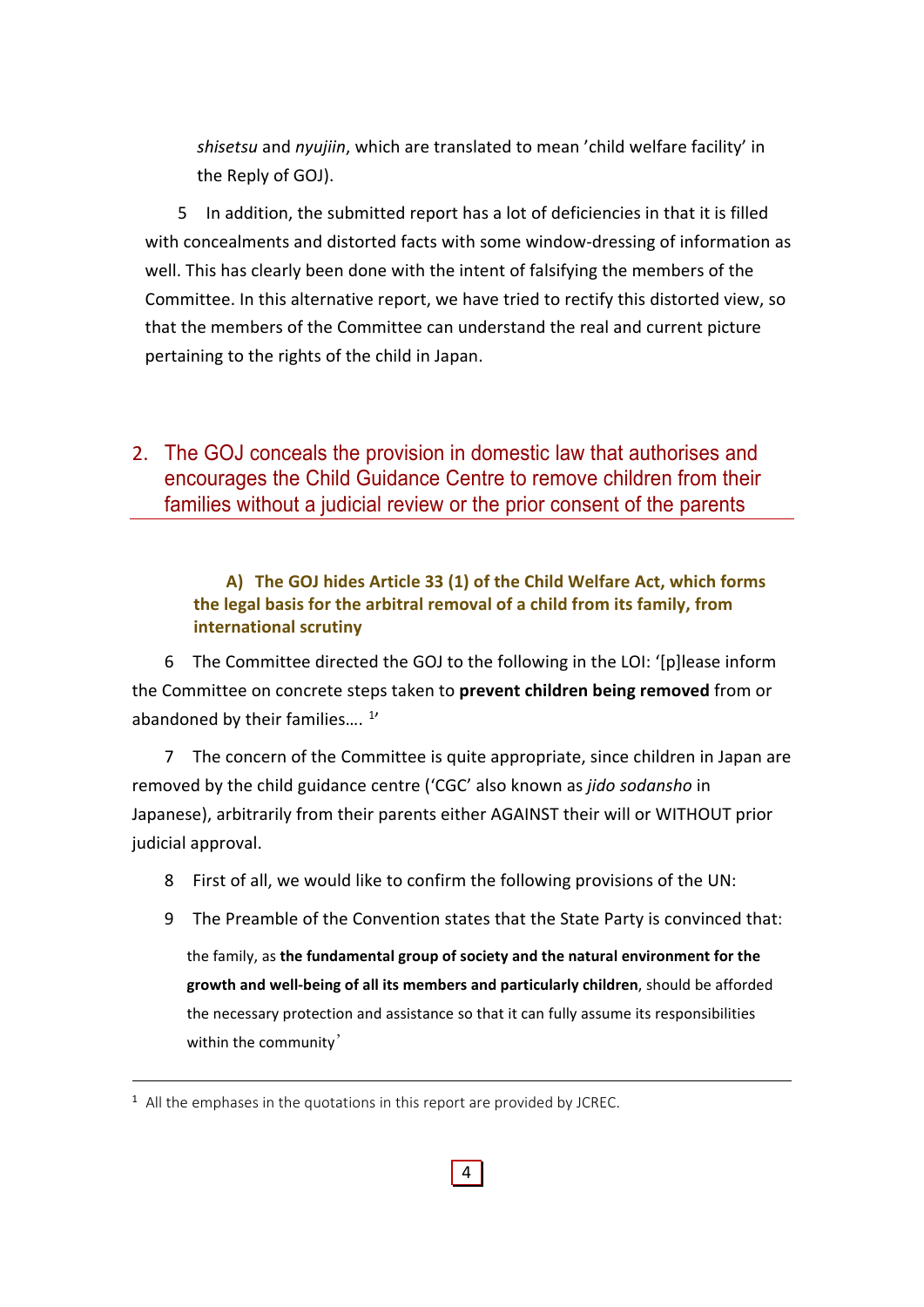*shisetsu* and *nyujiin*, which are translated to mean 'child welfare facility' in the Reply of GOJ).

5 In addition, the submitted report has a lot of deficiencies in that it is filled with concealments and distorted facts with some window-dressing of information as well. This has clearly been done with the intent of falsifying the members of the Committee. In this alternative report, we have tried to rectify this distorted view, so that the members of the Committee can understand the real and current picture pertaining to the rights of the child in Japan.

## 2. The GOJ conceals the provision in domestic law that authorises and encourages the Child Guidance Centre to remove children from their families without a judicial review or the prior consent of the parents

### A) The GOJ hides Article 33 (1) of the Child Welfare Act, which forms the legal basis for the arbitral removal of a child from its family, from international scrutiny

6 The Committee directed the GOJ to the following in the LOI: '[p]lease inform the Committee on concrete steps taken to **prevent children being removed** from or abandoned by their families.... [1]'

7 The concern of the Committee is quite appropriate, since children in Japan are removed by the child guidance centre ('CGC' also known as *jido sodansho* in Japanese), arbitrarily from their parents either AGAINST their will or WITHOUT prior judicial approval.

8 First of all, we would like to confirm the following provisions of the UN:

9 The Preamble of the Convention states that the State Party is convinced that:

> the family, as **the fundamental group of society and the natural environment for the growth and well-being of all its members and particularly children**, should be afforded the necessary protection and assistance so that it can fully assume its responsibilities within the community'

---

[1] All the emphases in the quotations in this report are provided by JCREC.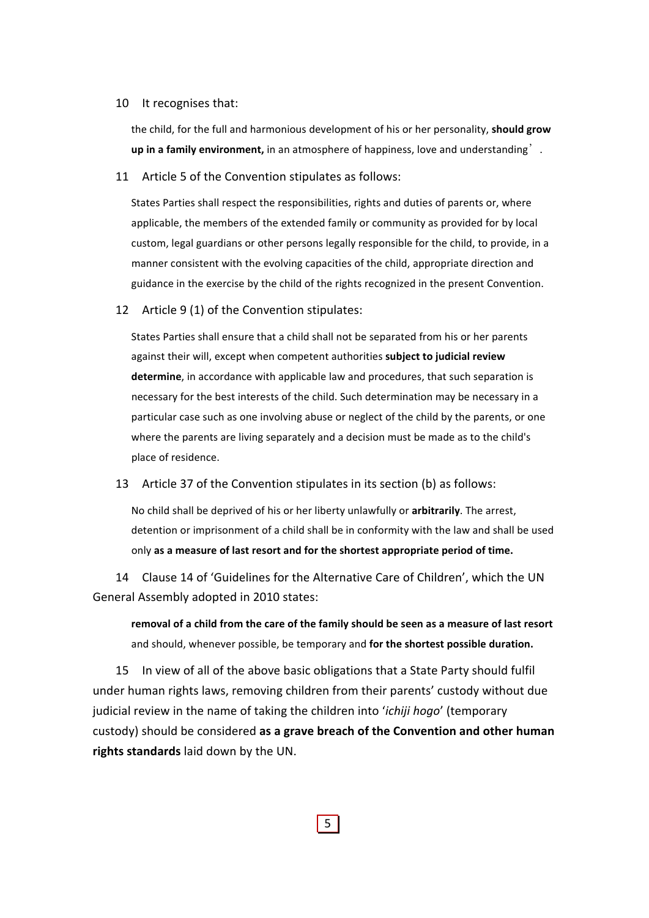10 It recognises that:

> the child, for the full and harmonious development of his or her personality, **should grow up in a family environment,** in an atmosphere of happiness, love and understanding'.

11 Article 5 of the Convention stipulates as follows:

> States Parties shall respect the responsibilities, rights and duties of parents or, where applicable, the members of the extended family or community as provided for by local custom, legal guardians or other persons legally responsible for the child, to provide, in a manner consistent with the evolving capacities of the child, appropriate direction and guidance in the exercise by the child of the rights recognized in the present Convention.

12 Article 9 (1) of the Convention stipulates:

> States Parties shall ensure that a child shall not be separated from his or her parents against their will, except when competent authorities **subject to judicial review determine**, in accordance with applicable law and procedures, that such separation is necessary for the best interests of the child. Such determination may be necessary in a particular case such as one involving abuse or neglect of the child by the parents, or one where the parents are living separately and a decision must be made as to the child's place of residence.

13 Article 37 of the Convention stipulates in its section (b) as follows:

> No child shall be deprived of his or her liberty unlawfully or **arbitrarily**. The arrest, detention or imprisonment of a child shall be in conformity with the law and shall be used only **as a measure of last resort and for the shortest appropriate period of time.**

14 Clause 14 of 'Guidelines for the Alternative Care of Children', which the UN General Assembly adopted in 2010 states:

> **removal of a child from the care of the family should be seen as a measure of last resort** and should, whenever possible, be temporary and **for the shortest possible duration.**

15 In view of all of the above basic obligations that a State Party should fulfil under human rights laws, removing children from their parents' custody without due judicial review in the name of taking the children into '*ichiji hogo*' (temporary custody) should be considered **as a grave breach of the Convention and other human rights standards** laid down by the UN.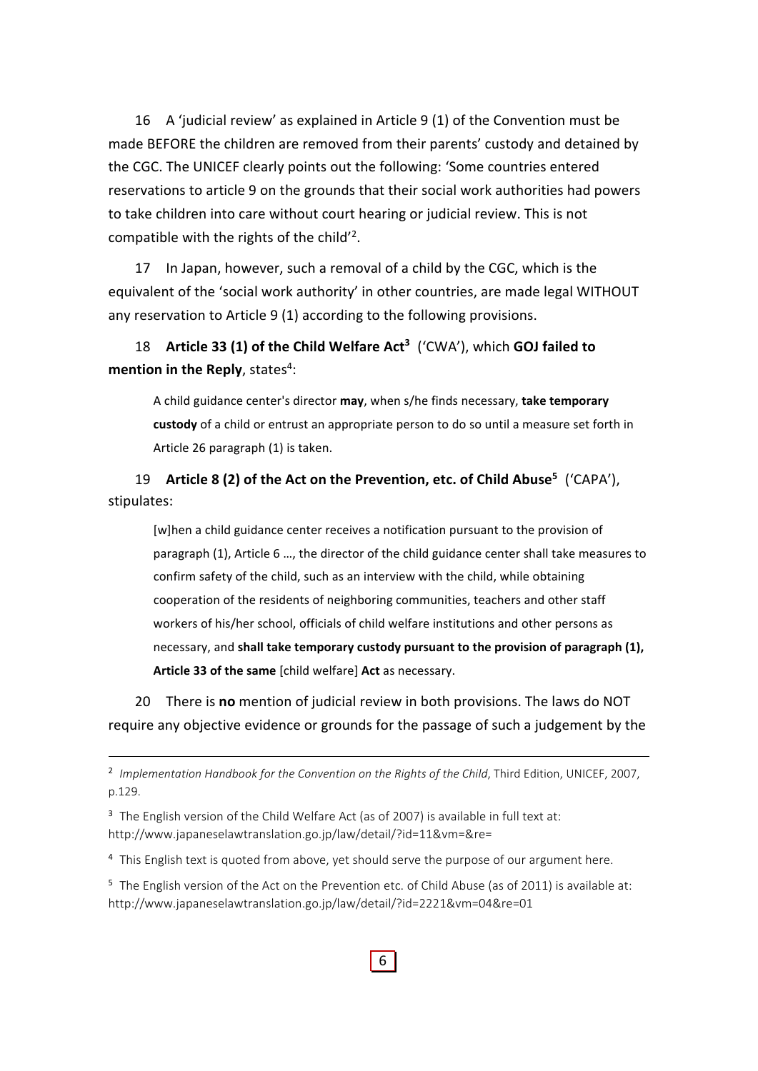16 A 'judicial review' as explained in Article 9 (1) of the Convention must be made BEFORE the children are removed from their parents' custody and detained by the CGC. The UNICEF clearly points out the following: 'Some countries entered reservations to article 9 on the grounds that their social work authorities had powers to take children into care without court hearing or judicial review. This is not compatible with the rights of the child'[2].

17 In Japan, however, such a removal of a child by the CGC, which is the equivalent of the 'social work authority' in other countries, are made legal WITHOUT any reservation to Article 9 (1) according to the following provisions.

18 **Article 33 (1) of the Child Welfare Act**[3] ('CWA'), which **GOJ failed to mention in the Reply**, states[4]:

> A child guidance center's director **may**, when s/he finds necessary, **take temporary custody** of a child or entrust an appropriate person to do so until a measure set forth in Article 26 paragraph (1) is taken.

19 **Article 8 (2) of the Act on the Prevention, etc. of Child Abuse**[5] ('CAPA'), stipulates:

> [w]hen a child guidance center receives a notification pursuant to the provision of paragraph (1), Article 6 …, the director of the child guidance center shall take measures to confirm safety of the child, such as an interview with the child, while obtaining cooperation of the residents of neighboring communities, teachers and other staff workers of his/her school, officials of child welfare institutions and other persons as necessary, and **shall take temporary custody pursuant to the provision of paragraph (1), Article 33 of the same** [child welfare] **Act** as necessary.

20 There is **no** mention of judicial review in both provisions. The laws do NOT require any objective evidence or grounds for the passage of such a judgement by the

---

[2] *Implementation Handbook for the Convention on the Rights of the Child*, Third Edition, UNICEF, 2007, p.129.

[3] The English version of the Child Welfare Act (as of 2007) is available in full text at: http://www.japaneselawtranslation.go.jp/law/detail/?id=11&vm=&re=

[4] This English text is quoted from above, yet should serve the purpose of our argument here.

[5] The English version of the Act on the Prevention etc. of Child Abuse (as of 2011) is available at: http://www.japaneselawtranslation.go.jp/law/detail/?id=2221&vm=04&re=01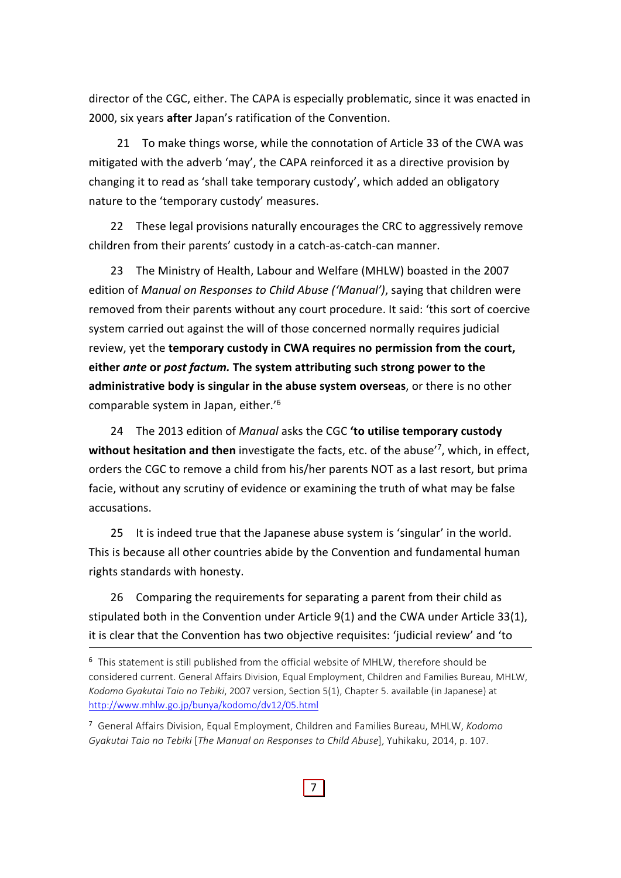director of the CGC, either. The CAPA is especially problematic, since it was enacted in 2000, six years **after** Japan's ratification of the Convention.

21 To make things worse, while the connotation of Article 33 of the CWA was mitigated with the adverb 'may', the CAPA reinforced it as a directive provision by changing it to read as 'shall take temporary custody', which added an obligatory nature to the 'temporary custody' measures.

22 These legal provisions naturally encourages the CRC to aggressively remove children from their parents' custody in a catch-as-catch-can manner.

23 The Ministry of Health, Labour and Welfare (MHLW) boasted in the 2007 edition of *Manual on Responses to Child Abuse ('Manual')*, saying that children were removed from their parents without any court procedure. It said: 'this sort of coercive system carried out against the will of those concerned normally requires judicial review, yet the **temporary custody in CWA requires no permission from the court, either *ante* or *post factum.* The system attributing such strong power to the administrative body is singular in the abuse system overseas**, or there is no other comparable system in Japan, either.'[6]

24 The 2013 edition of *Manual* asks the CGC **'to utilise temporary custody without hesitation and then** investigate the facts, etc. of the abuse'[7], which, in effect, orders the CGC to remove a child from his/her parents NOT as a last resort, but prima facie, without any scrutiny of evidence or examining the truth of what may be false accusations.

25 It is indeed true that the Japanese abuse system is 'singular' in the world. This is because all other countries abide by the Convention and fundamental human rights standards with honesty.

26 Comparing the requirements for separating a parent from their child as stipulated both in the Convention under Article 9(1) and the CWA under Article 33(1), it is clear that the Convention has two objective requisites: 'judicial review' and 'to

---

[6] This statement is still published from the official website of MHLW, therefore should be considered current. General Affairs Division, Equal Employment, Children and Families Bureau, MHLW, *Kodomo Gyakutai Taio no Tebiki*, 2007 version, Section 5(1), Chapter 5. available (in Japanese) at http://www.mhlw.go.jp/bunya/kodomo/dv12/05.html

[7] General Affairs Division, Equal Employment, Children and Families Bureau, MHLW, *Kodomo Gyakutai Taio no Tebiki* [*The Manual on Responses to Child Abuse*], Yuhikaku, 2014, p. 107.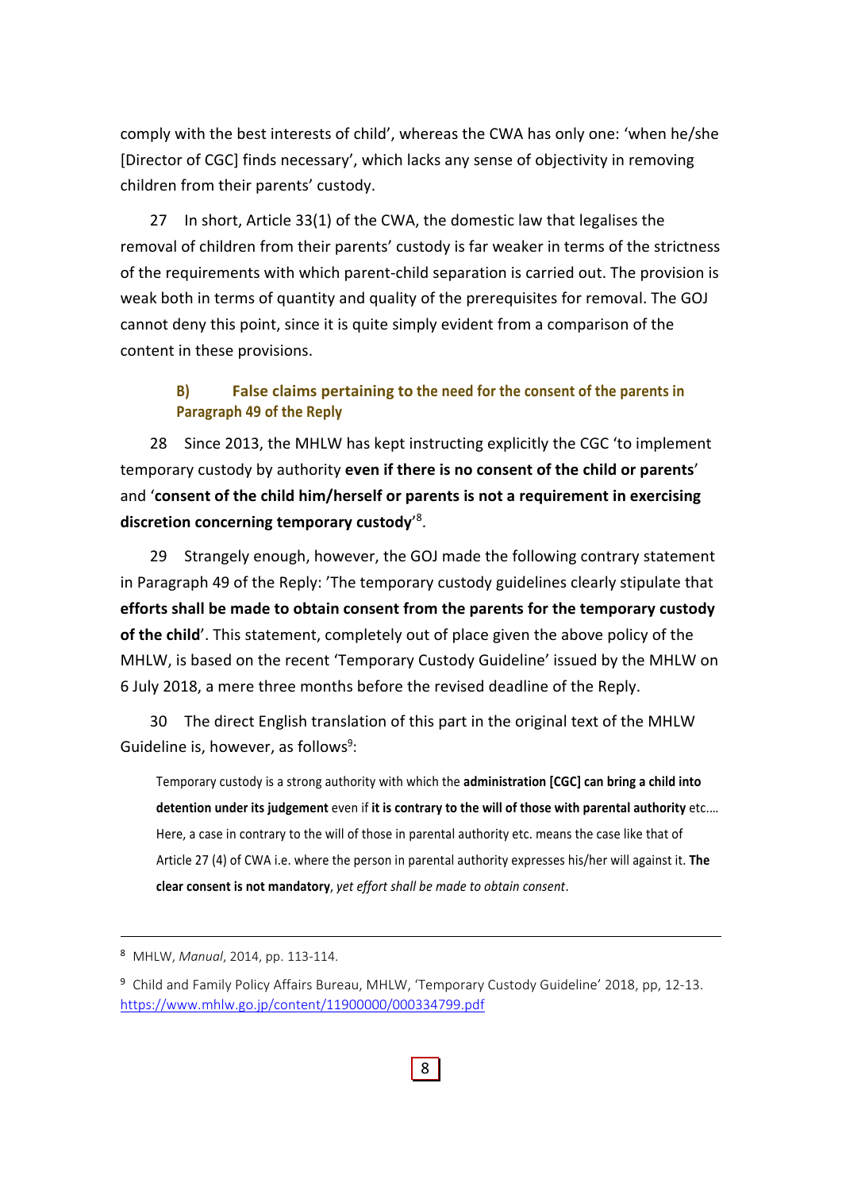comply with the best interests of child', whereas the CWA has only one: 'when he/she [Director of CGC] finds necessary', which lacks any sense of objectivity in removing children from their parents' custody.

27 In short, Article 33(1) of the CWA, the domestic law that legalises the removal of children from their parents' custody is far weaker in terms of the strictness of the requirements with which parent-child separation is carried out. The provision is weak both in terms of quantity and quality of the prerequisites for removal. The GOJ cannot deny this point, since it is quite simply evident from a comparison of the content in these provisions.

### B) False claims pertaining to the need for the consent of the parents in Paragraph 49 of the Reply

28 Since 2013, the MHLW has kept instructing explicitly the CGC 'to implement temporary custody by authority **even if there is no consent of the child or parents**' and '**consent of the child him/herself or parents is not a requirement in exercising discretion concerning temporary custody**'[8].

29 Strangely enough, however, the GOJ made the following contrary statement in Paragraph 49 of the Reply: 'The temporary custody guidelines clearly stipulate that **efforts shall be made to obtain consent from the parents for the temporary custody of the child**'. This statement, completely out of place given the above policy of the MHLW, is based on the recent 'Temporary Custody Guideline' issued by the MHLW on 6 July 2018, a mere three months before the revised deadline of the Reply.

30 The direct English translation of this part in the original text of the MHLW Guideline is, however, as follows[9]:

> Temporary custody is a strong authority with which the **administration [CGC] can bring a child into detention under its judgement** even if **it is contrary to the will of those with parental authority** etc.… Here, a case in contrary to the will of those in parental authority etc. means the case like that of Article 27 (4) of CWA i.e. where the person in parental authority expresses his/her will against it. **The clear consent is not mandatory**, *yet effort shall be made to obtain consent*.

---

[8] MHLW, *Manual*, 2014, pp. 113-114.

[9] Child and Family Policy Affairs Bureau, MHLW, 'Temporary Custody Guideline' 2018, pp, 12-13. https://www.mhlw.go.jp/content/11900000/000334799.pdf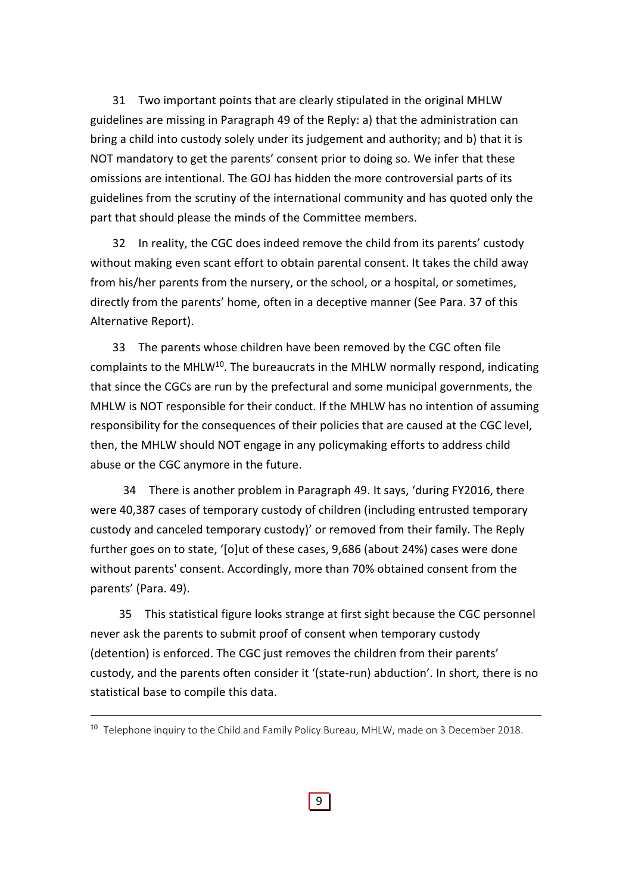31 Two important points that are clearly stipulated in the original MHLW guidelines are missing in Paragraph 49 of the Reply: a) that the administration can bring a child into custody solely under its judgement and authority; and b) that it is NOT mandatory to get the parents' consent prior to doing so. We infer that these omissions are intentional. The GOJ has hidden the more controversial parts of its guidelines from the scrutiny of the international community and has quoted only the part that should please the minds of the Committee members.

32 In reality, the CGC does indeed remove the child from its parents' custody without making even scant effort to obtain parental consent. It takes the child away from his/her parents from the nursery, or the school, or a hospital, or sometimes, directly from the parents' home, often in a deceptive manner (See Para. 37 of this Alternative Report).

33 The parents whose children have been removed by the CGC often file complaints to the MHLW[10]. The bureaucrats in the MHLW normally respond, indicating that since the CGCs are run by the prefectural and some municipal governments, the MHLW is NOT responsible for their conduct. If the MHLW has no intention of assuming responsibility for the consequences of their policies that are caused at the CGC level, then, the MHLW should NOT engage in any policymaking efforts to address child abuse or the CGC anymore in the future.

34 There is another problem in Paragraph 49. It says, 'during FY2016, there were 40,387 cases of temporary custody of children (including entrusted temporary custody and canceled temporary custody)' or removed from their family. The Reply further goes on to state, '[o]ut of these cases, 9,686 (about 24%) cases were done without parents' consent. Accordingly, more than 70% obtained consent from the parents' (Para. 49).

35 This statistical figure looks strange at first sight because the CGC personnel never ask the parents to submit proof of consent when temporary custody (detention) is enforced. The CGC just removes the children from their parents' custody, and the parents often consider it '(state-run) abduction'. In short, there is no statistical base to compile this data.

---

[10] Telephone inquiry to the Child and Family Policy Bureau, MHLW, made on 3 December 2018.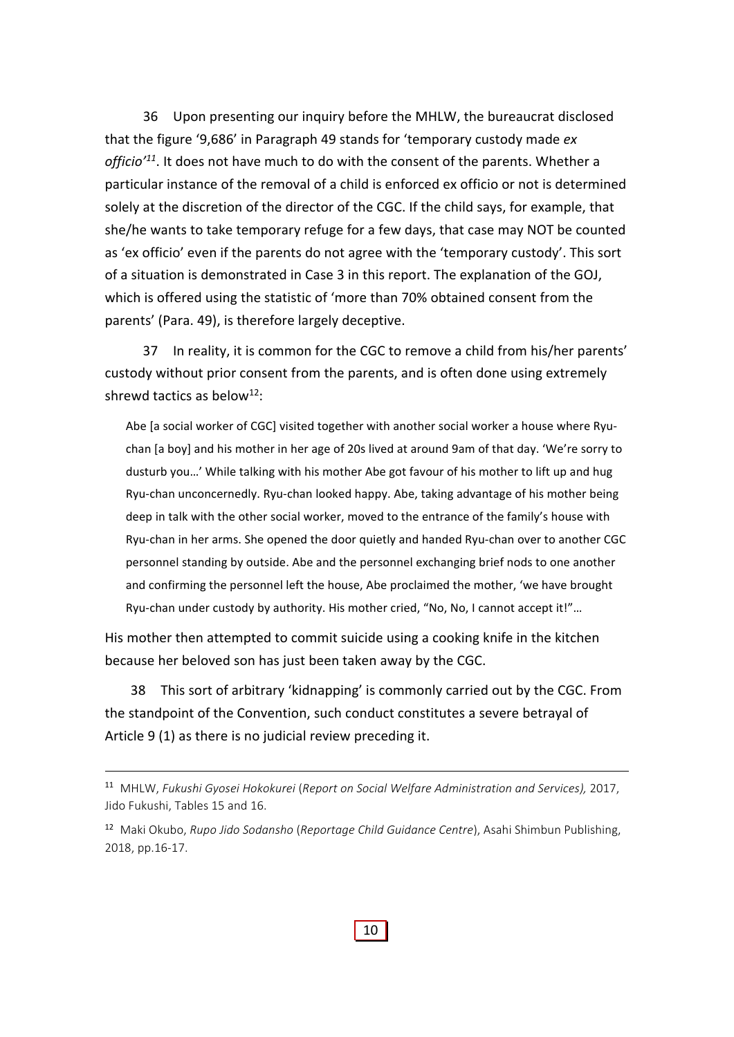36 Upon presenting our inquiry before the MHLW, the bureaucrat disclosed that the figure '9,686' in Paragraph 49 stands for 'temporary custody made *ex officio*'[11]. It does not have much to do with the consent of the parents. Whether a particular instance of the removal of a child is enforced ex officio or not is determined solely at the discretion of the director of the CGC. If the child says, for example, that she/he wants to take temporary refuge for a few days, that case may NOT be counted as 'ex officio' even if the parents do not agree with the 'temporary custody'. This sort of a situation is demonstrated in Case 3 in this report. The explanation of the GOJ, which is offered using the statistic of 'more than 70% obtained consent from the parents' (Para. 49), is therefore largely deceptive.

37 In reality, it is common for the CGC to remove a child from his/her parents' custody without prior consent from the parents, and is often done using extremely shrewd tactics as below[12]:

> Abe [a social worker of CGC] visited together with another social worker a house where Ryu-chan [a boy] and his mother in her age of 20s lived at around 9am of that day. 'We're sorry to dusturb you…' While talking with his mother Abe got favour of his mother to lift up and hug Ryu-chan unconcernedly. Ryu-chan looked happy. Abe, taking advantage of his mother being deep in talk with the other social worker, moved to the entrance of the family's house with Ryu-chan in her arms. She opened the door quietly and handed Ryu-chan over to another CGC personnel standing by outside. Abe and the personnel exchanging brief nods to one another and confirming the personnel left the house, Abe proclaimed the mother, 'we have brought Ryu-chan under custody by authority. His mother cried, "No, No, I cannot accept it!"…

His mother then attempted to commit suicide using a cooking knife in the kitchen because her beloved son has just been taken away by the CGC.

38 This sort of arbitrary 'kidnapping' is commonly carried out by the CGC. From the standpoint of the Convention, such conduct constitutes a severe betrayal of Article 9 (1) as there is no judicial review preceding it.

---

[11] MHLW, *Fukushi Gyosei Hokokurei* (*Report on Social Welfare Administration and Services),* 2017, Jido Fukushi, Tables 15 and 16.

[12] Maki Okubo, *Rupo Jido Sodansho* (*Reportage Child Guidance Centre*), Asahi Shimbun Publishing, 2018, pp.16-17.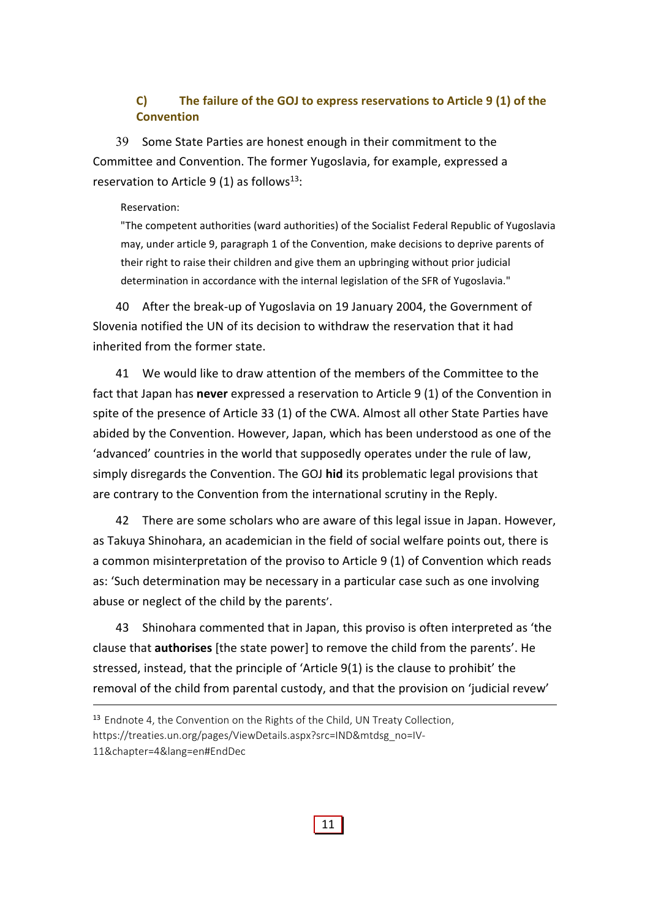### C) The failure of the GOJ to express reservations to Article 9 (1) of the Convention

39 Some State Parties are honest enough in their commitment to the Committee and Convention. The former Yugoslavia, for example, expressed a reservation to Article 9 (1) as follows[13]:

> Reservation:
> "The competent authorities (ward authorities) of the Socialist Federal Republic of Yugoslavia may, under article 9, paragraph 1 of the Convention, make decisions to deprive parents of their right to raise their children and give them an upbringing without prior judicial determination in accordance with the internal legislation of the SFR of Yugoslavia."

40 After the break-up of Yugoslavia on 19 January 2004, the Government of Slovenia notified the UN of its decision to withdraw the reservation that it had inherited from the former state.

41 We would like to draw attention of the members of the Committee to the fact that Japan has **never** expressed a reservation to Article 9 (1) of the Convention in spite of the presence of Article 33 (1) of the CWA. Almost all other State Parties have abided by the Convention. However, Japan, which has been understood as one of the 'advanced' countries in the world that supposedly operates under the rule of law, simply disregards the Convention. The GOJ **hid** its problematic legal provisions that are contrary to the Convention from the international scrutiny in the Reply.

42 There are some scholars who are aware of this legal issue in Japan. However, as Takuya Shinohara, an academician in the field of social welfare points out, there is a common misinterpretation of the proviso to Article 9 (1) of Convention which reads as: 'Such determination may be necessary in a particular case such as one involving abuse or neglect of the child by the parents'.

43 Shinohara commented that in Japan, this proviso is often interpreted as 'the clause that **authorises** [the state power] to remove the child from the parents'. He stressed, instead, that the principle of 'Article 9(1) is the clause to prohibit' the removal of the child from parental custody, and that the provision on 'judicial revew'

---

[13] Endnote 4, the Convention on the Rights of the Child, UN Treaty Collection, https://treaties.un.org/pages/ViewDetails.aspx?src=IND&mtdsg_no=IV-11&chapter=4&lang=en#EndDec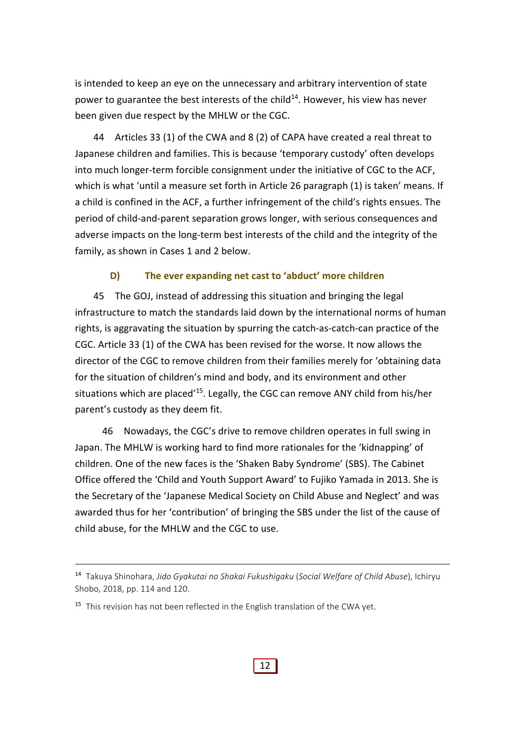is intended to keep an eye on the unnecessary and arbitrary intervention of state power to guarantee the best interests of the child[14]. However, his view has never been given due respect by the MHLW or the CGC.

44 Articles 33 (1) of the CWA and 8 (2) of CAPA have created a real threat to Japanese children and families. This is because 'temporary custody' often develops into much longer-term forcible consignment under the initiative of CGC to the ACF, which is what 'until a measure set forth in Article 26 paragraph (1) is taken' means. If a child is confined in the ACF, a further infringement of the child's rights ensues. The period of child-and-parent separation grows longer, with serious consequences and adverse impacts on the long-term best interests of the child and the integrity of the family, as shown in Cases 1 and 2 below.

### D) The ever expanding net cast to 'abduct' more children

45 The GOJ, instead of addressing this situation and bringing the legal infrastructure to match the standards laid down by the international norms of human rights, is aggravating the situation by spurring the catch-as-catch-can practice of the CGC. Article 33 (1) of the CWA has been revised for the worse. It now allows the director of the CGC to remove children from their families merely for 'obtaining data for the situation of children's mind and body, and its environment and other situations which are placed'[15]. Legally, the CGC can remove ANY child from his/her parent's custody as they deem fit.

46 Nowadays, the CGC's drive to remove children operates in full swing in Japan. The MHLW is working hard to find more rationales for the 'kidnapping' of children. One of the new faces is the 'Shaken Baby Syndrome' (SBS). The Cabinet Office offered the 'Child and Youth Support Award' to Fujiko Yamada in 2013. She is the Secretary of the 'Japanese Medical Society on Child Abuse and Neglect' and was awarded thus for her 'contribution' of bringing the SBS under the list of the cause of child abuse, for the MHLW and the CGC to use.

---

[14] Takuya Shinohara, *Jido Gyakutai no Shakai Fukushigaku* (*Social Welfare of Child Abuse*), Ichiryu Shobo, 2018, pp. 114 and 120.

[15] This revision has not been reflected in the English translation of the CWA yet.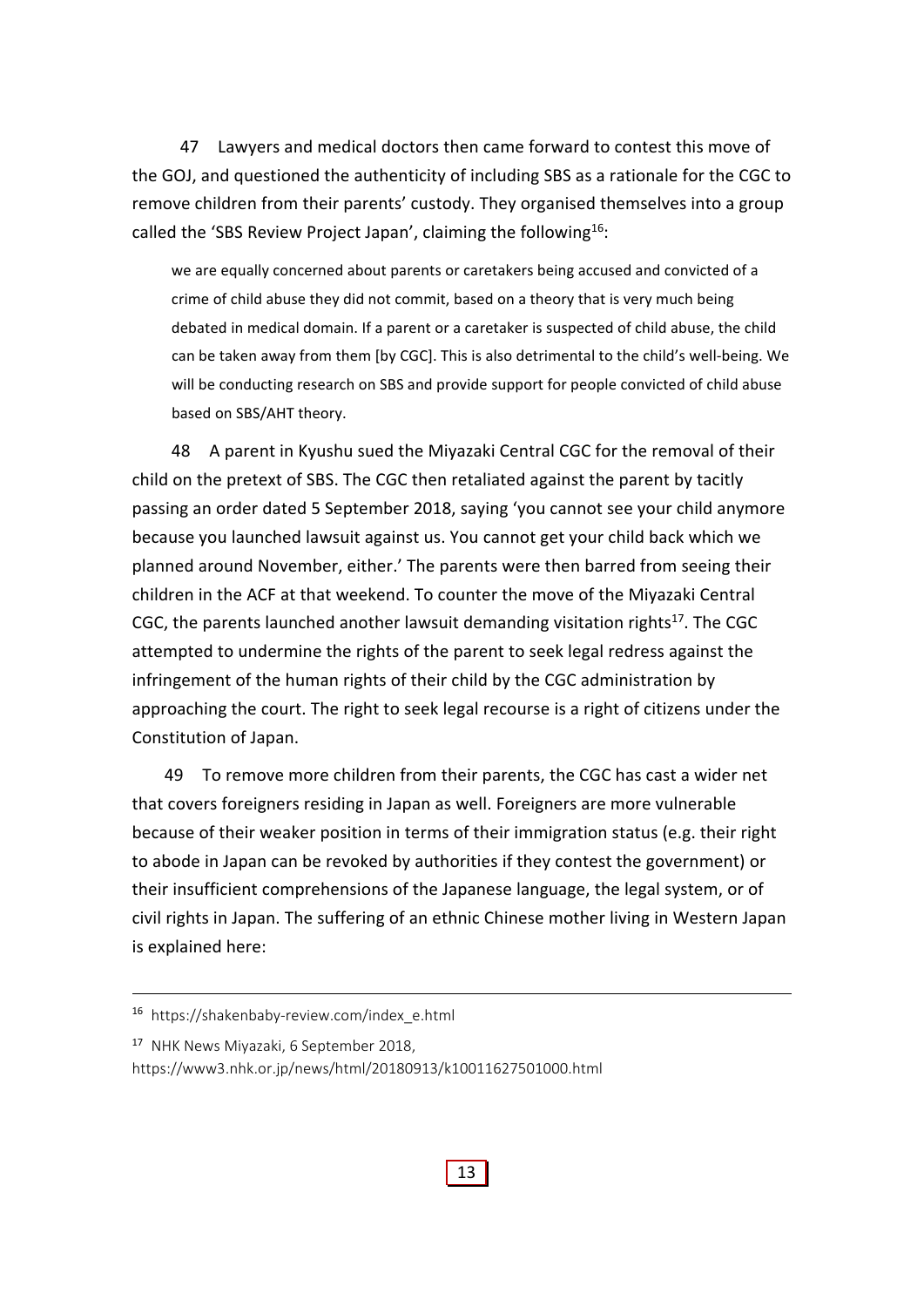47 Lawyers and medical doctors then came forward to contest this move of the GOJ, and questioned the authenticity of including SBS as a rationale for the CGC to remove children from their parents' custody. They organised themselves into a group called the 'SBS Review Project Japan', claiming the following[16]:

> we are equally concerned about parents or caretakers being accused and convicted of a crime of child abuse they did not commit, based on a theory that is very much being debated in medical domain. If a parent or a caretaker is suspected of child abuse, the child can be taken away from them [by CGC]. This is also detrimental to the child's well-being. We will be conducting research on SBS and provide support for people convicted of child abuse based on SBS/AHT theory.

48 A parent in Kyushu sued the Miyazaki Central CGC for the removal of their child on the pretext of SBS. The CGC then retaliated against the parent by tacitly passing an order dated 5 September 2018, saying 'you cannot see your child anymore because you launched lawsuit against us. You cannot get your child back which we planned around November, either.' The parents were then barred from seeing their children in the ACF at that weekend. To counter the move of the Miyazaki Central CGC, the parents launched another lawsuit demanding visitation rights[17]. The CGC attempted to undermine the rights of the parent to seek legal redress against the infringement of the human rights of their child by the CGC administration by approaching the court. The right to seek legal recourse is a right of citizens under the Constitution of Japan.

49 To remove more children from their parents, the CGC has cast a wider net that covers foreigners residing in Japan as well. Foreigners are more vulnerable because of their weaker position in terms of their immigration status (e.g. their right to abode in Japan can be revoked by authorities if they contest the government) or their insufficient comprehensions of the Japanese language, the legal system, or of civil rights in Japan. The suffering of an ethnic Chinese mother living in Western Japan is explained here:

---

[16] https://shakenbaby-review.com/index_e.html

[17] NHK News Miyazaki, 6 September 2018, https://www3.nhk.or.jp/news/html/20180913/k10011627501000.html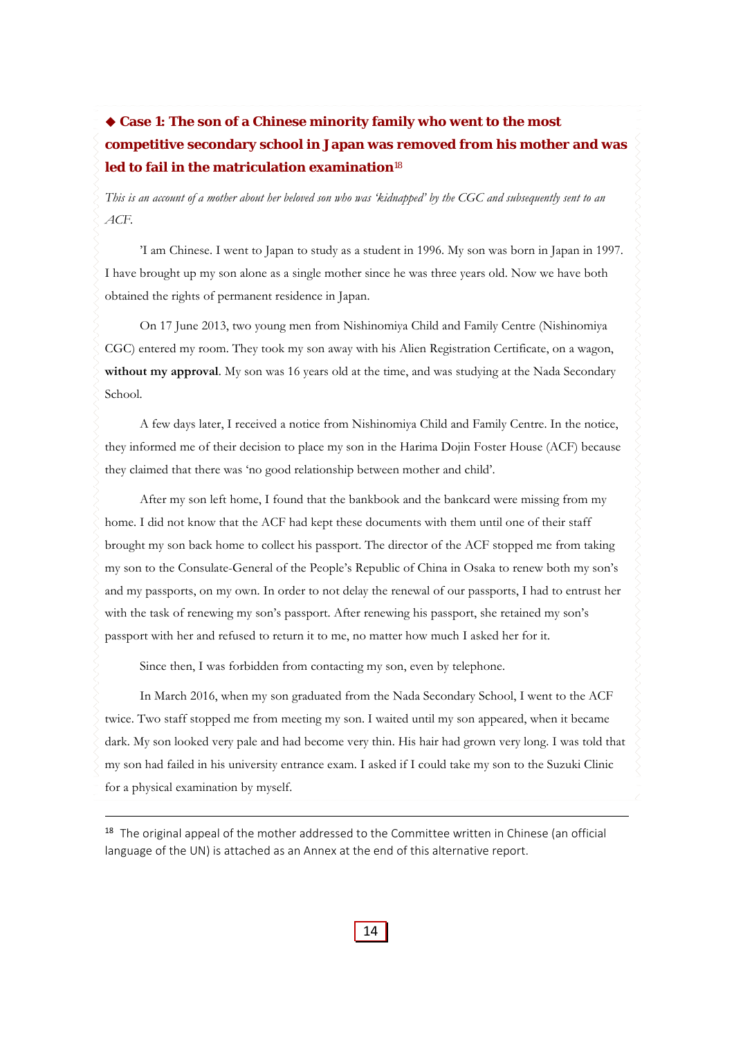### ◆ Case 1: The son of a Chinese minority family who went to the most competitive secondary school in Japan was removed from his mother and was led to fail in the matriculation examination[18]

*This is an account of a mother about her beloved son who was 'kidnapped' by the CGC and subsequently sent to an ACF.*

'I am Chinese. I went to Japan to study as a student in 1996. My son was born in Japan in 1997. I have brought up my son alone as a single mother since he was three years old. Now we have both obtained the rights of permanent residence in Japan.

On 17 June 2013, two young men from Nishinomiya Child and Family Centre (Nishinomiya CGC) entered my room. They took my son away with his Alien Registration Certificate, on a wagon, **without my approval**. My son was 16 years old at the time, and was studying at the Nada Secondary School.

A few days later, I received a notice from Nishinomiya Child and Family Centre. In the notice, they informed me of their decision to place my son in the Harima Dojin Foster House (ACF) because they claimed that there was 'no good relationship between mother and child'.

After my son left home, I found that the bankbook and the bankcard were missing from my home. I did not know that the ACF had kept these documents with them until one of their staff brought my son back home to collect his passport. The director of the ACF stopped me from taking my son to the Consulate-General of the People's Republic of China in Osaka to renew both my son's and my passports, on my own. In order to not delay the renewal of our passports, I had to entrust her with the task of renewing my son's passport. After renewing his passport, she retained my son's passport with her and refused to return it to me, no matter how much I asked her for it.

Since then, I was forbidden from contacting my son, even by telephone.

In March 2016, when my son graduated from the Nada Secondary School, I went to the ACF twice. Two staff stopped me from meeting my son. I waited until my son appeared, when it became dark. My son looked very pale and had become very thin. His hair had grown very long. I was told that my son had failed in his university entrance exam. I asked if I could take my son to the Suzuki Clinic for a physical examination by myself.

---

[18] The original appeal of the mother addressed to the Committee written in Chinese (an official language of the UN) is attached as an Annex at the end of this alternative report.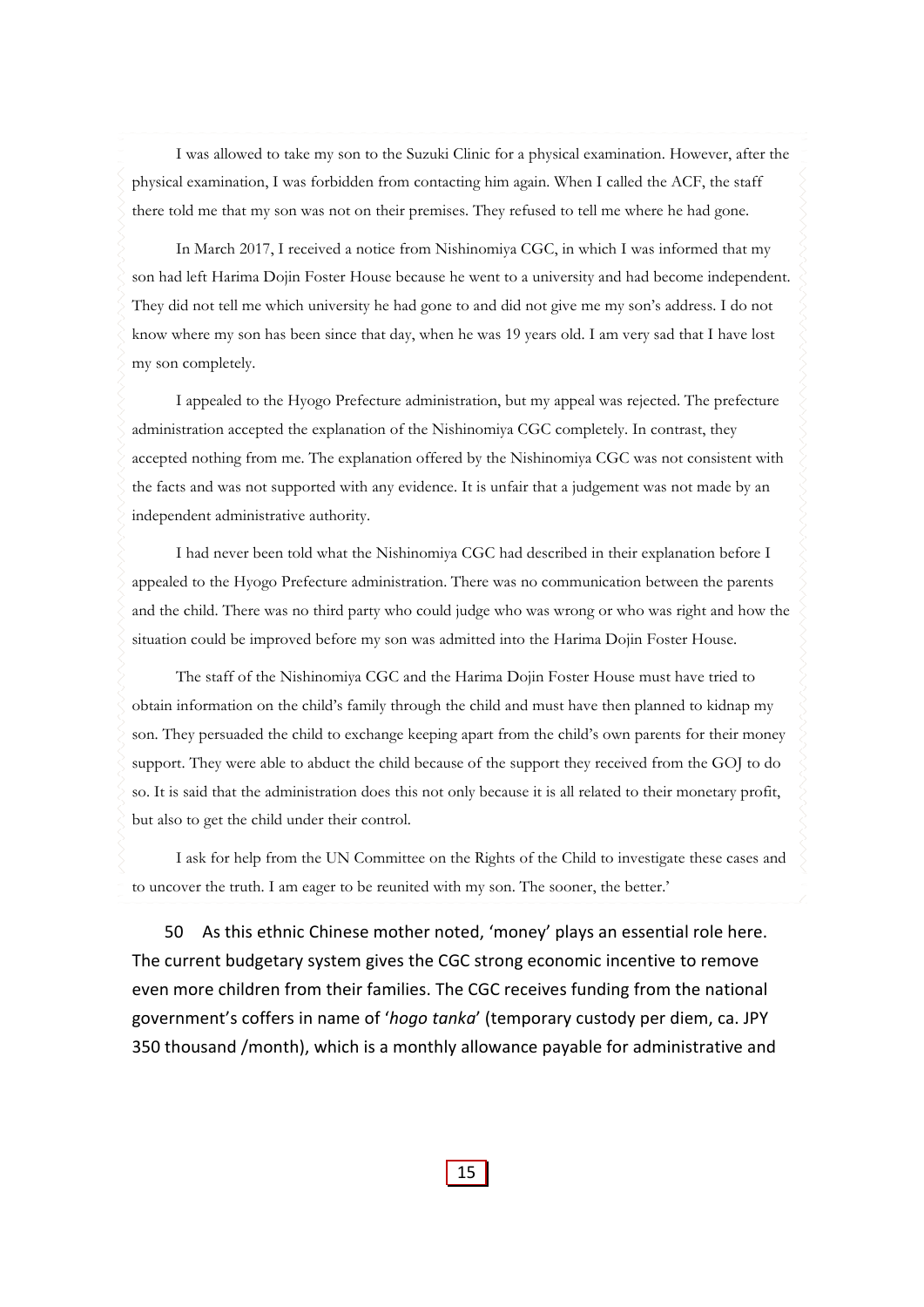I was allowed to take my son to the Suzuki Clinic for a physical examination. However, after the physical examination, I was forbidden from contacting him again. When I called the ACF, the staff there told me that my son was not on their premises. They refused to tell me where he had gone.

In March 2017, I received a notice from Nishinomiya CGC, in which I was informed that my son had left Harima Dojin Foster House because he went to a university and had become independent. They did not tell me which university he had gone to and did not give me my son's address. I do not know where my son has been since that day, when he was 19 years old. I am very sad that I have lost my son completely.

I appealed to the Hyogo Prefecture administration, but my appeal was rejected. The prefecture administration accepted the explanation of the Nishinomiya CGC completely. In contrast, they accepted nothing from me. The explanation offered by the Nishinomiya CGC was not consistent with the facts and was not supported with any evidence. It is unfair that a judgement was not made by an independent administrative authority.

I had never been told what the Nishinomiya CGC had described in their explanation before I appealed to the Hyogo Prefecture administration. There was no communication between the parents and the child. There was no third party who could judge who was wrong or who was right and how the situation could be improved before my son was admitted into the Harima Dojin Foster House.

The staff of the Nishinomiya CGC and the Harima Dojin Foster House must have tried to obtain information on the child's family through the child and must have then planned to kidnap my son. They persuaded the child to exchange keeping apart from the child's own parents for their money support. They were able to abduct the child because of the support they received from the GOJ to do so. It is said that the administration does this not only because it is all related to their monetary profit, but also to get the child under their control.

I ask for help from the UN Committee on the Rights of the Child to investigate these cases and to uncover the truth. I am eager to be reunited with my son. The sooner, the better.'

50 As this ethnic Chinese mother noted, 'money' plays an essential role here. The current budgetary system gives the CGC strong economic incentive to remove even more children from their families. The CGC receives funding from the national government's coffers in name of '*hogo tanka*' (temporary custody per diem, ca. JPY 350 thousand /month), which is a monthly allowance payable for administrative and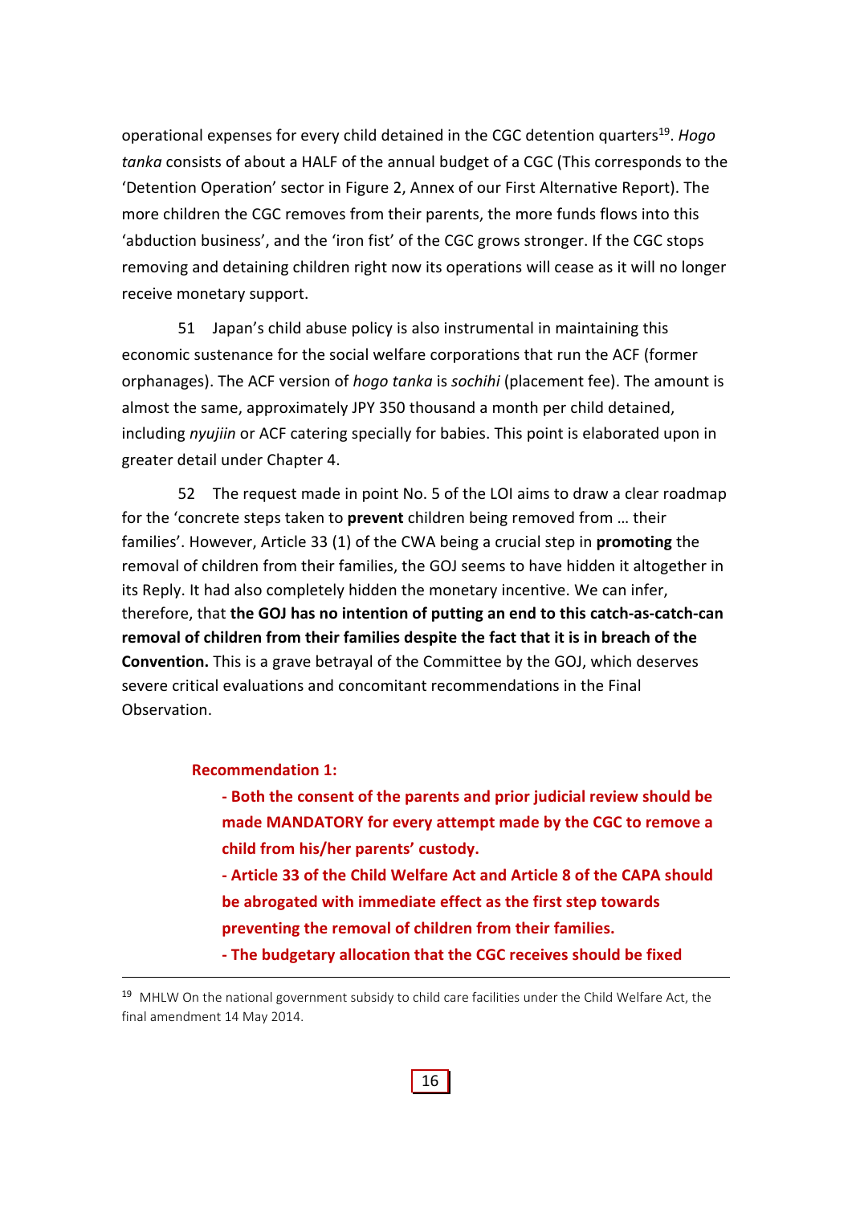operational expenses for every child detained in the CGC detention quarters[19]. *Hogo tanka* consists of about a HALF of the annual budget of a CGC (This corresponds to the 'Detention Operation' sector in Figure 2, Annex of our First Alternative Report). The more children the CGC removes from their parents, the more funds flows into this 'abduction business', and the 'iron fist' of the CGC grows stronger. If the CGC stops removing and detaining children right now its operations will cease as it will no longer receive monetary support.

51 Japan's child abuse policy is also instrumental in maintaining this economic sustenance for the social welfare corporations that run the ACF (former orphanages). The ACF version of *hogo tanka* is *sochihi* (placement fee). The amount is almost the same, approximately JPY 350 thousand a month per child detained, including *nyujiin* or ACF catering specially for babies. This point is elaborated upon in greater detail under Chapter 4.

52 The request made in point No. 5 of the LOI aims to draw a clear roadmap for the 'concrete steps taken to **prevent** children being removed from … their families'. However, Article 33 (1) of the CWA being a crucial step in **promoting** the removal of children from their families, the GOJ seems to have hidden it altogether in its Reply. It had also completely hidden the monetary incentive. We can infer, therefore, that **the GOJ has no intention of putting an end to this catch-as-catch-can removal of children from their families despite the fact that it is in breach of the Convention.** This is a grave betrayal of the Committee by the GOJ, which deserves severe critical evaluations and concomitant recommendations in the Final Observation.

**Recommendation 1:**

- **Both the consent of the parents and prior judicial review should be made MANDATORY for every attempt made by the CGC to remove a child from his/her parents' custody.**
- **Article 33 of the Child Welfare Act and Article 8 of the CAPA should be abrogated with immediate effect as the first step towards preventing the removal of children from their families.**
- **The budgetary allocation that the CGC receives should be fixed**

[19] MHLW On the national government subsidy to child care facilities under the Child Welfare Act, the final amendment 14 May 2014.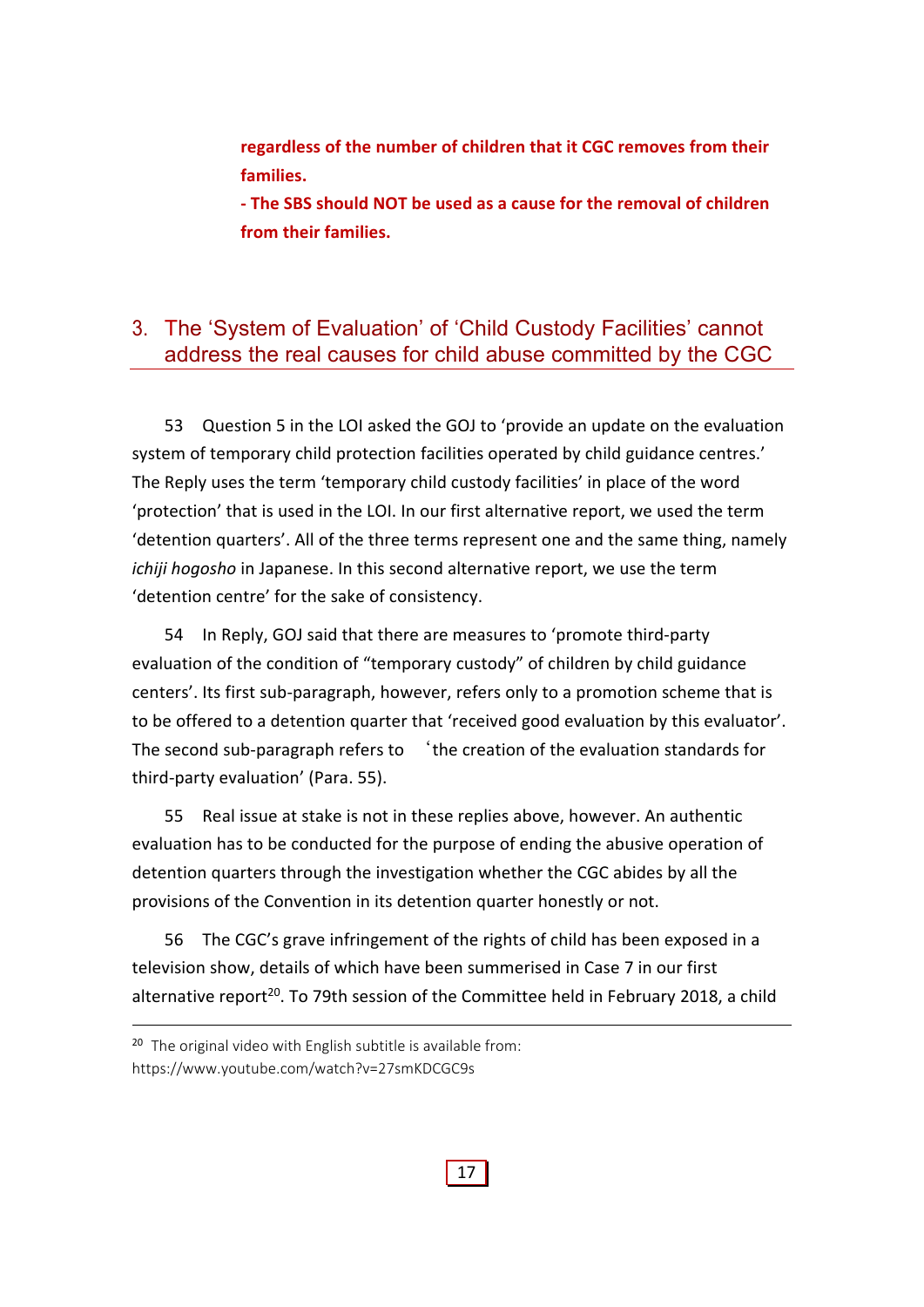**regardless of the number of children that it CGC removes from their families.**

**- The SBS should NOT be used as a cause for the removal of children from their families.**

## 3. The 'System of Evaluation' of 'Child Custody Facilities' cannot address the real causes for child abuse committed by the CGC

53 Question 5 in the LOI asked the GOJ to 'provide an update on the evaluation system of temporary child protection facilities operated by child guidance centres.' The Reply uses the term 'temporary child custody facilities' in place of the word 'protection' that is used in the LOI. In our first alternative report, we used the term 'detention quarters'. All of the three terms represent one and the same thing, namely *ichiji hogosho* in Japanese. In this second alternative report, we use the term 'detention centre' for the sake of consistency.

54 In Reply, GOJ said that there are measures to 'promote third-party evaluation of the condition of "temporary custody" of children by child guidance centers'. Its first sub-paragraph, however, refers only to a promotion scheme that is to be offered to a detention quarter that 'received good evaluation by this evaluator'. The second sub-paragraph refers to 'the creation of the evaluation standards for third-party evaluation' (Para. 55).

55 Real issue at stake is not in these replies above, however. An authentic evaluation has to be conducted for the purpose of ending the abusive operation of detention quarters through the investigation whether the CGC abides by all the provisions of the Convention in its detention quarter honestly or not.

56 The CGC's grave infringement of the rights of child has been exposed in a television show, details of which have been summerised in Case 7 in our first alternative report[20]. To 79th session of the Committee held in February 2018, a child

[20] The original video with English subtitle is available from: https://www.youtube.com/watch?v=27smKDCGC9s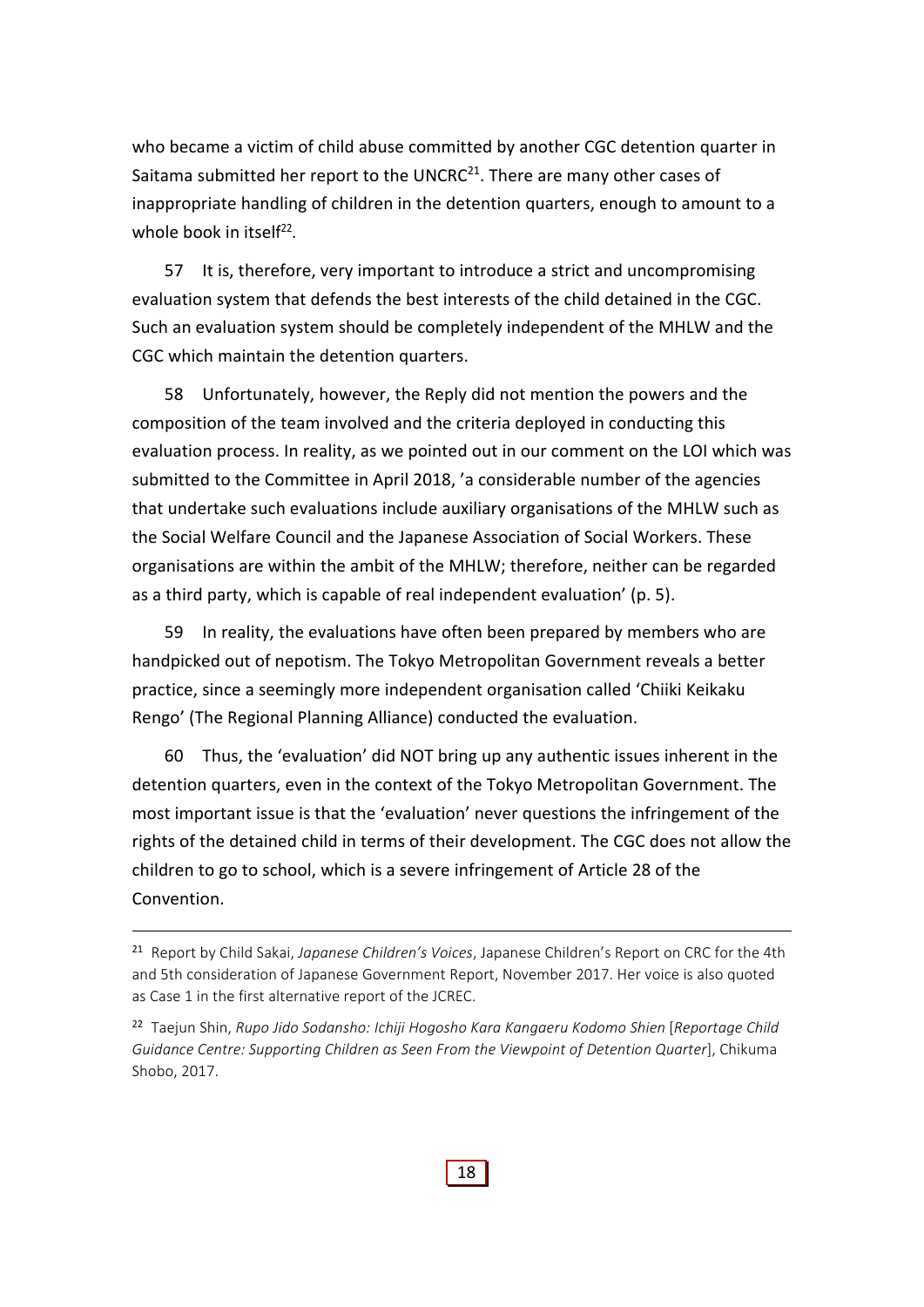who became a victim of child abuse committed by another CGC detention quarter in Saitama submitted her report to the UNCRC[21]. There are many other cases of inappropriate handling of children in the detention quarters, enough to amount to a whole book in itself[22].

57 It is, therefore, very important to introduce a strict and uncompromising evaluation system that defends the best interests of the child detained in the CGC. Such an evaluation system should be completely independent of the MHLW and the CGC which maintain the detention quarters.

58 Unfortunately, however, the Reply did not mention the powers and the composition of the team involved and the criteria deployed in conducting this evaluation process. In reality, as we pointed out in our comment on the LOI which was submitted to the Committee in April 2018, 'a considerable number of the agencies that undertake such evaluations include auxiliary organisations of the MHLW such as the Social Welfare Council and the Japanese Association of Social Workers. These organisations are within the ambit of the MHLW; therefore, neither can be regarded as a third party, which is capable of real independent evaluation' (p. 5).

59 In reality, the evaluations have often been prepared by members who are handpicked out of nepotism. The Tokyo Metropolitan Government reveals a better practice, since a seemingly more independent organisation called 'Chiiki Keikaku Rengo' (The Regional Planning Alliance) conducted the evaluation.

60 Thus, the 'evaluation' did NOT bring up any authentic issues inherent in the detention quarters, even in the context of the Tokyo Metropolitan Government. The most important issue is that the 'evaluation' never questions the infringement of the rights of the detained child in terms of their development. The CGC does not allow the children to go to school, which is a severe infringement of Article 28 of the Convention.

---

[21] Report by Child Sakai, *Japanese Children's Voices*, Japanese Children's Report on CRC for the 4th and 5th consideration of Japanese Government Report, November 2017. Her voice is also quoted as Case 1 in the first alternative report of the JCREC.

[22] Taejun Shin, *Rupo Jido Sodansho: Ichiji Hogosho Kara Kangaeru Kodomo Shien* [*Reportage Child Guidance Centre: Supporting Children as Seen From the Viewpoint of Detention Quarter*], Chikuma Shobo, 2017.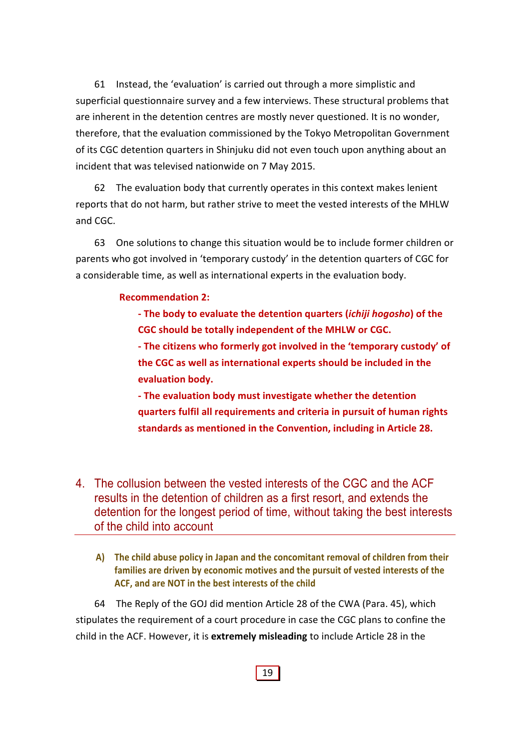61 Instead, the 'evaluation' is carried out through a more simplistic and superficial questionnaire survey and a few interviews. These structural problems that are inherent in the detention centres are mostly never questioned. It is no wonder, therefore, that the evaluation commissioned by the Tokyo Metropolitan Government of its CGC detention quarters in Shinjuku did not even touch upon anything about an incident that was televised nationwide on 7 May 2015.

62 The evaluation body that currently operates in this context makes lenient reports that do not harm, but rather strive to meet the vested interests of the MHLW and CGC.

63 One solutions to change this situation would be to include former children or parents who got involved in 'temporary custody' in the detention quarters of CGC for a considerable time, as well as international experts in the evaluation body.

**Recommendation 2:**

- **The body to evaluate the detention quarters (*ichiji hogosho*) of the CGC should be totally independent of the MHLW or CGC.**
- **The citizens who formerly got involved in the 'temporary custody' of the CGC as well as international experts should be included in the evaluation body.**
- **The evaluation body must investigate whether the detention quarters fulfil all requirements and criteria in pursuit of human rights standards as mentioned in the Convention, including in Article 28.**

## 4. The collusion between the vested interests of the CGC and the ACF results in the detention of children as a first resort, and extends the detention for the longest period of time, without taking the best interests of the child into account

### A) The child abuse policy in Japan and the concomitant removal of children from their families are driven by economic motives and the pursuit of vested interests of the ACF, and are NOT in the best interests of the child

64 The Reply of the GOJ did mention Article 28 of the CWA (Para. 45), which stipulates the requirement of a court procedure in case the CGC plans to confine the child in the ACF. However, it is **extremely misleading** to include Article 28 in the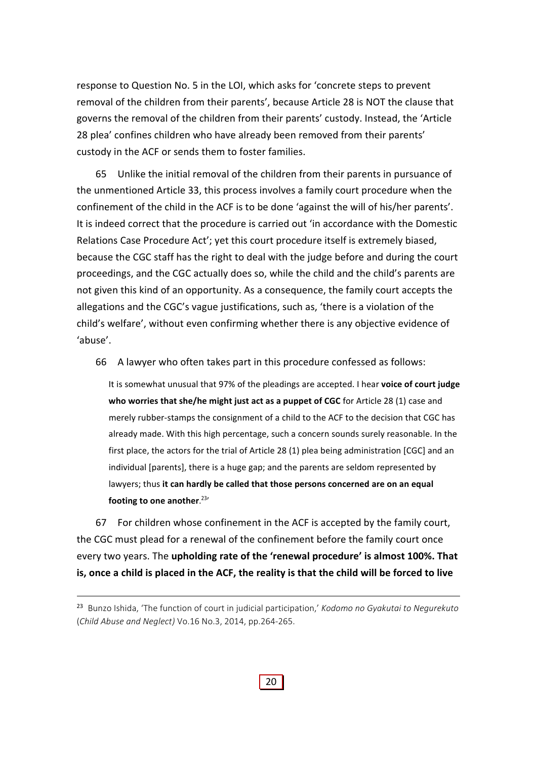response to Question No. 5 in the LOI, which asks for 'concrete steps to prevent removal of the children from their parents', because Article 28 is NOT the clause that governs the removal of the children from their parents' custody. Instead, the 'Article 28 plea' confines children who have already been removed from their parents' custody in the ACF or sends them to foster families.

65 Unlike the initial removal of the children from their parents in pursuance of the unmentioned Article 33, this process involves a family court procedure when the confinement of the child in the ACF is to be done 'against the will of his/her parents'. It is indeed correct that the procedure is carried out 'in accordance with the Domestic Relations Case Procedure Act'; yet this court procedure itself is extremely biased, because the CGC staff has the right to deal with the judge before and during the court proceedings, and the CGC actually does so, while the child and the child's parents are not given this kind of an opportunity. As a consequence, the family court accepts the allegations and the CGC's vague justifications, such as, 'there is a violation of the child's welfare', without even confirming whether there is any objective evidence of 'abuse'.

66 A lawyer who often takes part in this procedure confessed as follows:

> It is somewhat unusual that 97% of the pleadings are accepted. I hear **voice of court judge who worries that she/he might just act as a puppet of CGC** for Article 28 (1) case and merely rubber-stamps the consignment of a child to the ACF to the decision that CGC has already made. With this high percentage, such a concern sounds surely reasonable. In the first place, the actors for the trial of Article 28 (1) plea being administration [CGC] and an individual [parents], there is a huge gap; and the parents are seldom represented by lawyers; thus **it can hardly be called that those persons concerned are on an equal footing to one another**.[23]'

67 For children whose confinement in the ACF is accepted by the family court, the CGC must plead for a renewal of the confinement before the family court once every two years. The **upholding rate of the 'renewal procedure' is almost 100%. That is, once a child is placed in the ACF, the reality is that the child will be forced to live**

[23] Bunzo Ishida, 'The function of court in judicial participation,' *Kodomo no Gyakutai to Negurekuto* (*Child Abuse and Neglect*) Vo.16 No.3, 2014, pp.264-265.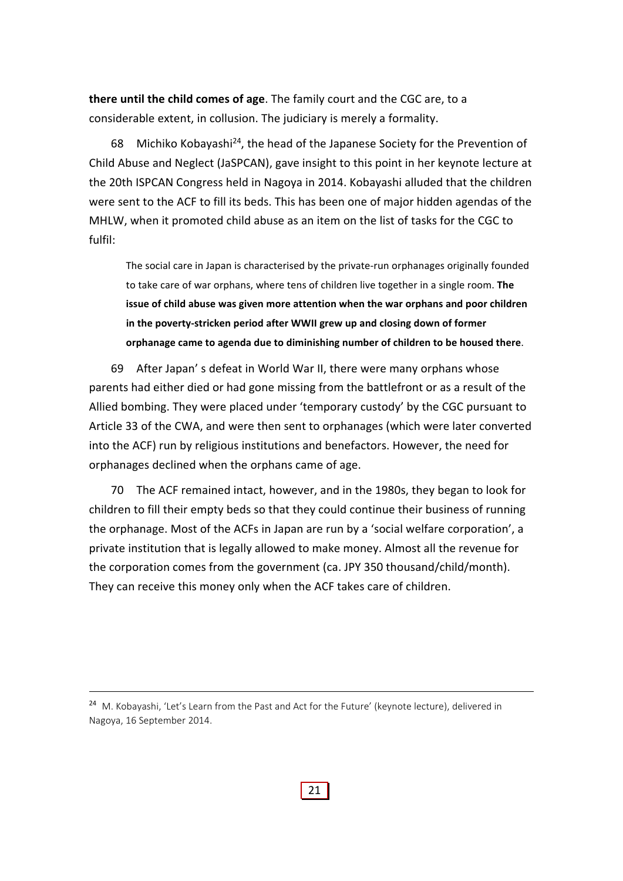**there until the child comes of age**. The family court and the CGC are, to a considerable extent, in collusion. The judiciary is merely a formality.

68 Michiko Kobayashi[24], the head of the Japanese Society for the Prevention of Child Abuse and Neglect (JaSPCAN), gave insight to this point in her keynote lecture at the 20th ISPCAN Congress held in Nagoya in 2014. Kobayashi alluded that the children were sent to the ACF to fill its beds. This has been one of major hidden agendas of the MHLW, when it promoted child abuse as an item on the list of tasks for the CGC to fulfil:

> The social care in Japan is characterised by the private-run orphanages originally founded to take care of war orphans, where tens of children live together in a single room. **The issue of child abuse was given more attention when the war orphans and poor children in the poverty-stricken period after WWII grew up and closing down of former orphanage came to agenda due to diminishing number of children to be housed there**.

69 After Japan' s defeat in World War II, there were many orphans whose parents had either died or had gone missing from the battlefront or as a result of the Allied bombing. They were placed under 'temporary custody' by the CGC pursuant to Article 33 of the CWA, and were then sent to orphanages (which were later converted into the ACF) run by religious institutions and benefactors. However, the need for orphanages declined when the orphans came of age.

70 The ACF remained intact, however, and in the 1980s, they began to look for children to fill their empty beds so that they could continue their business of running the orphanage. Most of the ACFs in Japan are run by a 'social welfare corporation', a private institution that is legally allowed to make money. Almost all the revenue for the corporation comes from the government (ca. JPY 350 thousand/child/month). They can receive this money only when the ACF takes care of children.

---

[24] M. Kobayashi, 'Let's Learn from the Past and Act for the Future' (keynote lecture), delivered in Nagoya, 16 September 2014.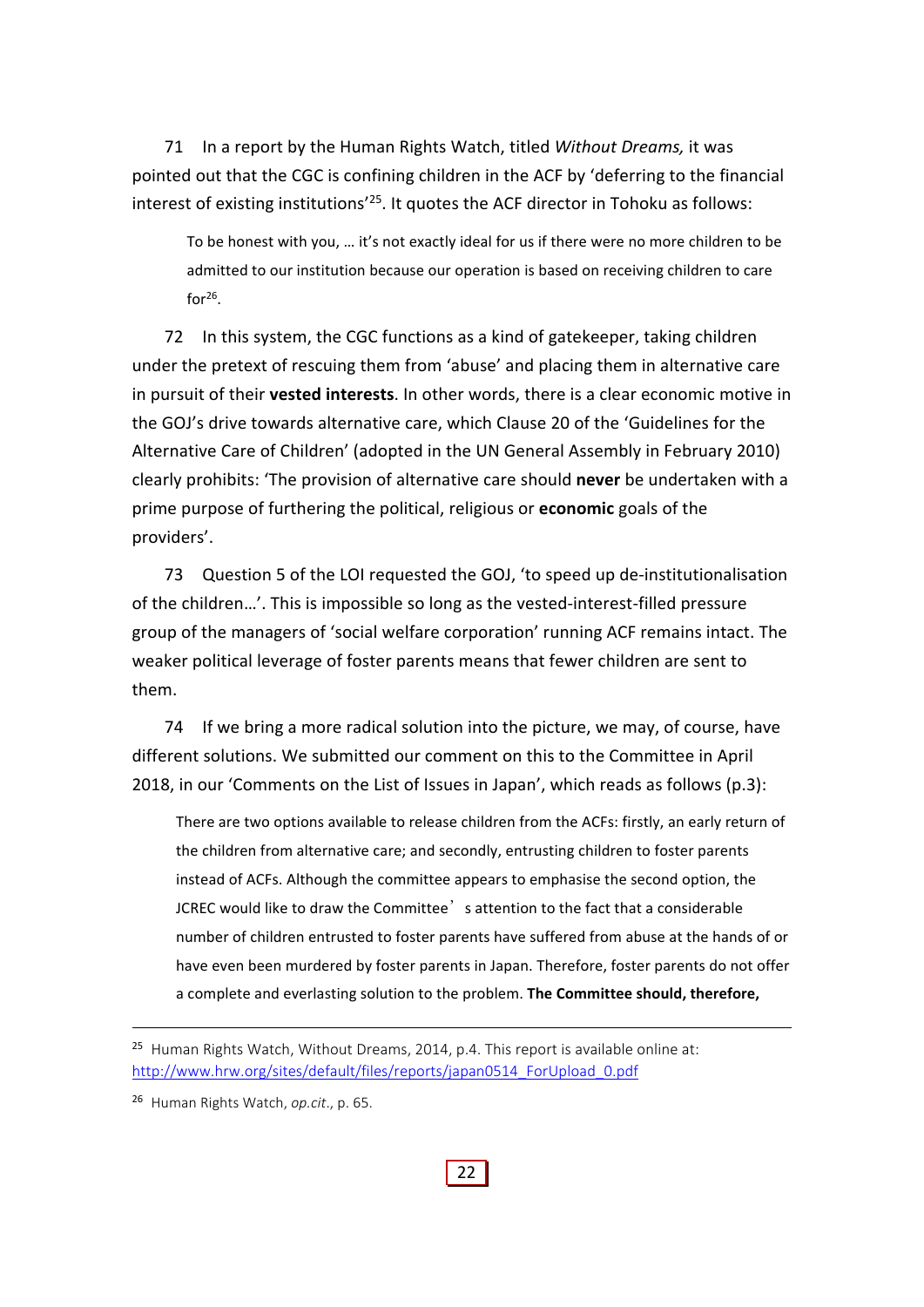71 In a report by the Human Rights Watch, titled *Without Dreams,* it was pointed out that the CGC is confining children in the ACF by 'deferring to the financial interest of existing institutions'[25]. It quotes the ACF director in Tohoku as follows:

> To be honest with you, … it's not exactly ideal for us if there were no more children to be admitted to our institution because our operation is based on receiving children to care for[26].

72 In this system, the CGC functions as a kind of gatekeeper, taking children under the pretext of rescuing them from 'abuse' and placing them in alternative care in pursuit of their **vested interests**. In other words, there is a clear economic motive in the GOJ's drive towards alternative care, which Clause 20 of the 'Guidelines for the Alternative Care of Children' (adopted in the UN General Assembly in February 2010) clearly prohibits: 'The provision of alternative care should **never** be undertaken with a prime purpose of furthering the political, religious or **economic** goals of the providers'.

73 Question 5 of the LOI requested the GOJ, 'to speed up de-institutionalisation of the children…'. This is impossible so long as the vested-interest-filled pressure group of the managers of 'social welfare corporation' running ACF remains intact. The weaker political leverage of foster parents means that fewer children are sent to them.

74 If we bring a more radical solution into the picture, we may, of course, have different solutions. We submitted our comment on this to the Committee in April 2018, in our 'Comments on the List of Issues in Japan', which reads as follows (p.3):

> There are two options available to release children from the ACFs: firstly, an early return of the children from alternative care; and secondly, entrusting children to foster parents instead of ACFs. Although the committee appears to emphasise the second option, the JCREC would like to draw the Committee's attention to the fact that a considerable number of children entrusted to foster parents have suffered from abuse at the hands of or have even been murdered by foster parents in Japan. Therefore, foster parents do not offer a complete and everlasting solution to the problem. **The Committee should, therefore,**

---

[25] Human Rights Watch, Without Dreams, 2014, p.4. This report is available online at: http://www.hrw.org/sites/default/files/reports/japan0514_ForUpload_0.pdf

[26] Human Rights Watch, *op.cit*., p. 65.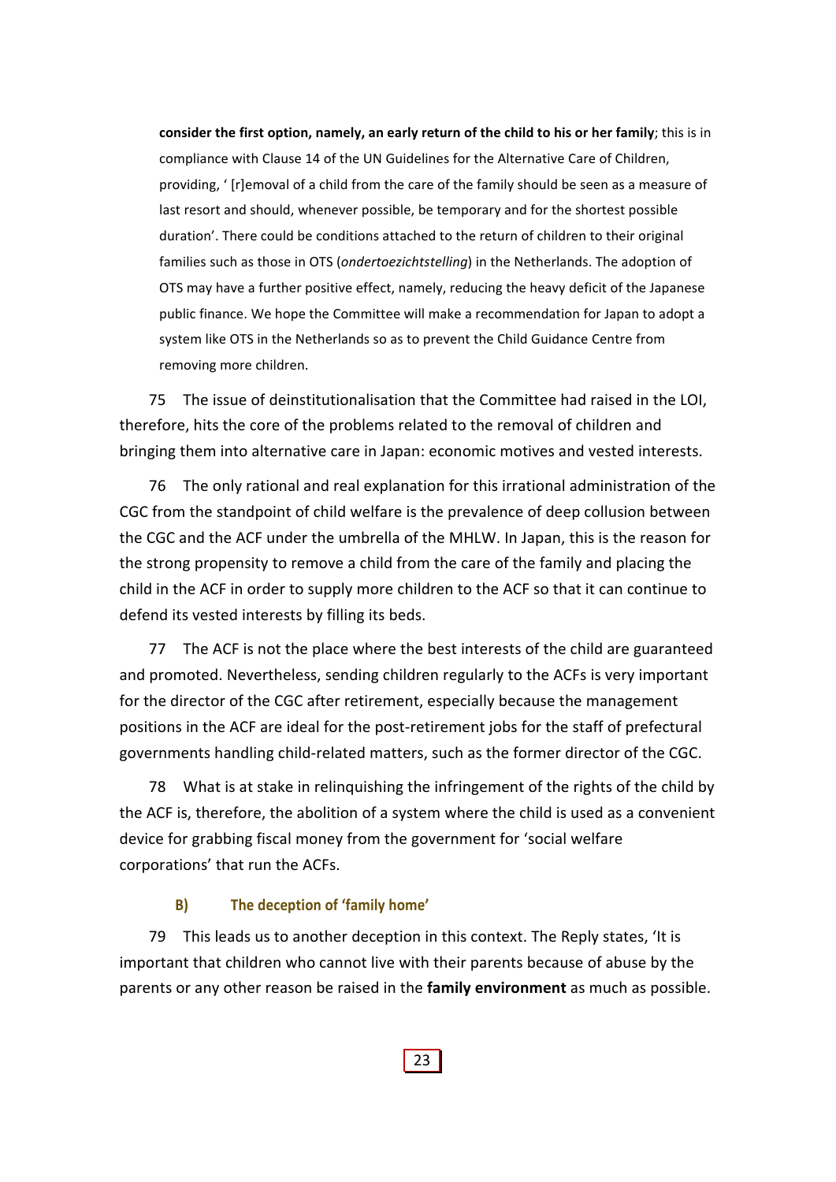**consider the first option, namely, an early return of the child to his or her family**; this is in compliance with Clause 14 of the UN Guidelines for the Alternative Care of Children, providing, ' [r]emoval of a child from the care of the family should be seen as a measure of last resort and should, whenever possible, be temporary and for the shortest possible duration'. There could be conditions attached to the return of children to their original families such as those in OTS (*ondertoezichtstelling*) in the Netherlands. The adoption of OTS may have a further positive effect, namely, reducing the heavy deficit of the Japanese public finance. We hope the Committee will make a recommendation for Japan to adopt a system like OTS in the Netherlands so as to prevent the Child Guidance Centre from removing more children.

75 The issue of deinstitutionalisation that the Committee had raised in the LOI, therefore, hits the core of the problems related to the removal of children and bringing them into alternative care in Japan: economic motives and vested interests.

76 The only rational and real explanation for this irrational administration of the CGC from the standpoint of child welfare is the prevalence of deep collusion between the CGC and the ACF under the umbrella of the MHLW. In Japan, this is the reason for the strong propensity to remove a child from the care of the family and placing the child in the ACF in order to supply more children to the ACF so that it can continue to defend its vested interests by filling its beds.

77 The ACF is not the place where the best interests of the child are guaranteed and promoted. Nevertheless, sending children regularly to the ACFs is very important for the director of the CGC after retirement, especially because the management positions in the ACF are ideal for the post-retirement jobs for the staff of prefectural governments handling child-related matters, such as the former director of the CGC.

78 What is at stake in relinquishing the infringement of the rights of the child by the ACF is, therefore, the abolition of a system where the child is used as a convenient device for grabbing fiscal money from the government for 'social welfare corporations' that run the ACFs.

### B) The deception of 'family home'

79 This leads us to another deception in this context. The Reply states, 'It is important that children who cannot live with their parents because of abuse by the parents or any other reason be raised in the **family environment** as much as possible.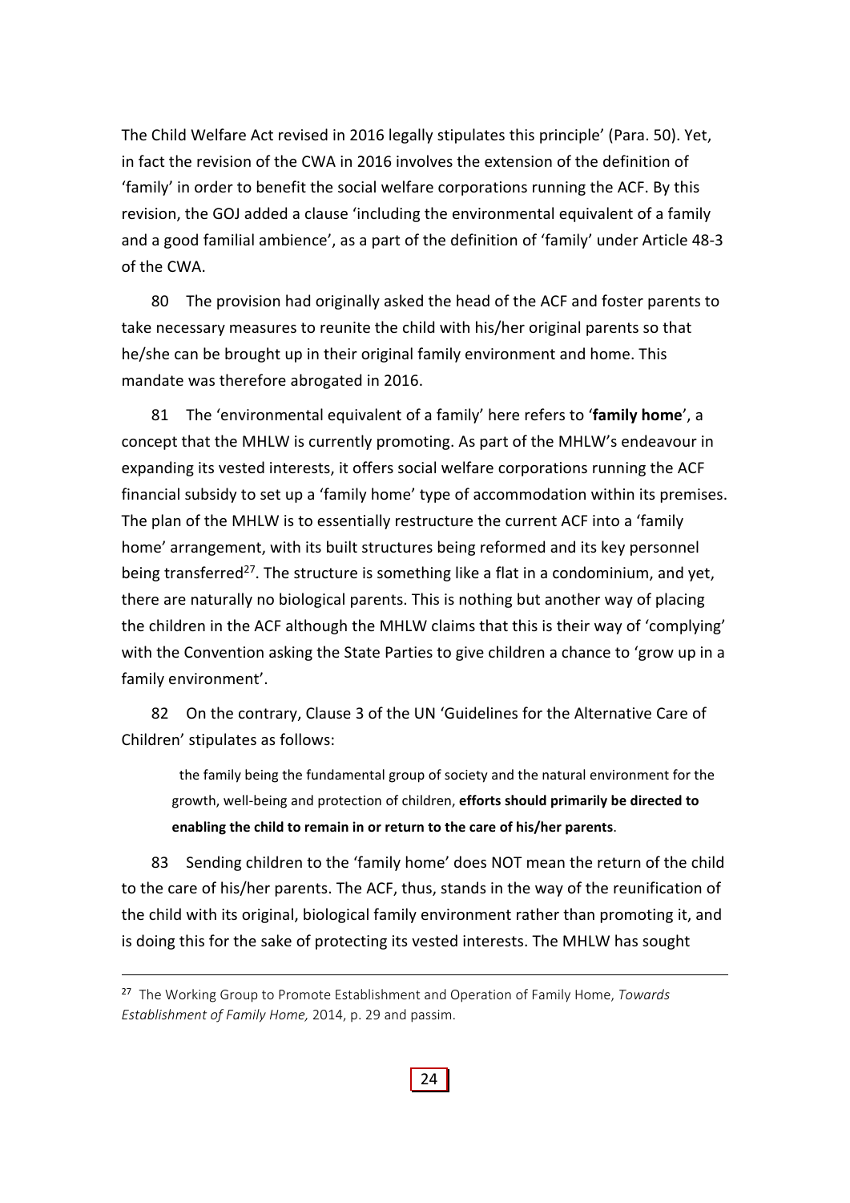The Child Welfare Act revised in 2016 legally stipulates this principle' (Para. 50). Yet, in fact the revision of the CWA in 2016 involves the extension of the definition of 'family' in order to benefit the social welfare corporations running the ACF. By this revision, the GOJ added a clause 'including the environmental equivalent of a family and a good familial ambience', as a part of the definition of 'family' under Article 48-3 of the CWA.

80 The provision had originally asked the head of the ACF and foster parents to take necessary measures to reunite the child with his/her original parents so that he/she can be brought up in their original family environment and home. This mandate was therefore abrogated in 2016.

81 The 'environmental equivalent of a family' here refers to '**family home**', a concept that the MHLW is currently promoting. As part of the MHLW's endeavour in expanding its vested interests, it offers social welfare corporations running the ACF financial subsidy to set up a 'family home' type of accommodation within its premises. The plan of the MHLW is to essentially restructure the current ACF into a 'family home' arrangement, with its built structures being reformed and its key personnel being transferred[27]. The structure is something like a flat in a condominium, and yet, there are naturally no biological parents. This is nothing but another way of placing the children in the ACF although the MHLW claims that this is their way of 'complying' with the Convention asking the State Parties to give children a chance to 'grow up in a family environment'.

82 On the contrary, Clause 3 of the UN 'Guidelines for the Alternative Care of Children' stipulates as follows:

> the family being the fundamental group of society and the natural environment for the growth, well-being and protection of children, **efforts should primarily be directed to enabling the child to remain in or return to the care of his/her parents**.

83 Sending children to the 'family home' does NOT mean the return of the child to the care of his/her parents. The ACF, thus, stands in the way of the reunification of the child with its original, biological family environment rather than promoting it, and is doing this for the sake of protecting its vested interests. The MHLW has sought

---

[27] The Working Group to Promote Establishment and Operation of Family Home, *Towards Establishment of Family Home,* 2014, p. 29 and passim.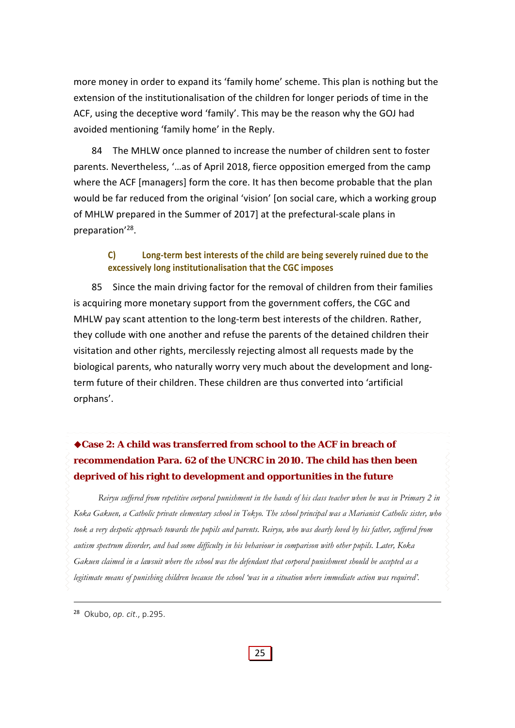more money in order to expand its 'family home' scheme. This plan is nothing but the extension of the institutionalisation of the children for longer periods of time in the ACF, using the deceptive word 'family'. This may be the reason why the GOJ had avoided mentioning 'family home' in the Reply.

84 The MHLW once planned to increase the number of children sent to foster parents. Nevertheless, '…as of April 2018, fierce opposition emerged from the camp where the ACF [managers] form the core. It has then become probable that the plan would be far reduced from the original 'vision' [on social care, which a working group of MHLW prepared in the Summer of 2017] at the prefectural-scale plans in preparation'[28].

### C) Long-term best interests of the child are being severely ruined due to the excessively long institutionalisation that the CGC imposes

85 Since the main driving factor for the removal of children from their families is acquiring more monetary support from the government coffers, the CGC and MHLW pay scant attention to the long-term best interests of the children. Rather, they collude with one another and refuse the parents of the detained children their visitation and other rights, mercilessly rejecting almost all requests made by the biological parents, who naturally worry very much about the development and long-term future of their children. These children are thus converted into 'artificial orphans'.

**◆Case 2: A child was transferred from school to the ACF in breach of recommendation Para. 62 of the UNCRC in 2010. The child has then been deprived of his right to development and opportunities in the future**

*Reiryu suffered from repetitive corporal punishment in the hands of his class teacher when he was in Primary 2 in Koka Gakuen, a Catholic private elementary school in Tokyo. The school principal was a Marianist Catholic sister, who took a very despotic approach towards the pupils and parents. Reiryu, who was dearly loved by his father, suffered from autism spectrum disorder, and had some difficulty in his behaviour in comparison with other pupils. Later, Koka Gakuen claimed in a lawsuit where the school was the defendant that corporal punishment should be accepted as a legitimate means of punishing children because the school 'was in a situation where immediate action was required'.*

---

[28] Okubo, *op. cit*., p.295.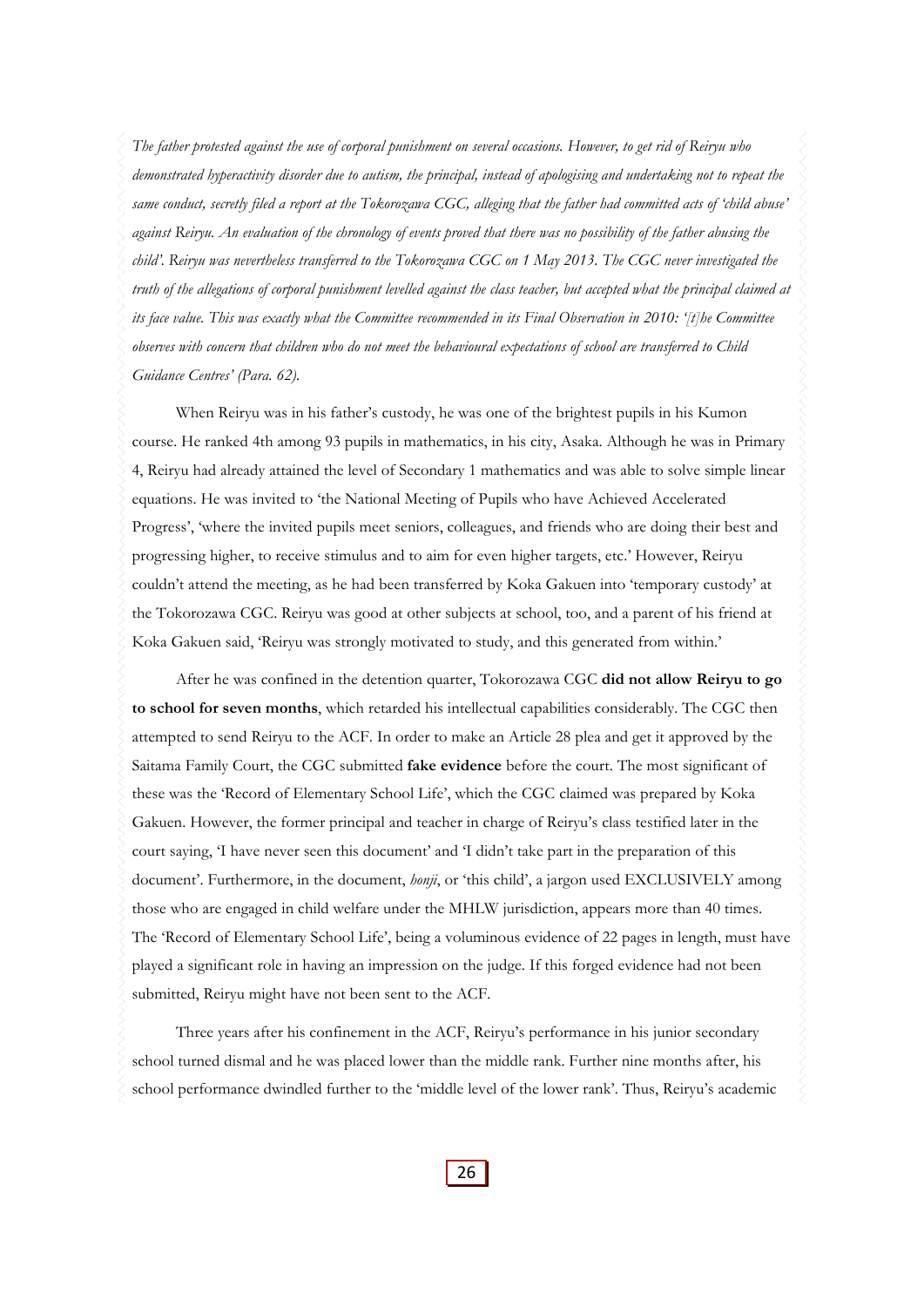*The father protested against the use of corporal punishment on several occasions. However, to get rid of Reiryu who demonstrated hyperactivity disorder due to autism, the principal, instead of apologising and undertaking not to repeat the same conduct, secretly filed a report at the Tokorozawa CGC, alleging that the father had committed acts of 'child abuse' against Reiryu. An evaluation of the chronology of events proved that there was no possibility of the father abusing the child'. Reiryu was nevertheless transferred to the Tokorozawa CGC on 1 May 2013. The CGC never investigated the truth of the allegations of corporal punishment levelled against the class teacher, but accepted what the principal claimed at its face value. This was exactly what the Committee recommended in its Final Observation in 2010: '[t]he Committee observes with concern that children who do not meet the behavioural expectations of school are transferred to Child Guidance Centres' (Para. 62).*

When Reiryu was in his father's custody, he was one of the brightest pupils in his Kumon course. He ranked 4th among 93 pupils in mathematics, in his city, Asaka. Although he was in Primary 4, Reiryu had already attained the level of Secondary 1 mathematics and was able to solve simple linear equations. He was invited to 'the National Meeting of Pupils who have Achieved Accelerated Progress', 'where the invited pupils meet seniors, colleagues, and friends who are doing their best and progressing higher, to receive stimulus and to aim for even higher targets, etc.' However, Reiryu couldn't attend the meeting, as he had been transferred by Koka Gakuen into 'temporary custody' at the Tokorozawa CGC. Reiryu was good at other subjects at school, too, and a parent of his friend at Koka Gakuen said, 'Reiryu was strongly motivated to study, and this generated from within.'

After he was confined in the detention quarter, Tokorozawa CGC **did not allow Reiryu to go to school for seven months**, which retarded his intellectual capabilities considerably. The CGC then attempted to send Reiryu to the ACF. In order to make an Article 28 plea and get it approved by the Saitama Family Court, the CGC submitted **fake evidence** before the court. The most significant of these was the 'Record of Elementary School Life', which the CGC claimed was prepared by Koka Gakuen. However, the former principal and teacher in charge of Reiryu's class testified later in the court saying, 'I have never seen this document' and 'I didn't take part in the preparation of this document'. Furthermore, in the document, *honji*, or 'this child', a jargon used EXCLUSIVELY among those who are engaged in child welfare under the MHLW jurisdiction, appears more than 40 times. The 'Record of Elementary School Life', being a voluminous evidence of 22 pages in length, must have played a significant role in having an impression on the judge. If this forged evidence had not been submitted, Reiryu might have not been sent to the ACF.

Three years after his confinement in the ACF, Reiryu's performance in his junior secondary school turned dismal and he was placed lower than the middle rank. Further nine months after, his school performance dwindled further to the 'middle level of the lower rank'. Thus, Reiryu's academic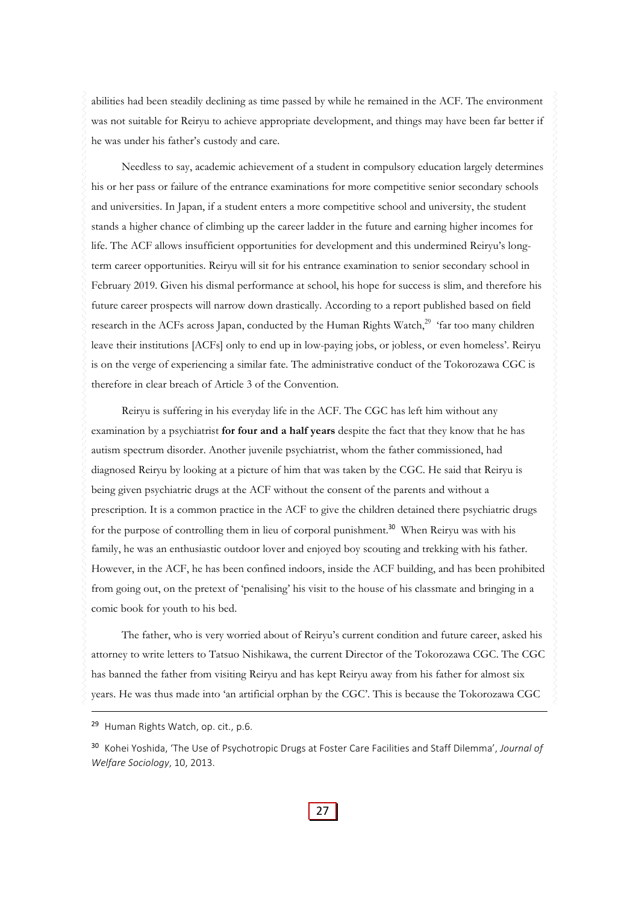abilities had been steadily declining as time passed by while he remained in the ACF. The environment was not suitable for Reiryu to achieve appropriate development, and things may have been far better if he was under his father's custody and care.

Needless to say, academic achievement of a student in compulsory education largely determines his or her pass or failure of the entrance examinations for more competitive senior secondary schools and universities. In Japan, if a student enters a more competitive school and university, the student stands a higher chance of climbing up the career ladder in the future and earning higher incomes for life. The ACF allows insufficient opportunities for development and this undermined Reiryu's long-term career opportunities. Reiryu will sit for his entrance examination to senior secondary school in February 2019. Given his dismal performance at school, his hope for success is slim, and therefore his future career prospects will narrow down drastically. According to a report published based on field research in the ACFs across Japan, conducted by the Human Rights Watch,[29] 'far too many children leave their institutions [ACFs] only to end up in low-paying jobs, or jobless, or even homeless'. Reiryu is on the verge of experiencing a similar fate. The administrative conduct of the Tokorozawa CGC is therefore in clear breach of Article 3 of the Convention.

Reiryu is suffering in his everyday life in the ACF. The CGC has left him without any examination by a psychiatrist **for four and a half years** despite the fact that they know that he has autism spectrum disorder. Another juvenile psychiatrist, whom the father commissioned, had diagnosed Reiryu by looking at a picture of him that was taken by the CGC. He said that Reiryu is being given psychiatric drugs at the ACF without the consent of the parents and without a prescription. It is a common practice in the ACF to give the children detained there psychiatric drugs for the purpose of controlling them in lieu of corporal punishment.[30] When Reiryu was with his family, he was an enthusiastic outdoor lover and enjoyed boy scouting and trekking with his father. However, in the ACF, he has been confined indoors, inside the ACF building, and has been prohibited from going out, on the pretext of 'penalising' his visit to the house of his classmate and bringing in a comic book for youth to his bed.

The father, who is very worried about of Reiryu's current condition and future career, asked his attorney to write letters to Tatsuo Nishikawa, the current Director of the Tokorozawa CGC. The CGC has banned the father from visiting Reiryu and has kept Reiryu away from his father for almost six years. He was thus made into 'an artificial orphan by the CGC'. This is because the Tokorozawa CGC

---

[29] Human Rights Watch, op. cit., p.6.

[30] Kohei Yoshida, 'The Use of Psychotropic Drugs at Foster Care Facilities and Staff Dilemma', *Journal of Welfare Sociology*, 10, 2013.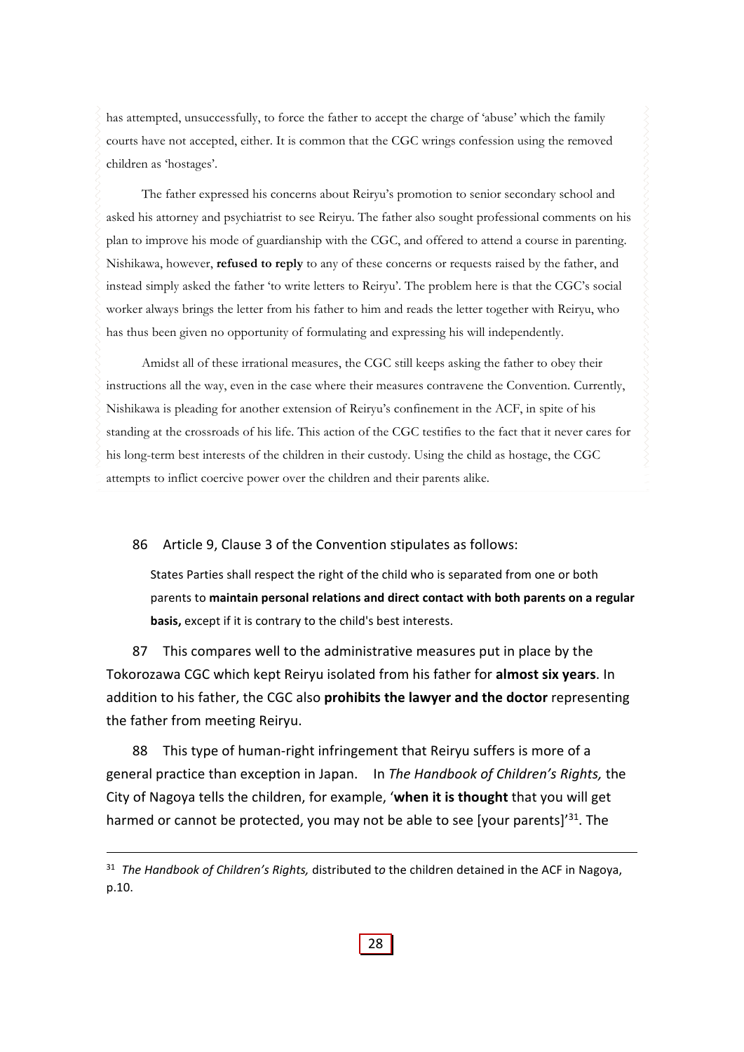has attempted, unsuccessfully, to force the father to accept the charge of 'abuse' which the family courts have not accepted, either. It is common that the CGC wrings confession using the removed children as 'hostages'.

The father expressed his concerns about Reiryu's promotion to senior secondary school and asked his attorney and psychiatrist to see Reiryu. The father also sought professional comments on his plan to improve his mode of guardianship with the CGC, and offered to attend a course in parenting. Nishikawa, however, **refused to reply** to any of these concerns or requests raised by the father, and instead simply asked the father 'to write letters to Reiryu'. The problem here is that the CGC's social worker always brings the letter from his father to him and reads the letter together with Reiryu, who has thus been given no opportunity of formulating and expressing his will independently.

Amidst all of these irrational measures, the CGC still keeps asking the father to obey their instructions all the way, even in the case where their measures contravene the Convention. Currently, Nishikawa is pleading for another extension of Reiryu's confinement in the ACF, in spite of his standing at the crossroads of his life. This action of the CGC testifies to the fact that it never cares for his long-term best interests of the children in their custody. Using the child as hostage, the CGC attempts to inflict coercive power over the children and their parents alike.

86 Article 9, Clause 3 of the Convention stipulates as follows:

> States Parties shall respect the right of the child who is separated from one or both parents to **maintain personal relations and direct contact with both parents on a regular basis,** except if it is contrary to the child's best interests.

87 This compares well to the administrative measures put in place by the Tokorozawa CGC which kept Reiryu isolated from his father for **almost six years**. In addition to his father, the CGC also **prohibits the lawyer and the doctor** representing the father from meeting Reiryu.

88 This type of human-right infringement that Reiryu suffers is more of a general practice than exception in Japan. In *The Handbook of Children's Rights,* the City of Nagoya tells the children, for example, '**when it is thought** that you will get harmed or cannot be protected, you may not be able to see [your parents]'[31]. The

[31] *The Handbook of Children's Rights,* distributed to the children detained in the ACF in Nagoya, p.10.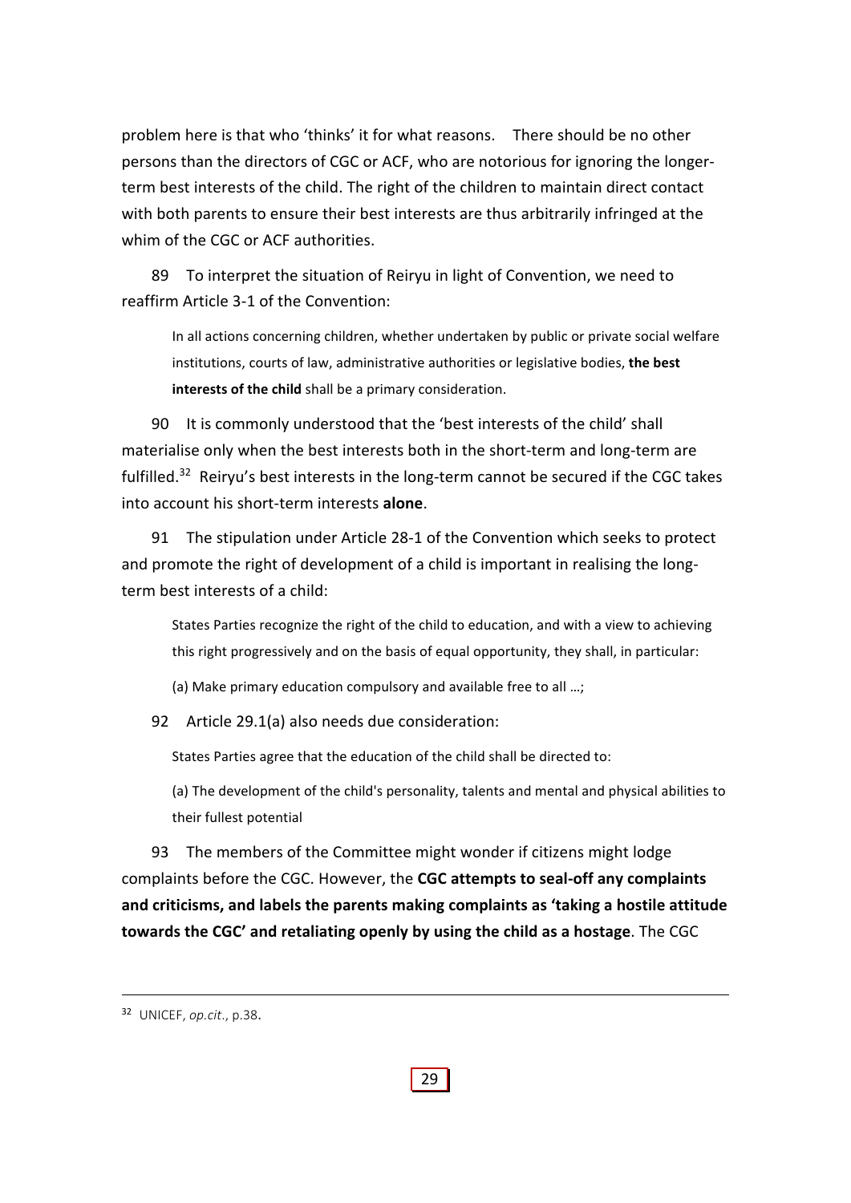problem here is that who 'thinks' it for what reasons. There should be no other persons than the directors of CGC or ACF, who are notorious for ignoring the longer-term best interests of the child. The right of the children to maintain direct contact with both parents to ensure their best interests are thus arbitrarily infringed at the whim of the CGC or ACF authorities.

89 To interpret the situation of Reiryu in light of Convention, we need to reaffirm Article 3-1 of the Convention:

> In all actions concerning children, whether undertaken by public or private social welfare institutions, courts of law, administrative authorities or legislative bodies, **the best interests of the child** shall be a primary consideration.

90 It is commonly understood that the 'best interests of the child' shall materialise only when the best interests both in the short-term and long-term are fulfilled.[32] Reiryu's best interests in the long-term cannot be secured if the CGC takes into account his short-term interests **alone**.

91 The stipulation under Article 28-1 of the Convention which seeks to protect and promote the right of development of a child is important in realising the long-term best interests of a child:

> States Parties recognize the right of the child to education, and with a view to achieving this right progressively and on the basis of equal opportunity, they shall, in particular:
>
> (a) Make primary education compulsory and available free to all …;

92 Article 29.1(a) also needs due consideration:

> States Parties agree that the education of the child shall be directed to:
>
> (a) The development of the child's personality, talents and mental and physical abilities to their fullest potential

93 The members of the Committee might wonder if citizens might lodge complaints before the CGC. However, the **CGC attempts to seal-off any complaints and criticisms, and labels the parents making complaints as 'taking a hostile attitude towards the CGC' and retaliating openly by using the child as a hostage**. The CGC

---

[32] UNICEF, *op.cit.*, p.38.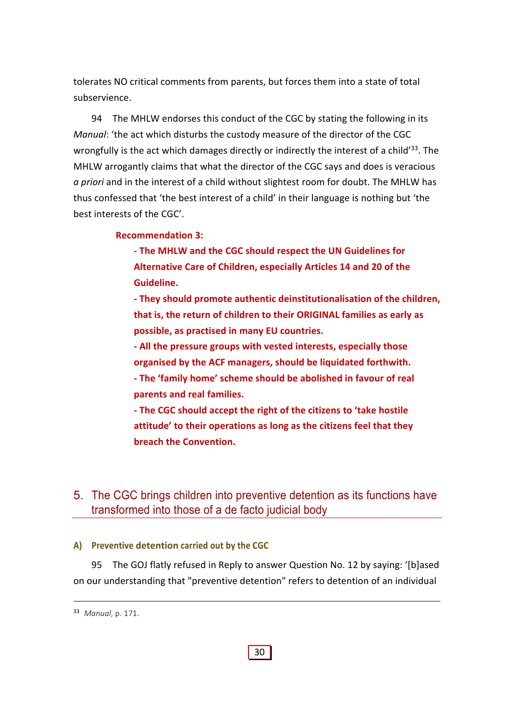tolerates NO critical comments from parents, but forces them into a state of total subservience.

94 The MHLW endorses this conduct of the CGC by stating the following in its *Manual*: 'the act which disturbs the custody measure of the director of the CGC wrongfully is the act which damages directly or indirectly the interest of a child'[33]. The MHLW arrogantly claims that what the director of the CGC says and does is veracious *a priori* and in the interest of a child without slightest room for doubt. The MHLW has thus confessed that 'the best interest of a child' in their language is nothing but 'the best interests of the CGC'.

**Recommendation 3:**

- **The MHLW and the CGC should respect the UN Guidelines for Alternative Care of Children, especially Articles 14 and 20 of the Guideline.**
- **They should promote authentic deinstitutionalisation of the children, that is, the return of children to their ORIGINAL families as early as possible, as practised in many EU countries.**
- **All the pressure groups with vested interests, especially those organised by the ACF managers, should be liquidated forthwith.**
- **The 'family home' scheme should be abolished in favour of real parents and real families.**
- **The CGC should accept the right of the citizens to 'take hostile attitude' to their operations as long as the citizens feel that they breach the Convention.**

## 5. The CGC brings children into preventive detention as its functions have transformed into those of a de facto judicial body

### A) Preventive detention carried out by the CGC

95 The GOJ flatly refused in Reply to answer Question No. 12 by saying: '[b]ased on our understanding that "preventive detention" refers to detention of an individual

---

[33] *Manual*, p. 171.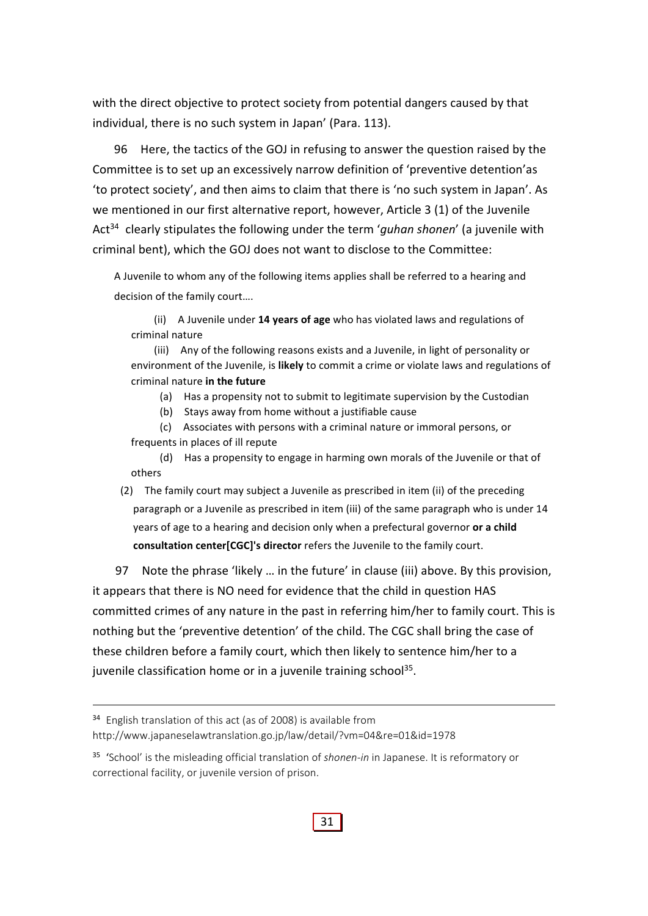with the direct objective to protect society from potential dangers caused by that individual, there is no such system in Japan' (Para. 113).

96 Here, the tactics of the GOJ in refusing to answer the question raised by the Committee is to set up an excessively narrow definition of 'preventive detention'as 'to protect society', and then aims to claim that there is 'no such system in Japan'. As we mentioned in our first alternative report, however, Article 3 (1) of the Juvenile Act[34] clearly stipulates the following under the term '*guhan shonen*' (a juvenile with criminal bent), which the GOJ does not want to disclose to the Committee:

> A Juvenile to whom any of the following items applies shall be referred to a hearing and decision of the family court….
>
> (ii) A Juvenile under **14 years of age** who has violated laws and regulations of criminal nature
>
> (iii) Any of the following reasons exists and a Juvenile, in light of personality or environment of the Juvenile, is **likely** to commit a crime or violate laws and regulations of criminal nature **in the future**
>
> (a) Has a propensity not to submit to legitimate supervision by the Custodian
>
> (b) Stays away from home without a justifiable cause
>
> (c) Associates with persons with a criminal nature or immoral persons, or frequents in places of ill repute
>
> (d) Has a propensity to engage in harming own morals of the Juvenile or that of others
>
> (2) The family court may subject a Juvenile as prescribed in item (ii) of the preceding paragraph or a Juvenile as prescribed in item (iii) of the same paragraph who is under 14 years of age to a hearing and decision only when a prefectural governor **or a child consultation center[CGC]'s director** refers the Juvenile to the family court.

97 Note the phrase 'likely … in the future' in clause (iii) above. By this provision, it appears that there is NO need for evidence that the child in question HAS committed crimes of any nature in the past in referring him/her to family court. This is nothing but the 'preventive detention' of the child. The CGC shall bring the case of these children before a family court, which then likely to sentence him/her to a juvenile classification home or in a juvenile training school[35].

---

[34] English translation of this act (as of 2008) is available from http://www.japaneselawtranslation.go.jp/law/detail/?vm=04&re=01&id=1978

[35] 'School' is the misleading official translation of *shonen-in* in Japanese. It is reformatory or correctional facility, or juvenile version of prison.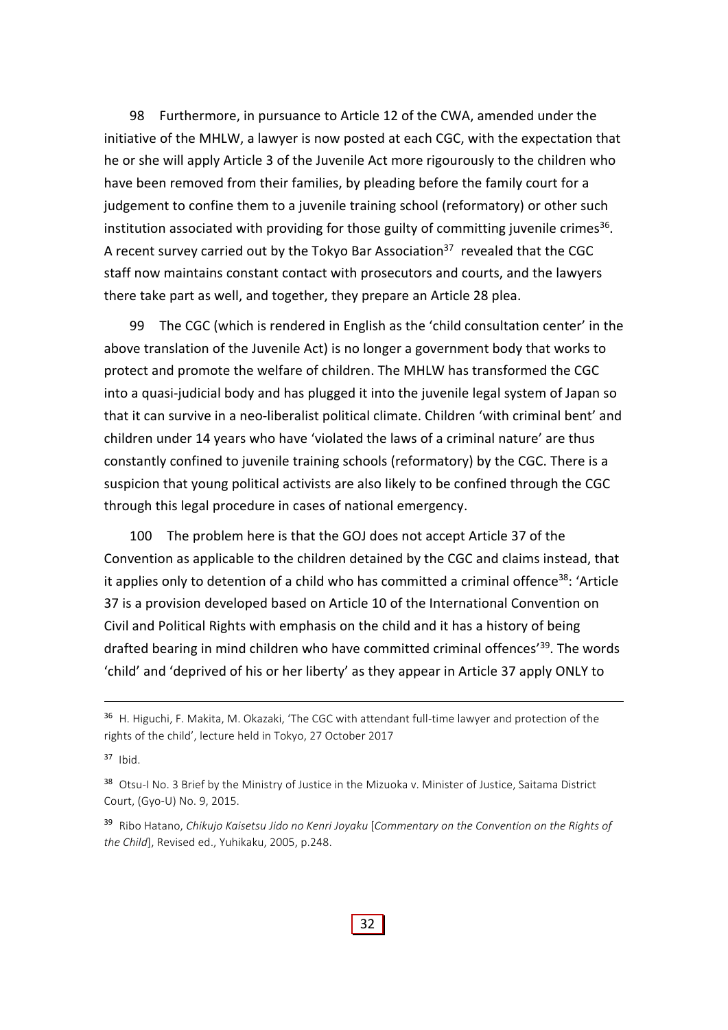98 Furthermore, in pursuance to Article 12 of the CWA, amended under the initiative of the MHLW, a lawyer is now posted at each CGC, with the expectation that he or she will apply Article 3 of the Juvenile Act more rigourously to the children who have been removed from their families, by pleading before the family court for a judgement to confine them to a juvenile training school (reformatory) or other such institution associated with providing for those guilty of committing juvenile crimes[36]. A recent survey carried out by the Tokyo Bar Association[37] revealed that the CGC staff now maintains constant contact with prosecutors and courts, and the lawyers there take part as well, and together, they prepare an Article 28 plea.

99 The CGC (which is rendered in English as the 'child consultation center' in the above translation of the Juvenile Act) is no longer a government body that works to protect and promote the welfare of children. The MHLW has transformed the CGC into a quasi-judicial body and has plugged it into the juvenile legal system of Japan so that it can survive in a neo-liberalist political climate. Children 'with criminal bent' and children under 14 years who have 'violated the laws of a criminal nature' are thus constantly confined to juvenile training schools (reformatory) by the CGC. There is a suspicion that young political activists are also likely to be confined through the CGC through this legal procedure in cases of national emergency.

100 The problem here is that the GOJ does not accept Article 37 of the Convention as applicable to the children detained by the CGC and claims instead, that it applies only to detention of a child who has committed a criminal offence[38]: 'Article 37 is a provision developed based on Article 10 of the International Convention on Civil and Political Rights with emphasis on the child and it has a history of being drafted bearing in mind children who have committed criminal offences'[39]. The words 'child' and 'deprived of his or her liberty' as they appear in Article 37 apply ONLY to

---

[36] H. Higuchi, F. Makita, M. Okazaki, 'The CGC with attendant full-time lawyer and protection of the rights of the child', lecture held in Tokyo, 27 October 2017

[37] Ibid.

[38] Otsu-I No. 3 Brief by the Ministry of Justice in the Mizuoka v. Minister of Justice, Saitama District Court, (Gyo-U) No. 9, 2015.

[39] Ribo Hatano, *Chikujo Kaisetsu Jido no Kenri Joyaku* [*Commentary on the Convention on the Rights of the Child*], Revised ed., Yuhikaku, 2005, p.248.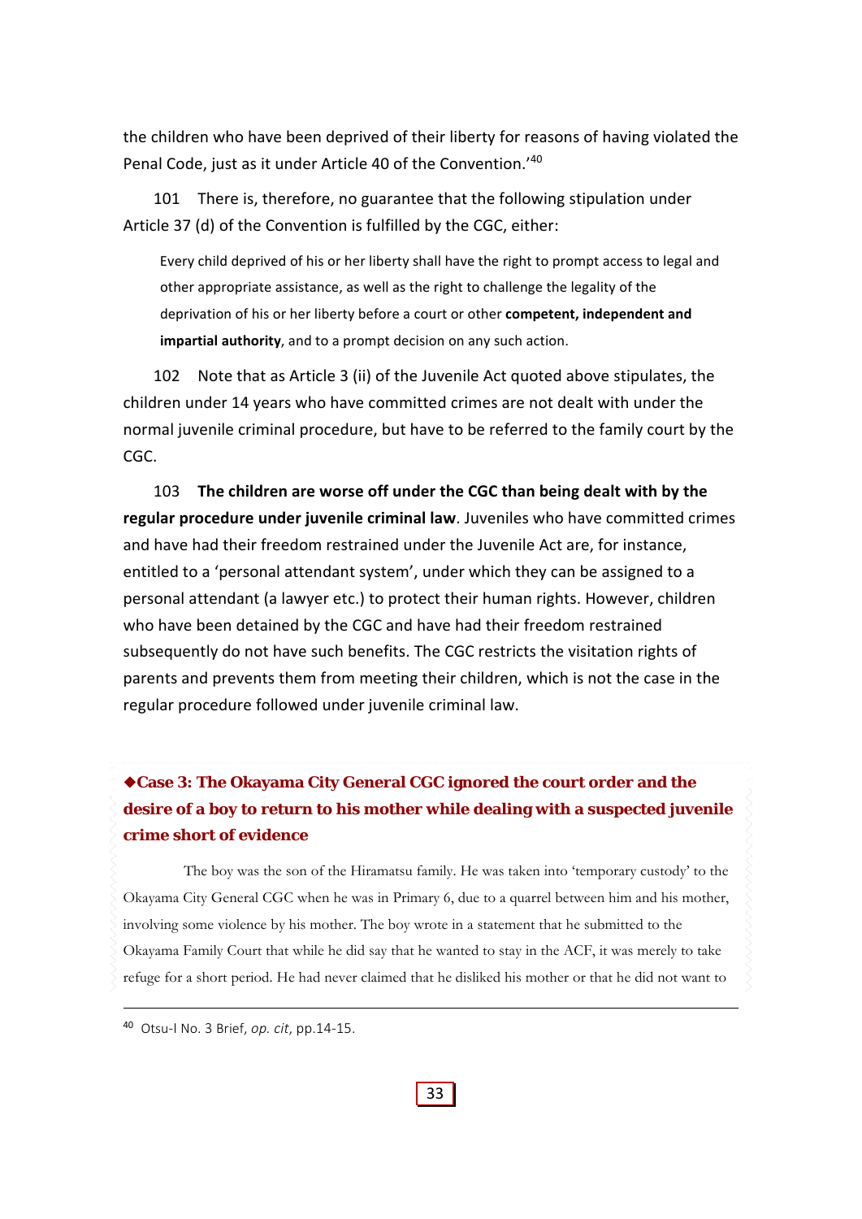the children who have been deprived of their liberty for reasons of having violated the Penal Code, just as it under Article 40 of the Convention.'[40]

101 There is, therefore, no guarantee that the following stipulation under Article 37 (d) of the Convention is fulfilled by the CGC, either:

> Every child deprived of his or her liberty shall have the right to prompt access to legal and other appropriate assistance, as well as the right to challenge the legality of the deprivation of his or her liberty before a court or other **competent, independent and impartial authority**, and to a prompt decision on any such action.

102 Note that as Article 3 (ii) of the Juvenile Act quoted above stipulates, the children under 14 years who have committed crimes are not dealt with under the normal juvenile criminal procedure, but have to be referred to the family court by the CGC.

103 **The children are worse off under the CGC than being dealt with by the regular procedure under juvenile criminal law**. Juveniles who have committed crimes and have had their freedom restrained under the Juvenile Act are, for instance, entitled to a 'personal attendant system', under which they can be assigned to a personal attendant (a lawyer etc.) to protect their human rights. However, children who have been detained by the CGC and have had their freedom restrained subsequently do not have such benefits. The CGC restricts the visitation rights of parents and prevents them from meeting their children, which is not the case in the regular procedure followed under juvenile criminal law.

### ◆Case 3: The Okayama City General CGC ignored the court order and the desire of a boy to return to his mother while dealing with a suspected juvenile crime short of evidence

The boy was the son of the Hiramatsu family. He was taken into 'temporary custody' to the Okayama City General CGC when he was in Primary 6, due to a quarrel between him and his mother, involving some violence by his mother. The boy wrote in a statement that he submitted to the Okayama Family Court that while he did say that he wanted to stay in the ACF, it was merely to take refuge for a short period. He had never claimed that he disliked his mother or that he did not want to

---

[40] Otsu-I No. 3 Brief, *op. cit*, pp.14-15.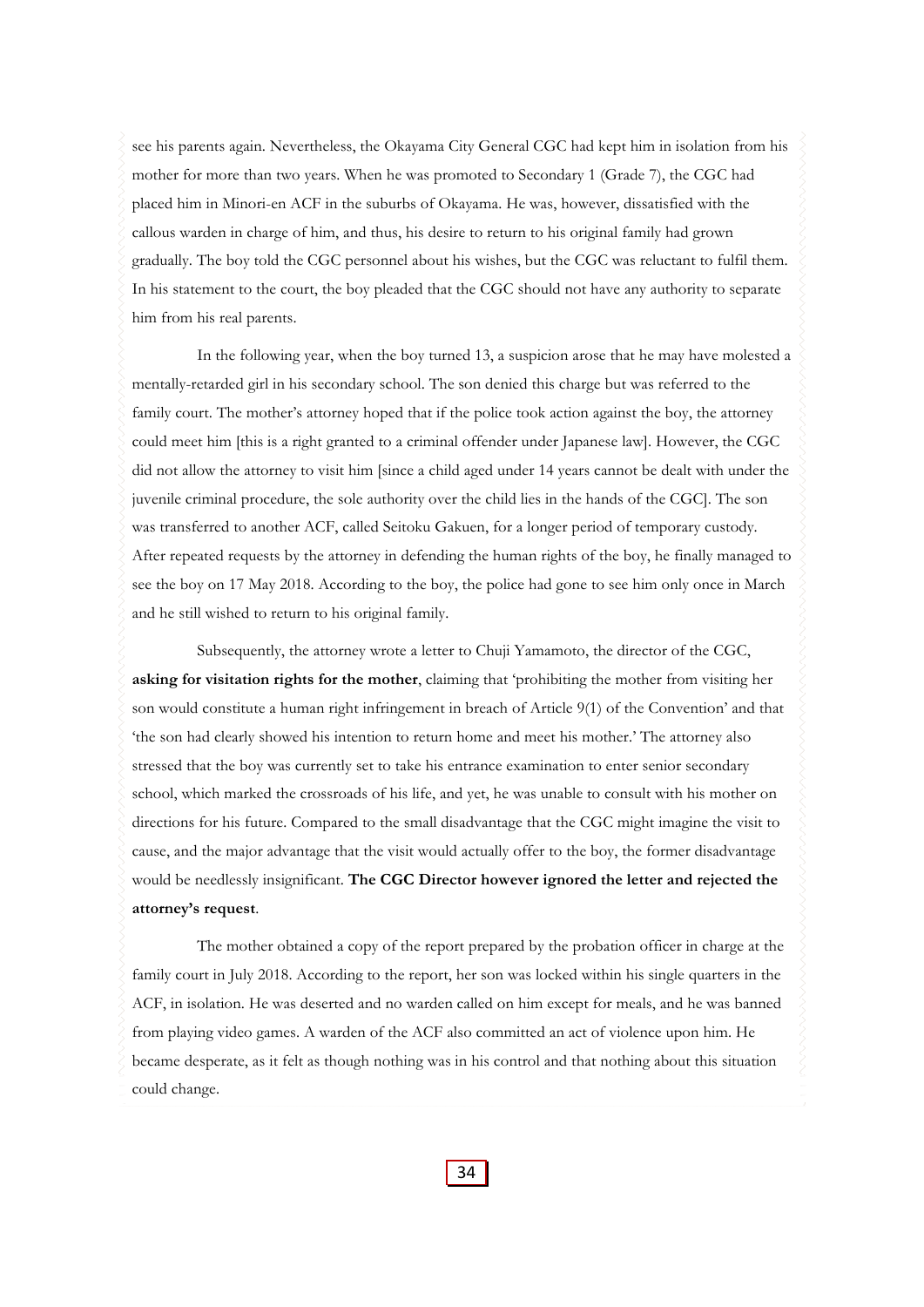see his parents again. Nevertheless, the Okayama City General CGC had kept him in isolation from his mother for more than two years. When he was promoted to Secondary 1 (Grade 7), the CGC had placed him in Minori-en ACF in the suburbs of Okayama. He was, however, dissatisfied with the callous warden in charge of him, and thus, his desire to return to his original family had grown gradually. The boy told the CGC personnel about his wishes, but the CGC was reluctant to fulfil them. In his statement to the court, the boy pleaded that the CGC should not have any authority to separate him from his real parents.

In the following year, when the boy turned 13, a suspicion arose that he may have molested a mentally-retarded girl in his secondary school. The son denied this charge but was referred to the family court. The mother's attorney hoped that if the police took action against the boy, the attorney could meet him [this is a right granted to a criminal offender under Japanese law]. However, the CGC did not allow the attorney to visit him [since a child aged under 14 years cannot be dealt with under the juvenile criminal procedure, the sole authority over the child lies in the hands of the CGC]. The son was transferred to another ACF, called Seitoku Gakuen, for a longer period of temporary custody. After repeated requests by the attorney in defending the human rights of the boy, he finally managed to see the boy on 17 May 2018. According to the boy, the police had gone to see him only once in March and he still wished to return to his original family.

Subsequently, the attorney wrote a letter to Chuji Yamamoto, the director of the CGC, **asking for visitation rights for the mother**, claiming that 'prohibiting the mother from visiting her son would constitute a human right infringement in breach of Article 9(1) of the Convention' and that 'the son had clearly showed his intention to return home and meet his mother.' The attorney also stressed that the boy was currently set to take his entrance examination to enter senior secondary school, which marked the crossroads of his life, and yet, he was unable to consult with his mother on directions for his future. Compared to the small disadvantage that the CGC might imagine the visit to cause, and the major advantage that the visit would actually offer to the boy, the former disadvantage would be needlessly insignificant. **The CGC Director however ignored the letter and rejected the attorney's request**.

The mother obtained a copy of the report prepared by the probation officer in charge at the family court in July 2018. According to the report, her son was locked within his single quarters in the ACF, in isolation. He was deserted and no warden called on him except for meals, and he was banned from playing video games. A warden of the ACF also committed an act of violence upon him. He became desperate, as it felt as though nothing was in his control and that nothing about this situation could change.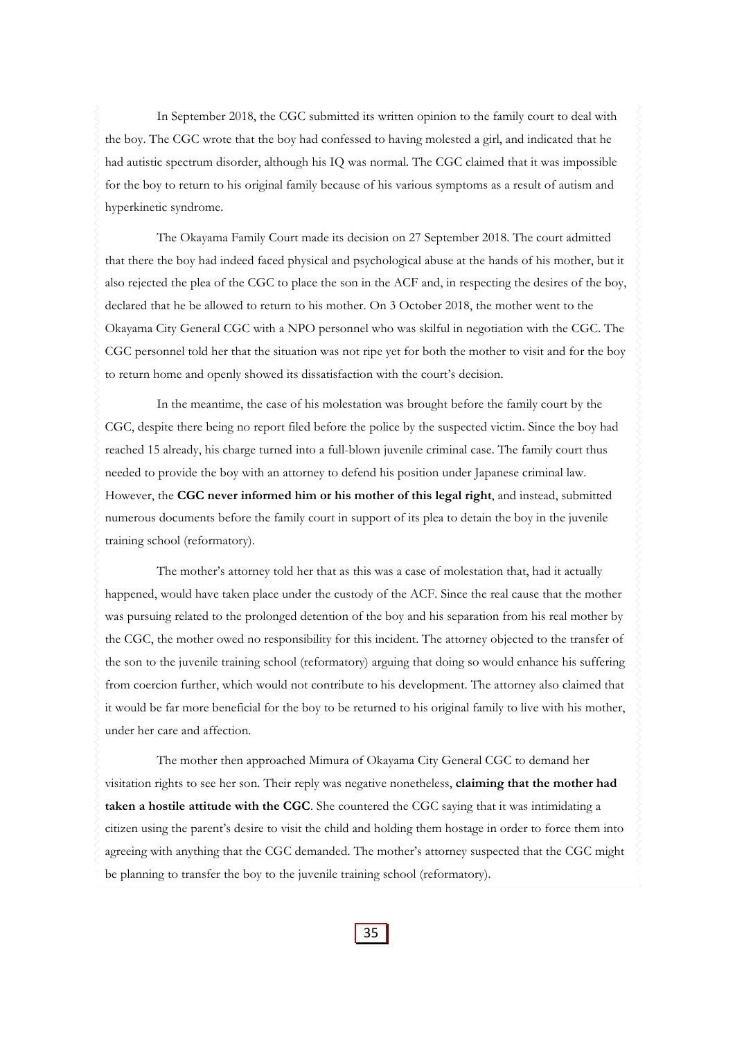In September 2018, the CGC submitted its written opinion to the family court to deal with the boy. The CGC wrote that the boy had confessed to having molested a girl, and indicated that he had autistic spectrum disorder, although his IQ was normal. The CGC claimed that it was impossible for the boy to return to his original family because of his various symptoms as a result of autism and hyperkinetic syndrome.

The Okayama Family Court made its decision on 27 September 2018. The court admitted that there the boy had indeed faced physical and psychological abuse at the hands of his mother, but it also rejected the plea of the CGC to place the son in the ACF and, in respecting the desires of the boy, declared that he be allowed to return to his mother. On 3 October 2018, the mother went to the Okayama City General CGC with a NPO personnel who was skilful in negotiation with the CGC. The CGC personnel told her that the situation was not ripe yet for both the mother to visit and for the boy to return home and openly showed its dissatisfaction with the court's decision.

In the meantime, the case of his molestation was brought before the family court by the CGC, despite there being no report filed before the police by the suspected victim. Since the boy had reached 15 already, his charge turned into a full-blown juvenile criminal case. The family court thus needed to provide the boy with an attorney to defend his position under Japanese criminal law. However, the **CGC never informed him or his mother of this legal right**, and instead, submitted numerous documents before the family court in support of its plea to detain the boy in the juvenile training school (reformatory).

The mother's attorney told her that as this was a case of molestation that, had it actually happened, would have taken place under the custody of the ACF. Since the real cause that the mother was pursuing related to the prolonged detention of the boy and his separation from his real mother by the CGC, the mother owed no responsibility for this incident. The attorney objected to the transfer of the son to the juvenile training school (reformatory) arguing that doing so would enhance his suffering from coercion further, which would not contribute to his development. The attorney also claimed that it would be far more beneficial for the boy to be returned to his original family to live with his mother, under her care and affection.

The mother then approached Mimura of Okayama City General CGC to demand her visitation rights to see her son. Their reply was negative nonetheless, **claiming that the mother had taken a hostile attitude with the CGC**. She countered the CGC saying that it was intimidating a citizen using the parent's desire to visit the child and holding them hostage in order to force them into agreeing with anything that the CGC demanded. The mother's attorney suspected that the CGC might be planning to transfer the boy to the juvenile training school (reformatory).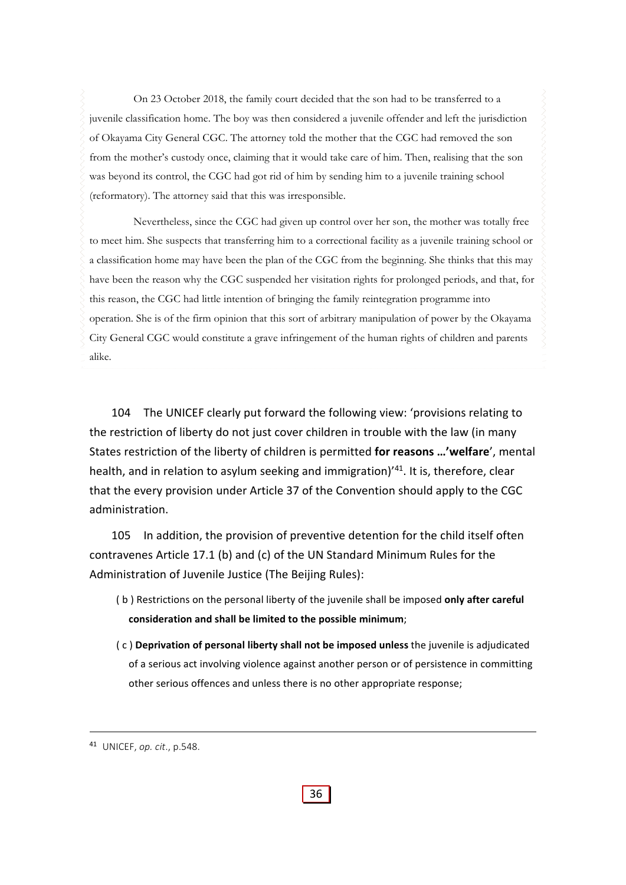On 23 October 2018, the family court decided that the son had to be transferred to a juvenile classification home. The boy was then considered a juvenile offender and left the jurisdiction of Okayama City General CGC. The attorney told the mother that the CGC had removed the son from the mother's custody once, claiming that it would take care of him. Then, realising that the son was beyond its control, the CGC had got rid of him by sending him to a juvenile training school (reformatory). The attorney said that this was irresponsible.

Nevertheless, since the CGC had given up control over her son, the mother was totally free to meet him. She suspects that transferring him to a correctional facility as a juvenile training school or a classification home may have been the plan of the CGC from the beginning. She thinks that this may have been the reason why the CGC suspended her visitation rights for prolonged periods, and that, for this reason, the CGC had little intention of bringing the family reintegration programme into operation. She is of the firm opinion that this sort of arbitrary manipulation of power by the Okayama City General CGC would constitute a grave infringement of the human rights of children and parents alike.

104 The UNICEF clearly put forward the following view: 'provisions relating to the restriction of liberty do not just cover children in trouble with the law (in many States restriction of the liberty of children is permitted **for reasons …'welfare**', mental health, and in relation to asylum seeking and immigration)'[41]. It is, therefore, clear that the every provision under Article 37 of the Convention should apply to the CGC administration.

105 In addition, the provision of preventive detention for the child itself often contravenes Article 17.1 (b) and (c) of the UN Standard Minimum Rules for the Administration of Juvenile Justice (The Beijing Rules):

( b ) Restrictions on the personal liberty of the juvenile shall be imposed **only after careful consideration and shall be limited to the possible minimum**;

( c ) **Deprivation of personal liberty shall not be imposed unless** the juvenile is adjudicated of a serious act involving violence against another person or of persistence in committing other serious offences and unless there is no other appropriate response;

---

[41] UNICEF, *op. cit.*, p.548.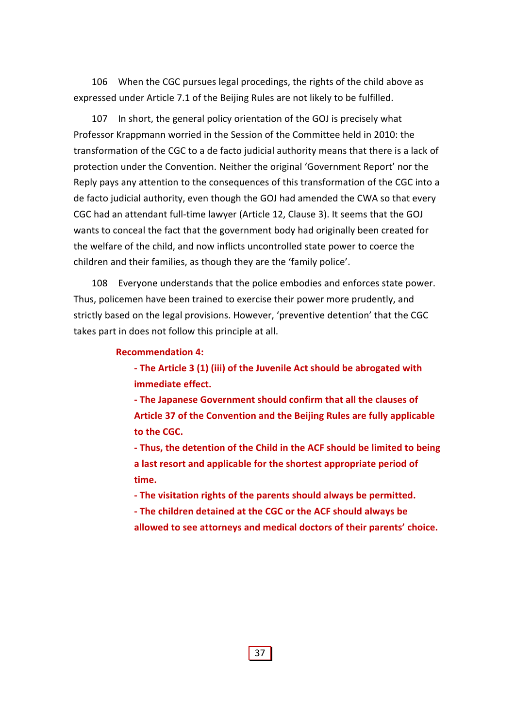106 When the CGC pursues legal procedings, the rights of the child above as expressed under Article 7.1 of the Beijing Rules are not likely to be fulfilled.

107 In short, the general policy orientation of the GOJ is precisely what Professor Krappmann worried in the Session of the Committee held in 2010: the transformation of the CGC to a de facto judicial authority means that there is a lack of protection under the Convention. Neither the original 'Government Report' nor the Reply pays any attention to the consequences of this transformation of the CGC into a de facto judicial authority, even though the GOJ had amended the CWA so that every CGC had an attendant full-time lawyer (Article 12, Clause 3). It seems that the GOJ wants to conceal the fact that the government body had originally been created for the welfare of the child, and now inflicts uncontrolled state power to coerce the children and their families, as though they are the 'family police'.

108 Everyone understands that the police embodies and enforces state power. Thus, policemen have been trained to exercise their power more prudently, and strictly based on the legal provisions. However, 'preventive detention' that the CGC takes part in does not follow this principle at all.

**Recommendation 4:**

- **The Article 3 (1) (iii) of the Juvenile Act should be abrogated with immediate effect.**
- **The Japanese Government should confirm that all the clauses of Article 37 of the Convention and the Beijing Rules are fully applicable to the CGC.**
- **Thus, the detention of the Child in the ACF should be limited to being a last resort and applicable for the shortest appropriate period of time.**
- **The visitation rights of the parents should always be permitted.**
- **The children detained at the CGC or the ACF should always be allowed to see attorneys and medical doctors of their parents' choice.**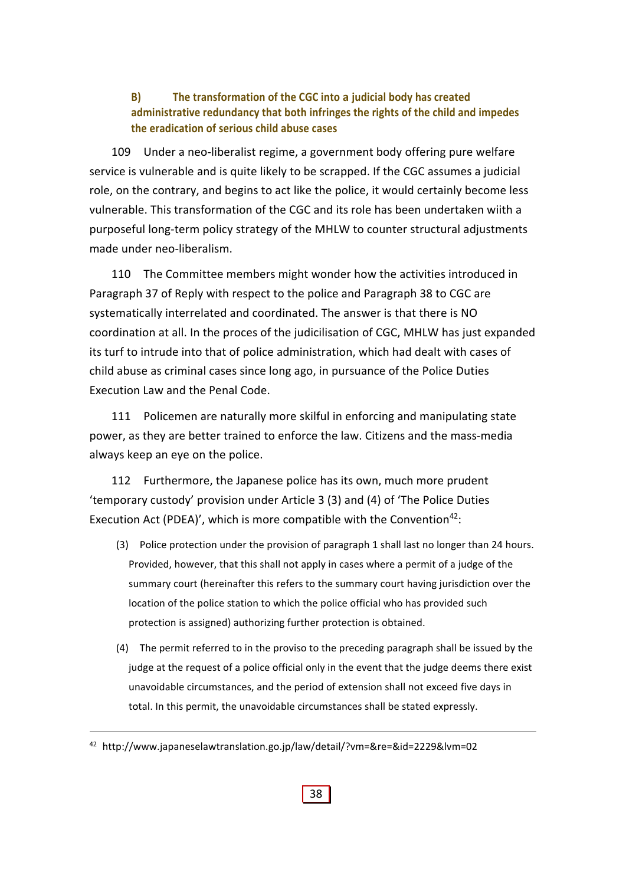### B) The transformation of the CGC into a judicial body has created administrative redundancy that both infringes the rights of the child and impedes the eradication of serious child abuse cases

109 Under a neo-liberalist regime, a government body offering pure welfare service is vulnerable and is quite likely to be scrapped. If the CGC assumes a judicial role, on the contrary, and begins to act like the police, it would certainly become less vulnerable. This transformation of the CGC and its role has been undertaken wiith a purposeful long-term policy strategy of the MHLW to counter structural adjustments made under neo-liberalism.

110 The Committee members might wonder how the activities introduced in Paragraph 37 of Reply with respect to the police and Paragraph 38 to CGC are systematically interrelated and coordinated. The answer is that there is NO coordination at all. In the proces of the judicilisation of CGC, MHLW has just expanded its turf to intrude into that of police administration, which had dealt with cases of child abuse as criminal cases since long ago, in pursuance of the Police Duties Execution Law and the Penal Code.

111 Policemen are naturally more skilful in enforcing and manipulating state power, as they are better trained to enforce the law. Citizens and the mass-media always keep an eye on the police.

112 Furthermore, the Japanese police has its own, much more prudent 'temporary custody' provision under Article 3 (3) and (4) of 'The Police Duties Execution Act (PDEA)', which is more compatible with the Convention[42]:

> (3) Police protection under the provision of paragraph 1 shall last no longer than 24 hours. Provided, however, that this shall not apply in cases where a permit of a judge of the summary court (hereinafter this refers to the summary court having jurisdiction over the location of the police station to which the police official who has provided such protection is assigned) authorizing further protection is obtained.
>
> (4) The permit referred to in the proviso to the preceding paragraph shall be issued by the judge at the request of a police official only in the event that the judge deems there exist unavoidable circumstances, and the period of extension shall not exceed five days in total. In this permit, the unavoidable circumstances shall be stated expressly.

---

[42] http://www.japaneselawtranslation.go.jp/law/detail/?vm=&re=&id=2229&lvm=02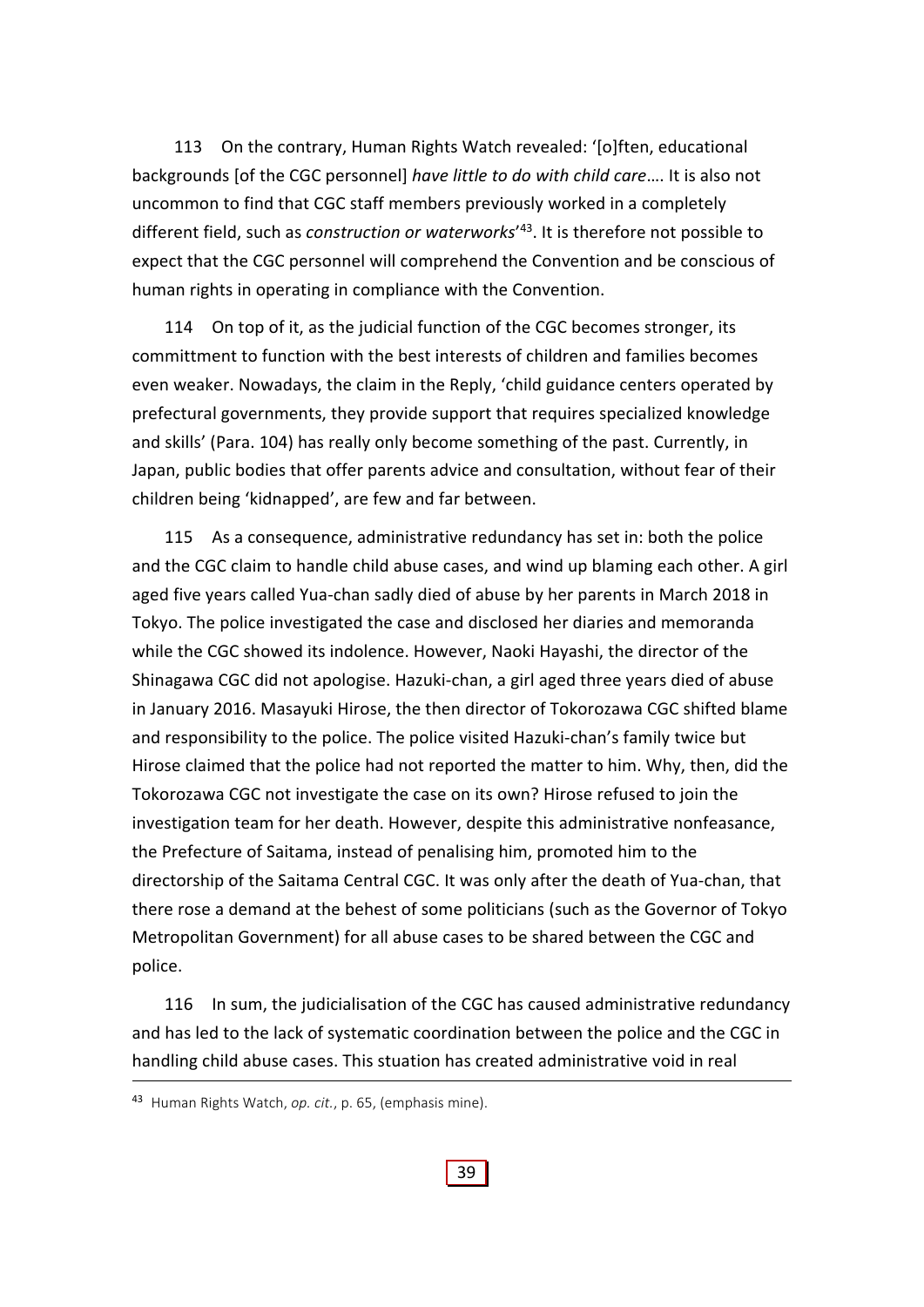113 On the contrary, Human Rights Watch revealed: '[o]ften, educational backgrounds [of the CGC personnel] *have little to do with child care*…. It is also not uncommon to find that CGC staff members previously worked in a completely different field, such as *construction or waterworks*'[43]. It is therefore not possible to expect that the CGC personnel will comprehend the Convention and be conscious of human rights in operating in compliance with the Convention.

114 On top of it, as the judicial function of the CGC becomes stronger, its committment to function with the best interests of children and families becomes even weaker. Nowadays, the claim in the Reply, 'child guidance centers operated by prefectural governments, they provide support that requires specialized knowledge and skills' (Para. 104) has really only become something of the past. Currently, in Japan, public bodies that offer parents advice and consultation, without fear of their children being 'kidnapped', are few and far between.

115 As a consequence, administrative redundancy has set in: both the police and the CGC claim to handle child abuse cases, and wind up blaming each other. A girl aged five years called Yua-chan sadly died of abuse by her parents in March 2018 in Tokyo. The police investigated the case and disclosed her diaries and memoranda while the CGC showed its indolence. However, Naoki Hayashi, the director of the Shinagawa CGC did not apologise. Hazuki-chan, a girl aged three years died of abuse in January 2016. Masayuki Hirose, the then director of Tokorozawa CGC shifted blame and responsibility to the police. The police visited Hazuki-chan's family twice but Hirose claimed that the police had not reported the matter to him. Why, then, did the Tokorozawa CGC not investigate the case on its own? Hirose refused to join the investigation team for her death. However, despite this administrative nonfeasance, the Prefecture of Saitama, instead of penalising him, promoted him to the directorship of the Saitama Central CGC. It was only after the death of Yua-chan, that there rose a demand at the behest of some politicians (such as the Governor of Tokyo Metropolitan Government) for all abuse cases to be shared between the CGC and police.

116 In sum, the judicialisation of the CGC has caused administrative redundancy and has led to the lack of systematic coordination between the police and the CGC in handling child abuse cases. This stuation has created administrative void in real

---

[43] Human Rights Watch, *op. cit.*, p. 65, (emphasis mine).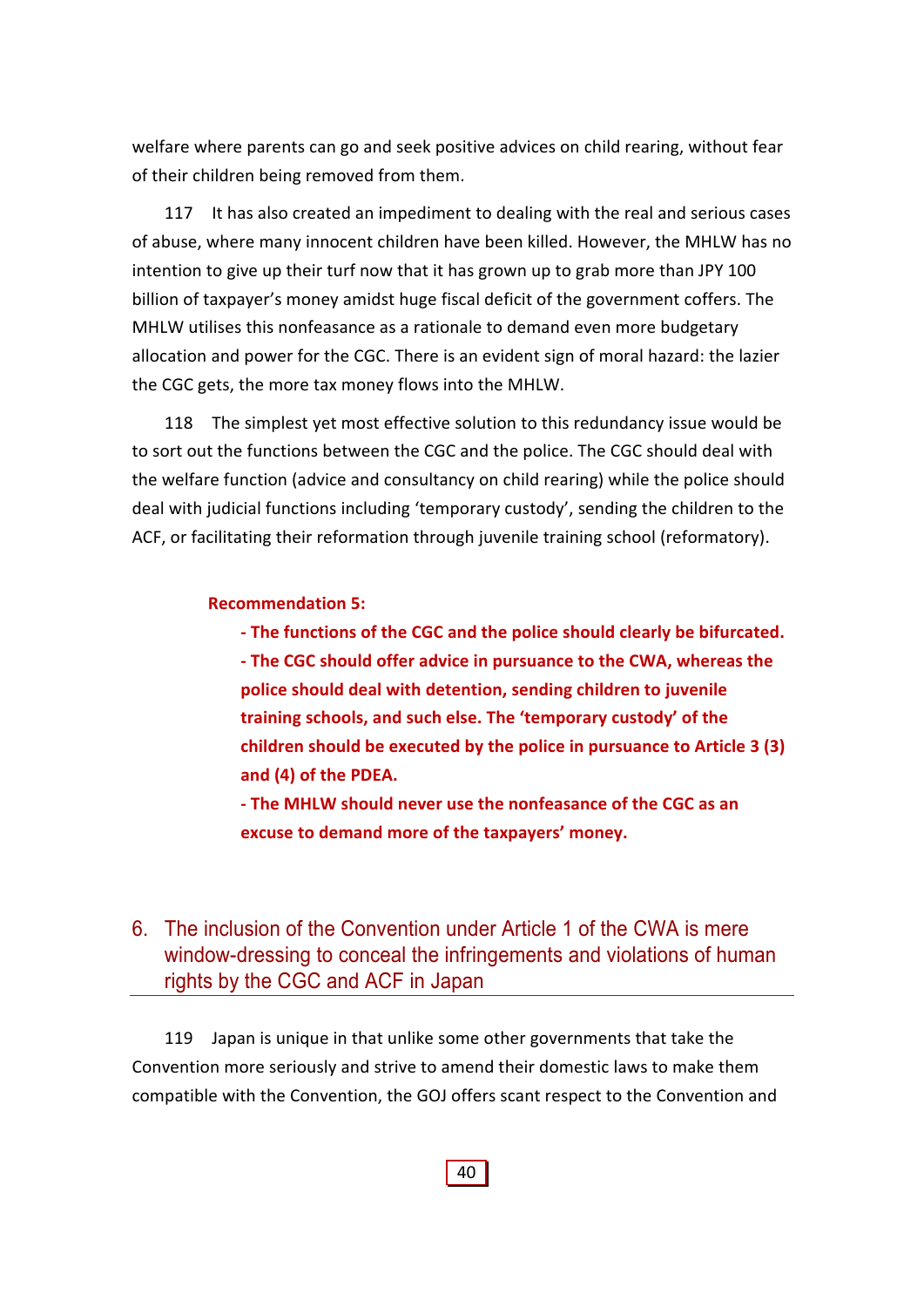welfare where parents can go and seek positive advices on child rearing, without fear of their children being removed from them.

117 It has also created an impediment to dealing with the real and serious cases of abuse, where many innocent children have been killed. However, the MHLW has no intention to give up their turf now that it has grown up to grab more than JPY 100 billion of taxpayer's money amidst huge fiscal deficit of the government coffers. The MHLW utilises this nonfeasance as a rationale to demand even more budgetary allocation and power for the CGC. There is an evident sign of moral hazard: the lazier the CGC gets, the more tax money flows into the MHLW.

118 The simplest yet most effective solution to this redundancy issue would be to sort out the functions between the CGC and the police. The CGC should deal with the welfare function (advice and consultancy on child rearing) while the police should deal with judicial functions including 'temporary custody', sending the children to the ACF, or facilitating their reformation through juvenile training school (reformatory).

**Recommendation 5:**

**- The functions of the CGC and the police should clearly be bifurcated.**
**- The CGC should offer advice in pursuance to the CWA, whereas the police should deal with detention, sending children to juvenile training schools, and such else. The 'temporary custody' of the children should be executed by the police in pursuance to Article 3 (3) and (4) of the PDEA.**
**- The MHLW should never use the nonfeasance of the CGC as an excuse to demand more of the taxpayers' money.**

## 6. The inclusion of the Convention under Article 1 of the CWA is mere window-dressing to conceal the infringements and violations of human rights by the CGC and ACF in Japan

119 Japan is unique in that unlike some other governments that take the Convention more seriously and strive to amend their domestic laws to make them compatible with the Convention, the GOJ offers scant respect to the Convention and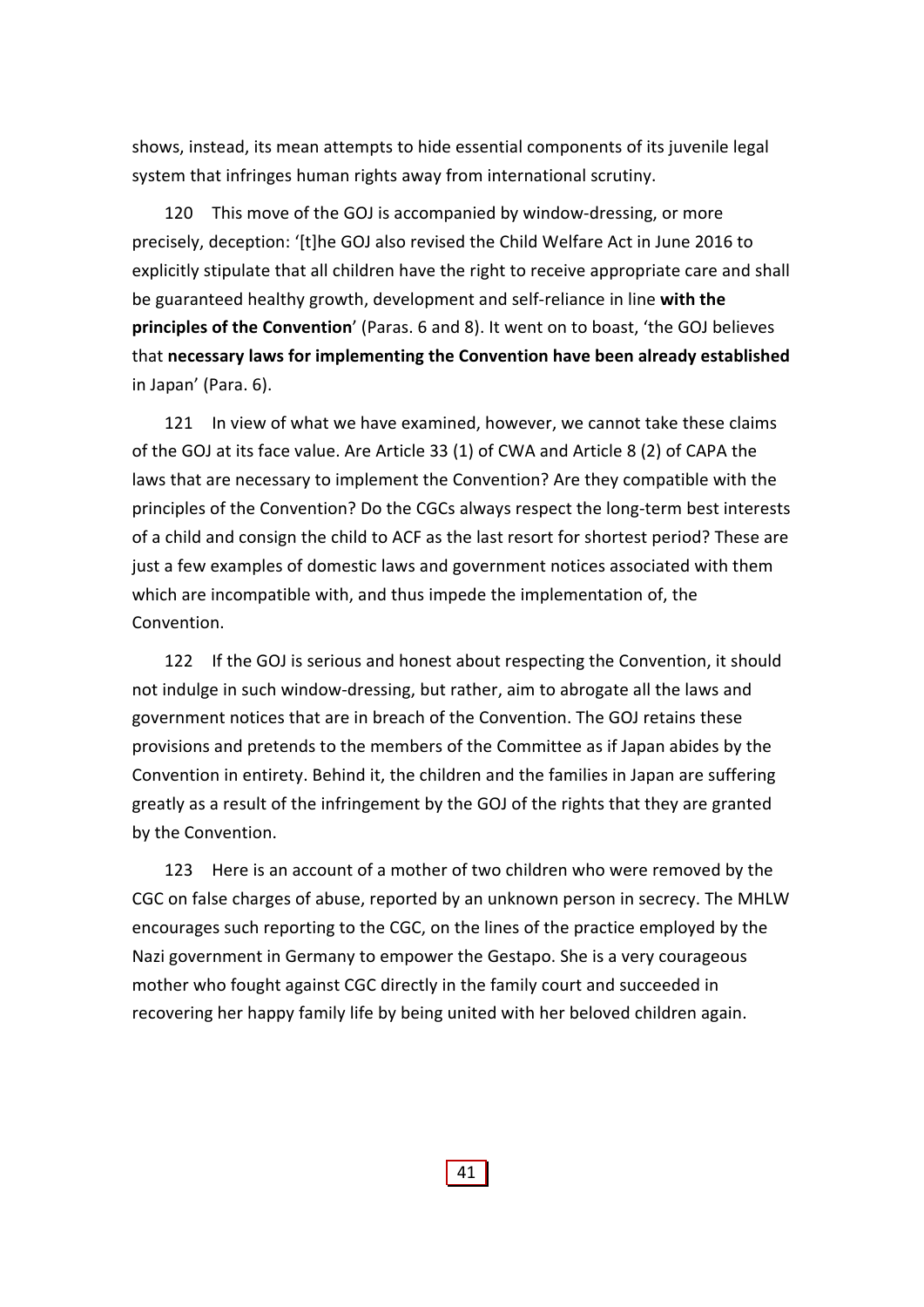shows, instead, its mean attempts to hide essential components of its juvenile legal system that infringes human rights away from international scrutiny.

120 This move of the GOJ is accompanied by window-dressing, or more precisely, deception: '[t]he GOJ also revised the Child Welfare Act in June 2016 to explicitly stipulate that all children have the right to receive appropriate care and shall be guaranteed healthy growth, development and self-reliance in line **with the principles of the Convention**' (Paras. 6 and 8). It went on to boast, 'the GOJ believes that **necessary laws for implementing the Convention have been already established** in Japan' (Para. 6).

121 In view of what we have examined, however, we cannot take these claims of the GOJ at its face value. Are Article 33 (1) of CWA and Article 8 (2) of CAPA the laws that are necessary to implement the Convention? Are they compatible with the principles of the Convention? Do the CGCs always respect the long-term best interests of a child and consign the child to ACF as the last resort for shortest period? These are just a few examples of domestic laws and government notices associated with them which are incompatible with, and thus impede the implementation of, the Convention.

122 If the GOJ is serious and honest about respecting the Convention, it should not indulge in such window-dressing, but rather, aim to abrogate all the laws and government notices that are in breach of the Convention. The GOJ retains these provisions and pretends to the members of the Committee as if Japan abides by the Convention in entirety. Behind it, the children and the families in Japan are suffering greatly as a result of the infringement by the GOJ of the rights that they are granted by the Convention.

123 Here is an account of a mother of two children who were removed by the CGC on false charges of abuse, reported by an unknown person in secrecy. The MHLW encourages such reporting to the CGC, on the lines of the practice employed by the Nazi government in Germany to empower the Gestapo. She is a very courageous mother who fought against CGC directly in the family court and succeeded in recovering her happy family life by being united with her beloved children again.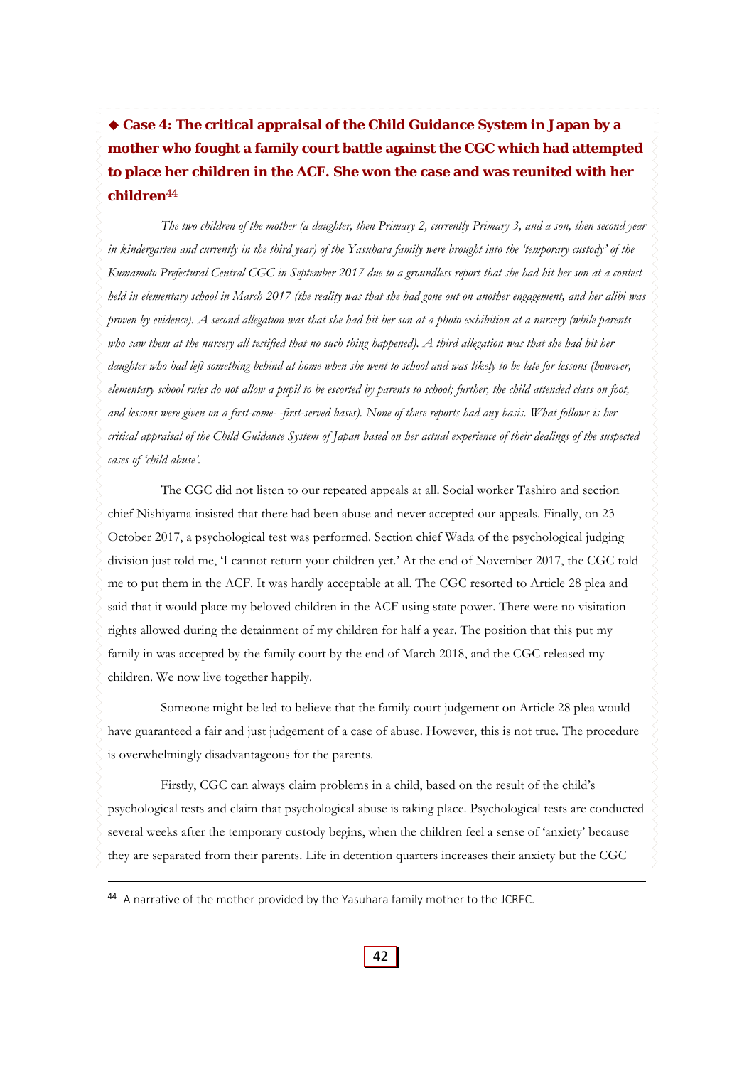### ◆ Case 4: The critical appraisal of the Child Guidance System in Japan by a mother who fought a family court battle against the CGC which had attempted to place her children in the ACF. She won the case and was reunited with her children[44]

*The two children of the mother (a daughter, then Primary 2, currently Primary 3, and a son, then second year in kindergarten and currently in the third year) of the Yasuhara family were brought into the 'temporary custody' of the Kumamoto Prefectural Central CGC in September 2017 due to a groundless report that she had hit her son at a contest held in elementary school in March 2017 (the reality was that she had gone out on another engagement, and her alibi was proven by evidence). A second allegation was that she had hit her son at a photo exhibition at a nursery (while parents who saw them at the nursery all testified that no such thing happened). A third allegation was that she had hit her daughter who had left something behind at home when she went to school and was likely to be late for lessons (however, elementary school rules do not allow a pupil to be escorted by parents to school; further, the child attended class on foot, and lessons were given on a first-come- -first-served bases). None of these reports had any basis. What follows is her critical appraisal of the Child Guidance System of Japan based on her actual experience of their dealings of the suspected cases of 'child abuse'.*

The CGC did not listen to our repeated appeals at all. Social worker Tashiro and section chief Nishiyama insisted that there had been abuse and never accepted our appeals. Finally, on 23 October 2017, a psychological test was performed. Section chief Wada of the psychological judging division just told me, 'I cannot return your children yet.' At the end of November 2017, the CGC told me to put them in the ACF. It was hardly acceptable at all. The CGC resorted to Article 28 plea and said that it would place my beloved children in the ACF using state power. There were no visitation rights allowed during the detainment of my children for half a year. The position that this put my family in was accepted by the family court by the end of March 2018, and the CGC released my children. We now live together happily.

Someone might be led to believe that the family court judgement on Article 28 plea would have guaranteed a fair and just judgement of a case of abuse. However, this is not true. The procedure is overwhelmingly disadvantageous for the parents.

Firstly, CGC can always claim problems in a child, based on the result of the child's psychological tests and claim that psychological abuse is taking place. Psychological tests are conducted several weeks after the temporary custody begins, when the children feel a sense of 'anxiety' because they are separated from their parents. Life in detention quarters increases their anxiety but the CGC

---

[44] A narrative of the mother provided by the Yasuhara family mother to the JCREC.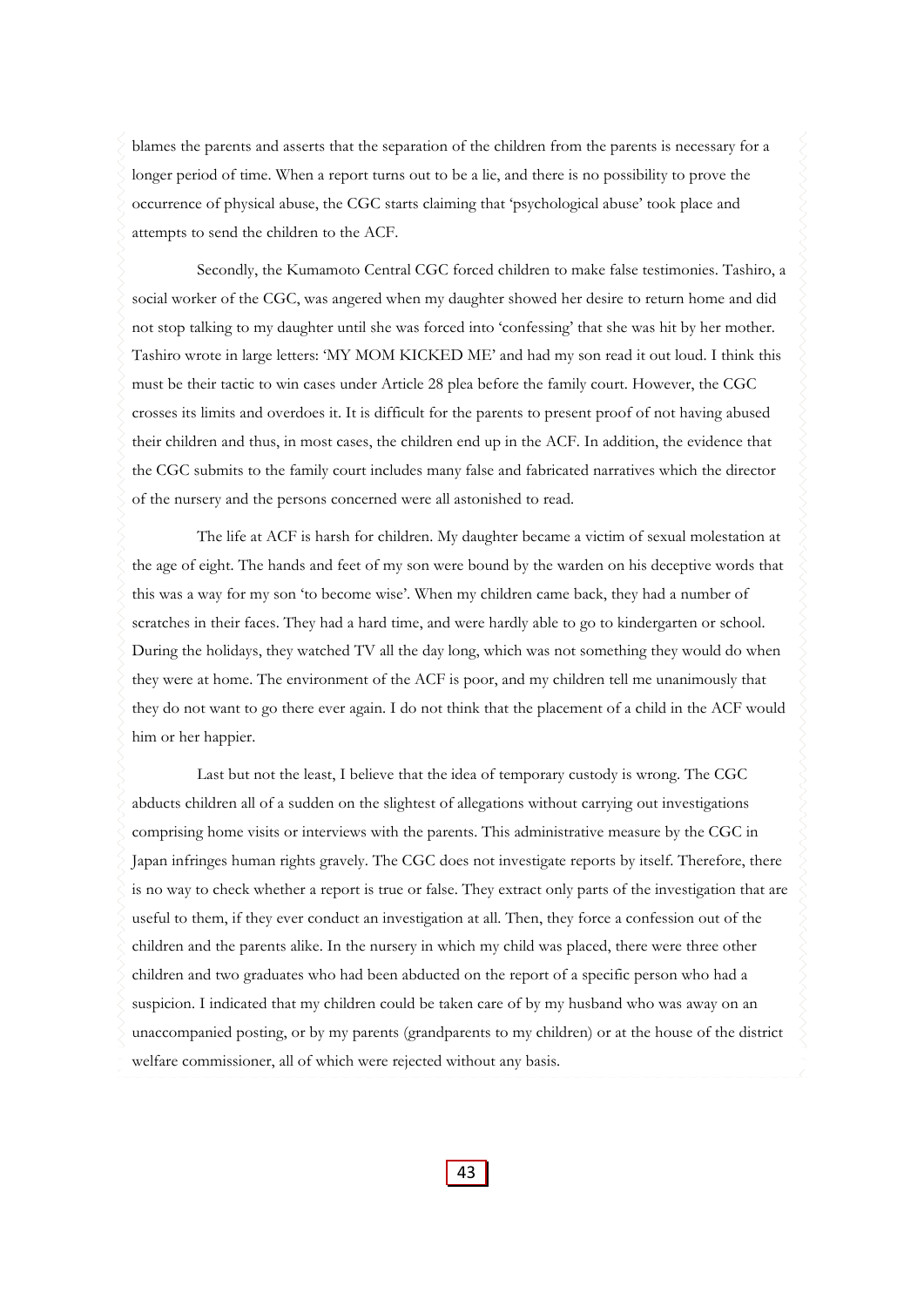blames the parents and asserts that the separation of the children from the parents is necessary for a longer period of time. When a report turns out to be a lie, and there is no possibility to prove the occurrence of physical abuse, the CGC starts claiming that 'psychological abuse' took place and attempts to send the children to the ACF.

Secondly, the Kumamoto Central CGC forced children to make false testimonies. Tashiro, a social worker of the CGC, was angered when my daughter showed her desire to return home and did not stop talking to my daughter until she was forced into 'confessing' that she was hit by her mother. Tashiro wrote in large letters: 'MY MOM KICKED ME' and had my son read it out loud. I think this must be their tactic to win cases under Article 28 plea before the family court. However, the CGC crosses its limits and overdoes it. It is difficult for the parents to present proof of not having abused their children and thus, in most cases, the children end up in the ACF. In addition, the evidence that the CGC submits to the family court includes many false and fabricated narratives which the director of the nursery and the persons concerned were all astonished to read.

The life at ACF is harsh for children. My daughter became a victim of sexual molestation at the age of eight. The hands and feet of my son were bound by the warden on his deceptive words that this was a way for my son 'to become wise'. When my children came back, they had a number of scratches in their faces. They had a hard time, and were hardly able to go to kindergarten or school. During the holidays, they watched TV all the day long, which was not something they would do when they were at home. The environment of the ACF is poor, and my children tell me unanimously that they do not want to go there ever again. I do not think that the placement of a child in the ACF would him or her happier.

Last but not the least, I believe that the idea of temporary custody is wrong. The CGC abducts children all of a sudden on the slightest of allegations without carrying out investigations comprising home visits or interviews with the parents. This administrative measure by the CGC in Japan infringes human rights gravely. The CGC does not investigate reports by itself. Therefore, there is no way to check whether a report is true or false. They extract only parts of the investigation that are useful to them, if they ever conduct an investigation at all. Then, they force a confession out of the children and the parents alike. In the nursery in which my child was placed, there were three other children and two graduates who had been abducted on the report of a specific person who had a suspicion. I indicated that my children could be taken care of by my husband who was away on an unaccompanied posting, or by my parents (grandparents to my children) or at the house of the district welfare commissioner, all of which were rejected without any basis.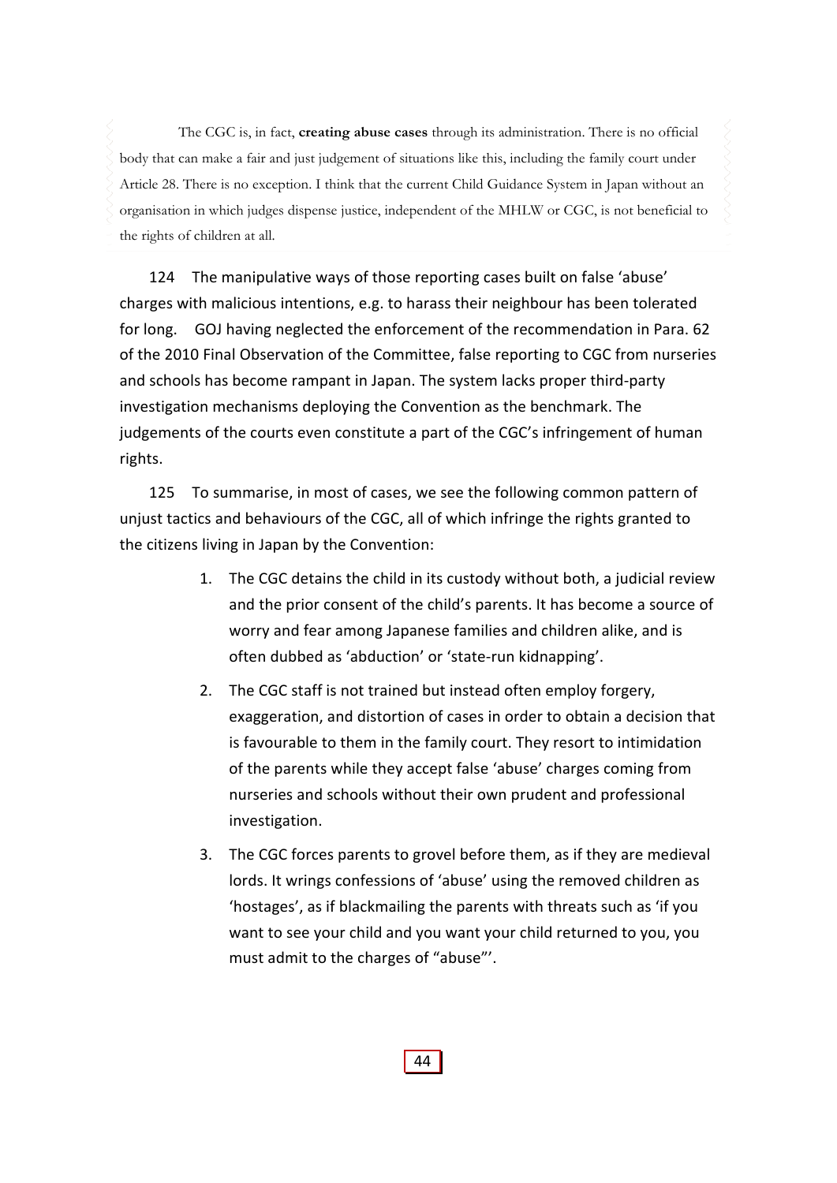The CGC is, in fact, **creating abuse cases** through its administration. There is no official body that can make a fair and just judgement of situations like this, including the family court under Article 28. There is no exception. I think that the current Child Guidance System in Japan without an organisation in which judges dispense justice, independent of the MHLW or CGC, is not beneficial to the rights of children at all.

124 The manipulative ways of those reporting cases built on false 'abuse' charges with malicious intentions, e.g. to harass their neighbour has been tolerated for long. GOJ having neglected the enforcement of the recommendation in Para. 62 of the 2010 Final Observation of the Committee, false reporting to CGC from nurseries and schools has become rampant in Japan. The system lacks proper third-party investigation mechanisms deploying the Convention as the benchmark. The judgements of the courts even constitute a part of the CGC's infringement of human rights.

125 To summarise, in most of cases, we see the following common pattern of unjust tactics and behaviours of the CGC, all of which infringe the rights granted to the citizens living in Japan by the Convention:

1. The CGC detains the child in its custody without both, a judicial review and the prior consent of the child's parents. It has become a source of worry and fear among Japanese families and children alike, and is often dubbed as 'abduction' or 'state-run kidnapping'.
2. The CGC staff is not trained but instead often employ forgery, exaggeration, and distortion of cases in order to obtain a decision that is favourable to them in the family court. They resort to intimidation of the parents while they accept false 'abuse' charges coming from nurseries and schools without their own prudent and professional investigation.
3. The CGC forces parents to grovel before them, as if they are medieval lords. It wrings confessions of 'abuse' using the removed children as 'hostages', as if blackmailing the parents with threats such as 'if you want to see your child and you want your child returned to you, you must admit to the charges of "abuse"'.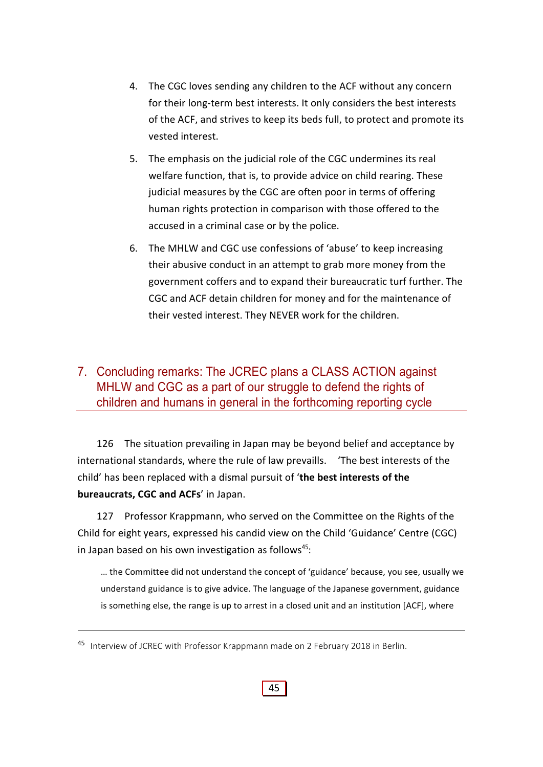4. The CGC loves sending any children to the ACF without any concern for their long-term best interests. It only considers the best interests of the ACF, and strives to keep its beds full, to protect and promote its vested interest.

5. The emphasis on the judicial role of the CGC undermines its real welfare function, that is, to provide advice on child rearing. These judicial measures by the CGC are often poor in terms of offering human rights protection in comparison with those offered to the accused in a criminal case or by the police.

6. The MHLW and CGC use confessions of 'abuse' to keep increasing their abusive conduct in an attempt to grab more money from the government coffers and to expand their bureaucratic turf further. The CGC and ACF detain children for money and for the maintenance of their vested interest. They NEVER work for the children.

## 7. Concluding remarks: The JCREC plans a CLASS ACTION against MHLW and CGC as a part of our struggle to defend the rights of children and humans in general in the forthcoming reporting cycle

126 The situation prevailing in Japan may be beyond belief and acceptance by international standards, where the rule of law prevaills. 'The best interests of the child' has been replaced with a dismal pursuit of '**the best interests of the bureaucrats, CGC and ACFs**' in Japan.

127 Professor Krappmann, who served on the Committee on the Rights of the Child for eight years, expressed his candid view on the Child 'Guidance' Centre (CGC) in Japan based on his own investigation as follows[45]:

> … the Committee did not understand the concept of 'guidance' because, you see, usually we understand guidance is to give advice. The language of the Japanese government, guidance is something else, the range is up to arrest in a closed unit and an institution [ACF], where

[45] Interview of JCREC with Professor Krappmann made on 2 February 2018 in Berlin.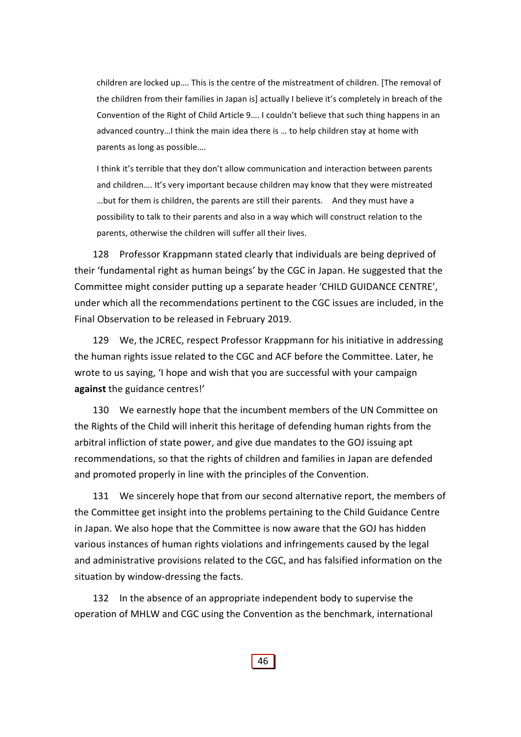> children are locked up…. This is the centre of the mistreatment of children. [The removal of the children from their families in Japan is] actually I believe it's completely in breach of the Convention of the Right of Child Article 9…. I couldn't believe that such thing happens in an advanced country…I think the main idea there is … to help children stay at home with parents as long as possible….
>
> I think it's terrible that they don't allow communication and interaction between parents and children…. It's very important because children may know that they were mistreated …but for them is children, the parents are still their parents. And they must have a possibility to talk to their parents and also in a way which will construct relation to the parents, otherwise the children will suffer all their lives.

128 Professor Krappmann stated clearly that individuals are being deprived of their 'fundamental right as human beings' by the CGC in Japan. He suggested that the Committee might consider putting up a separate header 'CHILD GUIDANCE CENTRE', under which all the recommendations pertinent to the CGC issues are included, in the Final Observation to be released in February 2019.

129 We, the JCREC, respect Professor Krappmann for his initiative in addressing the human rights issue related to the CGC and ACF before the Committee. Later, he wrote to us saying, 'I hope and wish that you are successful with your campaign **against** the guidance centres!'

130 We earnestly hope that the incumbent members of the UN Committee on the Rights of the Child will inherit this heritage of defending human rights from the arbitral infliction of state power, and give due mandates to the GOJ issuing apt recommendations, so that the rights of children and families in Japan are defended and promoted properly in line with the principles of the Convention.

131 We sincerely hope that from our second alternative report, the members of the Committee get insight into the problems pertaining to the Child Guidance Centre in Japan. We also hope that the Committee is now aware that the GOJ has hidden various instances of human rights violations and infringements caused by the legal and administrative provisions related to the CGC, and has falsified information on the situation by window-dressing the facts.

132 In the absence of an appropriate independent body to supervise the operation of MHLW and CGC using the Convention as the benchmark, international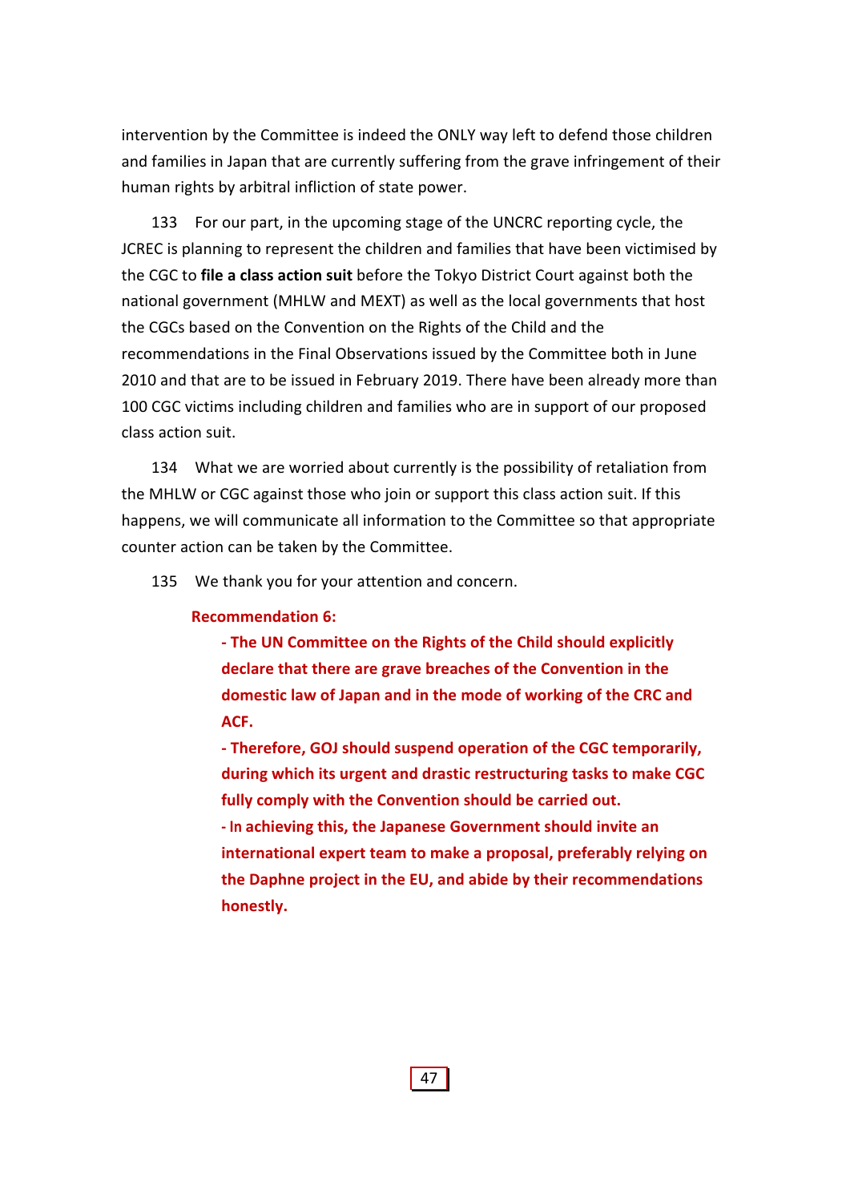intervention by the Committee is indeed the ONLY way left to defend those children and families in Japan that are currently suffering from the grave infringement of their human rights by arbitral infliction of state power.

133 For our part, in the upcoming stage of the UNCRC reporting cycle, the JCREC is planning to represent the children and families that have been victimised by the CGC to **file a class action suit** before the Tokyo District Court against both the national government (MHLW and MEXT) as well as the local governments that host the CGCs based on the Convention on the Rights of the Child and the recommendations in the Final Observations issued by the Committee both in June 2010 and that are to be issued in February 2019. There have been already more than 100 CGC victims including children and families who are in support of our proposed class action suit.

134 What we are worried about currently is the possibility of retaliation from the MHLW or CGC against those who join or support this class action suit. If this happens, we will communicate all information to the Committee so that appropriate counter action can be taken by the Committee.

135 We thank you for your attention and concern.

**Recommendation 6:**

- **The UN Committee on the Rights of the Child should explicitly declare that there are grave breaches of the Convention in the domestic law of Japan and in the mode of working of the CRC and ACF.**
- **Therefore, GOJ should suspend operation of the CGC temporarily, during which its urgent and drastic restructuring tasks to make CGC fully comply with the Convention should be carried out.**
- **In achieving this, the Japanese Government should invite an international expert team to make a proposal, preferably relying on the Daphne project in the EU, and abide by their recommendations honestly.**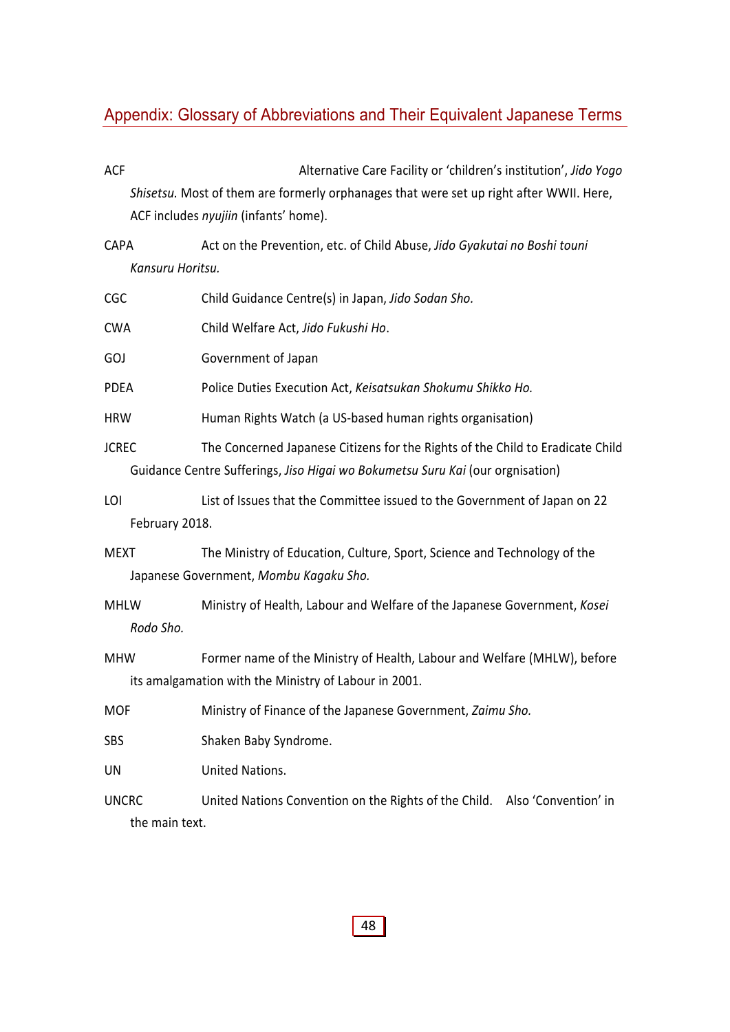## Appendix: Glossary of Abbreviations and Their Equivalent Japanese Terms

ACF Alternative Care Facility or 'children's institution', *Jido Yogo Shisetsu.* Most of them are formerly orphanages that were set up right after WWII. Here, ACF includes *nyujiin* (infants' home).

CAPA Act on the Prevention, etc. of Child Abuse, *Jido Gyakutai no Boshi touni Kansuru Horitsu.*

CGC Child Guidance Centre(s) in Japan, *Jido Sodan Sho.*

CWA Child Welfare Act, *Jido Fukushi Ho*.

GOJ Government of Japan

PDEA Police Duties Execution Act, *Keisatsukan Shokumu Shikko Ho.*

HRW Human Rights Watch (a US-based human rights organisation)

JCREC The Concerned Japanese Citizens for the Rights of the Child to Eradicate Child Guidance Centre Sufferings, *Jiso Higai wo Bokumetsu Suru Kai* (our orgnisation)

LOI List of Issues that the Committee issued to the Government of Japan on 22 February 2018.

MEXT The Ministry of Education, Culture, Sport, Science and Technology of the Japanese Government, *Mombu Kagaku Sho.*

MHLW Ministry of Health, Labour and Welfare of the Japanese Government, *Kosei Rodo Sho.*

MHW Former name of the Ministry of Health, Labour and Welfare (MHLW), before its amalgamation with the Ministry of Labour in 2001.

MOF Ministry of Finance of the Japanese Government, *Zaimu Sho.*

SBS Shaken Baby Syndrome.

UN United Nations.

UNCRC United Nations Convention on the Rights of the Child. Also 'Convention' in the main text.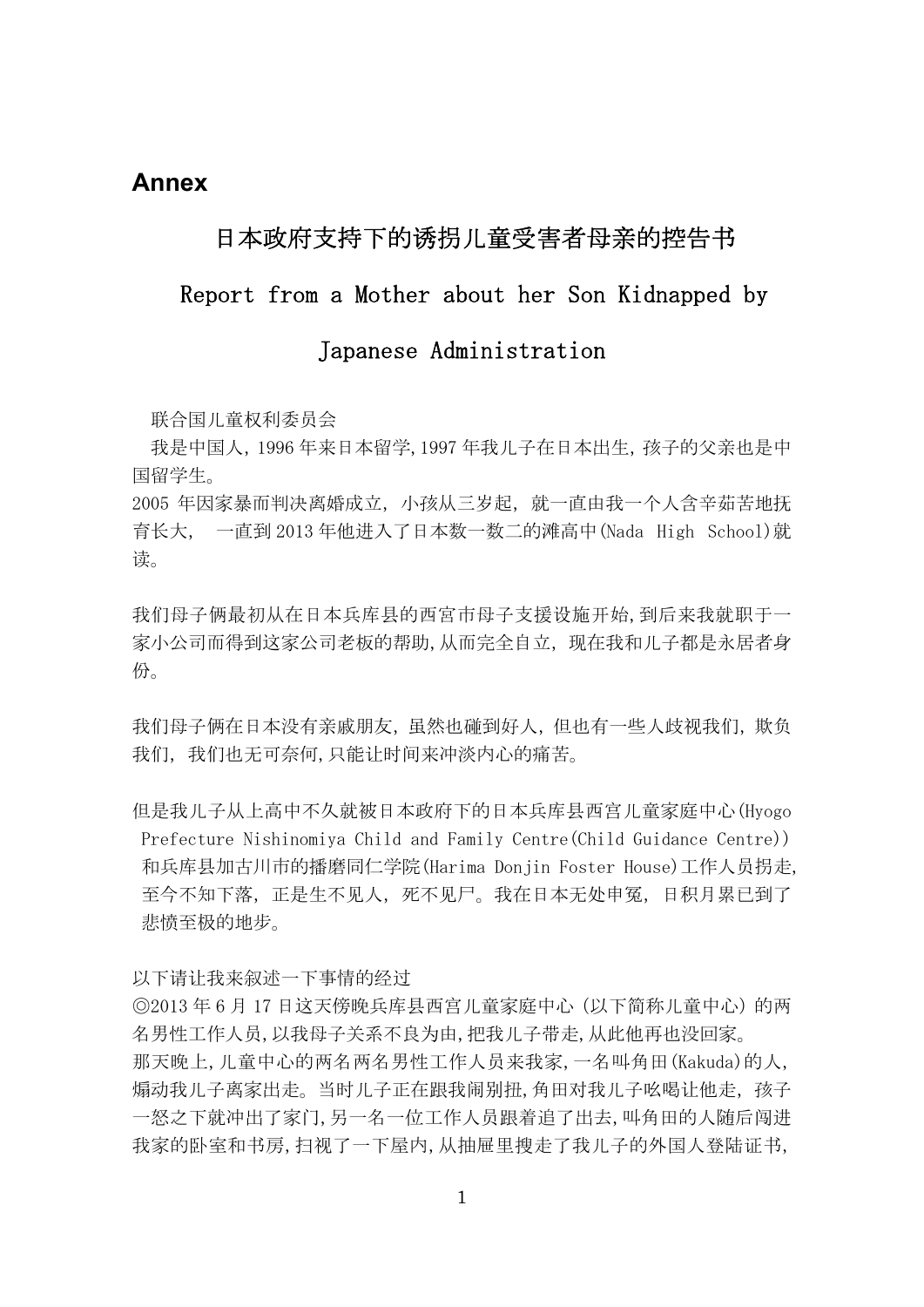## Annex

# 日本政府支持下的诱拐儿童受害者母亲的控告书

# Report from a Mother about her Son Kidnapped by Japanese Administration

联合国儿童权利委员会

我是中国人,1996 年来日本留学,1997 年我儿子在日本出生,孩子的父亲也是中国留学生。

2005 年因家暴而判决离婚成立，小孩从三岁起，就一直由我一个人含辛茹苦地抚育长大，一直到 2013 年他进入了日本数一数二的滩高中(Nada High School)就读。

我们母子俩最初从在日本兵库县的西宫市母子支援设施开始,到后来我就职于一家小公司而得到这家公司老板的帮助,从而完全自立，现在我和儿子都是永居者身份。

我们母子俩在日本没有亲戚朋友，虽然也碰到好人，但也有一些人歧视我们，欺负我们，我们也无可奈何,只能让时间来冲淡内心的痛苦。

但是我儿子从上高中不久就被日本政府下的日本兵库县西宫儿童家庭中心(Hyogo Prefecture Nishinomiya Child and Family Centre(Child Guidance Centre))和兵库县加古川市的播磨同仁学院(Harima Donjin Foster House)工作人员拐走,至今不知下落，正是生不见人，死不见尸。我在日本无处申冤，日积月累已到了悲愤至极的地步。

以下请让我来叙述一下事情的经过

◎2013 年 6 月 17 日这天傍晚兵库县西宫儿童家庭中心（以下简称儿童中心）的两名男性工作人员,以我母子关系不良为由,把我儿子带走,从此他再也没回家。

那天晚上,儿童中心的两名两名男性工作人员来我家,一名叫角田(Kakuda)的人,煽动我儿子离家出走。当时儿子正在跟我闹别扭,角田对我儿子吆喝让他走，孩子一怒之下就冲出了家门,另一名一位工作人员跟着追了出去,叫角田的人随后闯进我家的卧室和书房,扫视了一下屋内,从抽屉里搜走了我儿子的外国人登陆证书,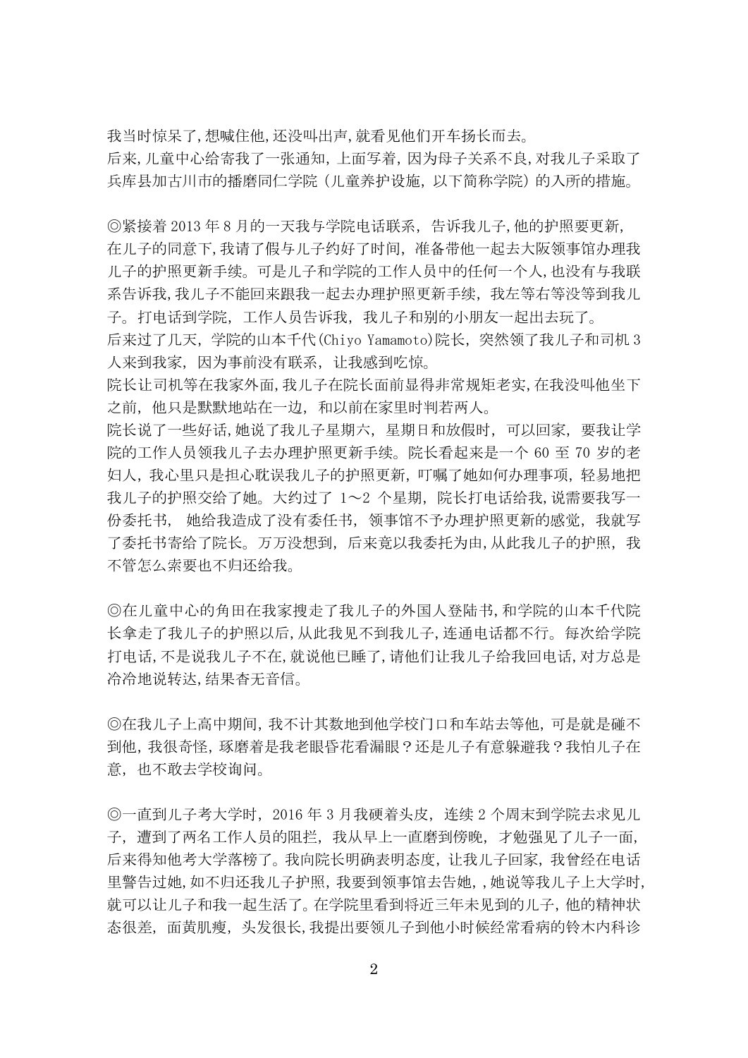我当时惊呆了,想喊住他,还没叫出声,就看见他们开车扬长而去。
后来,儿童中心给寄我了一张通知,上面写着,因为母子关系不良,对我儿子采取了兵库县加古川市的播磨同仁学院（儿童养护设施,以下简称学院）的入所的措施。

◎紧接着 2013 年 8 月的一天我与学院电话联系，告诉我儿子,他的护照要更新,在儿子的同意下,我请了假与儿子约好了时间，准备带他一起去大阪领事馆办理我儿子的护照更新手续。可是儿子和学院的工作人员中的任何一个人,也没有与我联系告诉我,我儿子不能回来跟我一起去办理护照更新手续，我左等右等没等到我儿子。打电话到学院，工作人员告诉我，我儿子和别的小朋友一起出去玩了。
后来过了几天，学院的山本千代(Chiyo Yamamoto)院长，突然领了我儿子和司机 3 人来到我家，因为事前没有联系，让我感到吃惊。
院长让司机等在我家外面,我儿子在院长面前显得非常规矩老实,在我没叫他坐下之前，他只是默默地站在一边，和以前在家里时判若两人。
院长说了一些好话,她说了我儿子星期六，星期日和放假时，可以回家，要我让学院的工作人员领我儿子去办理护照更新手续。院长看起来是一个 60 至 70 岁的老妇人,我心里只是担心耽误我儿子的护照更新，叮嘱了她如何办理事项，轻易地把我儿子的护照交给了她。大约过了 1～2 个星期，院长打电话给我,说需要我写一份委托书， 她给我造成了没有委任书，领事馆不予办理护照更新的感觉，我就写了委托书寄给了院长。万万没想到，后来竟以我委托为由,从此我儿子的护照，我不管怎么索要也不归还给我。

◎在儿童中心的角田在我家搜走了我儿子的外国人登陆书,和学院的山本千代院长拿走了我儿子的护照以后,从此我见不到我儿子,连通电话都不行。每次给学院打电话,不是说我儿子不在,就说他已睡了,请他们让我儿子给我回电话,对方总是冷冷地说转达,结果杳无音信。

◎在我儿子上高中期间，我不计其数地到他学校门口和车站去等他，可是就是碰不到他，我很奇怪，琢磨着是我老眼昏花看漏眼？还是儿子有意躲避我？我怕儿子在意，也不敢去学校询问。

◎一直到儿子考大学时，2016 年 3 月我硬着头皮，连续 2 个周末到学院去求见儿子，遭到了两名工作人员的阻拦，我从早上一直磨到傍晚，才勉强见了儿子一面,后来得知他考大学落榜了。我向院长明确表明态度，让我儿子回家，我曾经在电话里警告过她,如不归还我儿子护照，我要到领事馆去告她，,她说等我儿子上大学时,就可以让儿子和我一起生活了。在学院里看到将近三年未见到的儿子，他的精神状态很差，面黄肌瘦，头发很长,我提出要领儿子到他小时候经常看病的铃木内科诊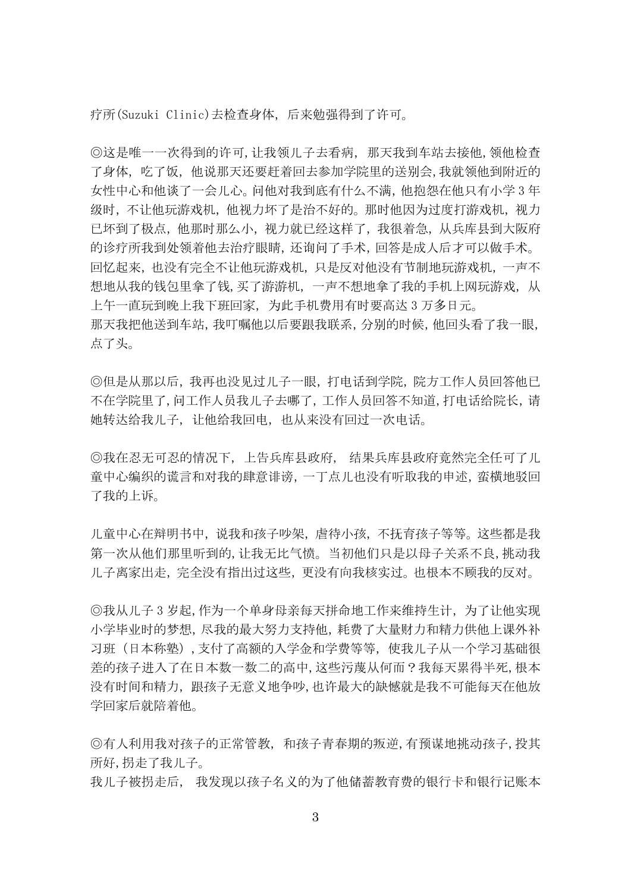疗所(Suzuki Clinic)去检查身体，后来勉强得到了许可。

◎这是唯一一次得到的许可,让我领儿子去看病， 那天我到车站去接他,领他检查了身体，吃了饭，他说那天还要赶着回去参加学院里的送别会,我就领他到附近的女性中心和他谈了一会儿心。问他对我到底有什么不满，他抱怨在他只有小学 3 年级时，不让他玩游戏机，他视力坏了是治不好的。那时他因为过度打游戏机，视力已坏到了极点，他那时那么小，视力就已经这样了，我很着急，从兵库县到大阪府的诊疗所我到处领着他去治疗眼睛，还询问了手术，回答是成人后才可以做手术。回忆起来，也没有完全不让他玩游戏机，只是反对他没有节制地玩游戏机，一声不想地从我的钱包里拿了钱,买了游游机，一声不想地拿了我的手机上网玩游戏，从上午一直玩到晚上我下班回家，为此手机费用有时要高达 3 万多日元。
那天我把他送到车站，我叮嘱他以后要跟我联系，分别的时候，他回头看了我一眼，点了头。

◎但是从那以后，我再也没见过儿子一眼，打电话到学院，院方工作人员回答他已不在学院里了,问工作人员我儿子去哪了，工作人员回答不知道,打电话给院长，请她转达给我儿子，让他给我回电，也从来没有回过一次电话。

◎我在忍无可忍的情况下，上告兵库县政府， 结果兵库县政府竟然完全任可了儿童中心编织的谎言和对我的肆意诽谤，一丁点儿也没有听取我的申述，蛮横地驳回了我的上诉。

儿童中心在辩明书中，说我和孩子吵架，虐待小孩，不抚育孩子等等。这些都是我第一次从他们那里听到的,让我无比气愤。当初他们只是以母子关系不良,挑动我儿子离家出走，完全没有指出过这些，更没有向我核实过。也根本不顾我的反对。

◎我从儿子 3 岁起,作为一个单身母亲每天拼命地工作来维持生计，为了让他实现小学毕业时的梦想，尽我的最大努力支持他，耗费了大量财力和精力供他上课外补习班（日本称塾）,支付了高额的入学金和学费等等，使我儿子从一个学习基础很差的孩子进入了在日本数一数二的高中,这些污蔑从何而？我每天累得半死，根本没有时间和精力，跟孩子无意义地争吵,也许最大的缺憾就是我不可能每天在他放学回家后就陪着他。

◎有人利用我对孩子的正常管教， 和孩子青春期的叛逆,有预谋地挑动孩子,投其所好,拐走了我儿子。
我儿子被拐走后， 我发现以孩子名义的为了他储蓄教育费的银行卡和银行记账本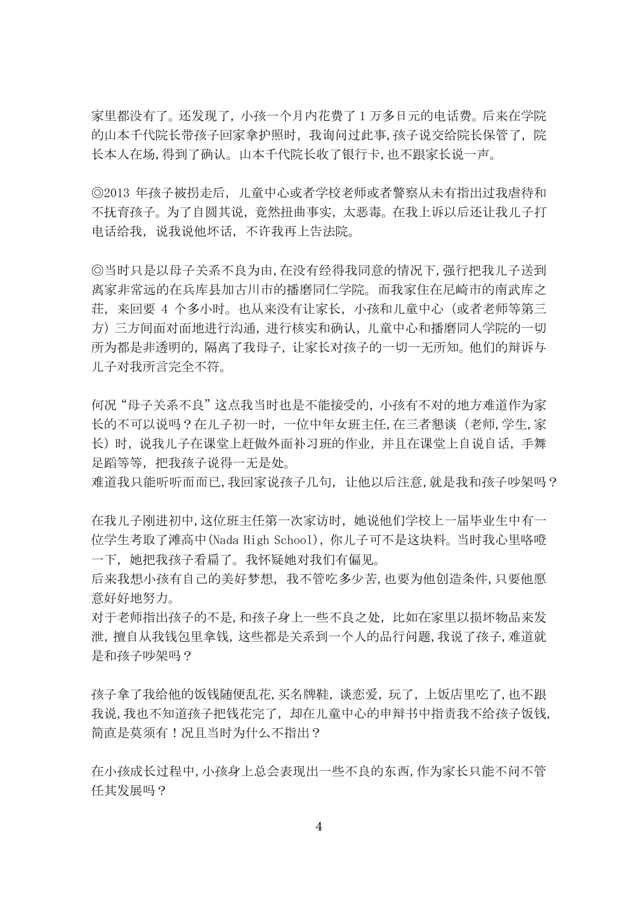家里都没有了。还发现了，小孩一个月内花费了 1 万多日元的电话费。后来在学院的山本千代院长带孩子回家拿护照时，我询问过此事,孩子说交给院长保管了，院长本人在场,得到了确认。山本千代院长收了银行卡,也不跟家长说一声。

◎2013 年孩子被拐走后，儿童中心或者学校老师或者警察从未有指出过我虐待和不抚育孩子。为了自圆其说，竟然扭曲事实，太恶毒。在我上诉以后还让我儿子打电话给我，说我说他坏话，不许我再上告法院。

◎当时只是以母子关系不良为由,在没有经得我同意的情况下,强行把我儿子送到离家非常远的在兵库县加古川市的播磨同仁学院。而我家住在尼崎市的南武库之荘，来回要 4 个多小时。也从来没有让家长，小孩和儿童中心（或者老师等第三方）三方间面对面地进行沟通，进行核实和确认，儿童中心和播磨同人学院的一切所为都是非透明的，隔离了我母子，让家长对孩子的一切一无所知。他们的辩诉与儿子对我所言完全不符。

何况“母子关系不良”这点我当时也是不能接受的，小孩有不对的地方难道作为家长的不可以说吗？在儿子初一时，一位中年女班主任,在三者懇谈（老师,学生,家长）时，说我儿子在课堂上赶做外面补习班的作业，并且在课堂上自说自话，手舞足蹈等等，把我孩子说得一无是处。
难道我只能听听而而已,我回家说孩子几句，让他以后注意,就是我和孩子吵架吗？

在我儿子刚进初中,这位班主任第一次家访时，她说他们学校上一届毕业生中有一位学生考取了滩高中(Nada High School)，你儿子可不是这块料。当时我心里咯噔一下，她把我孩子看扁了。我怀疑她对我们有偏见。
后来我想小孩有自己的美好梦想，我不管吃多少苦,也要为他创造条件,只要他愿意好好地努力。
对于老师指出孩子的不是,和孩子身上一些不良之处，比如在家里以损坏物品来发泄，擅自从我钱包里拿钱，这些都是关系到一个人的品行问题,我说了孩子,难道就是和孩子吵架吗？

孩子拿了我给他的饭钱随便乱花,买名牌鞋，谈恋爱，玩了，上饭店里吃了,也不跟我说,我也不知道孩子把钱花完了，却在儿童中心的申辩书中指责我不给孩子饭钱,简直是莫须有！况且当时为什么不指出？

在小孩成长过程中,小孩身上总会表现出一些不良的东西,作为家长只能不问不管任其发展吗？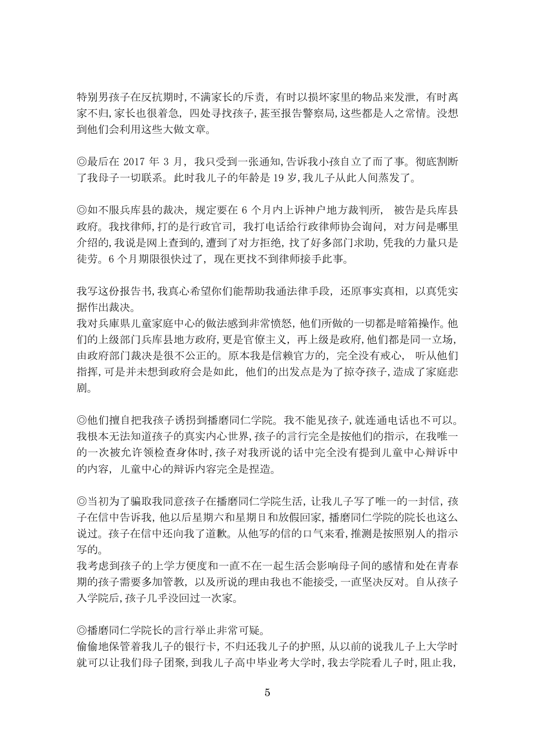特别男孩子在反抗期时,不满家长的斥责，有时以损坏家里的物品来发泄，有时离家不归,家长也很着急，四处寻找孩子,甚至报告警察局,这些都是人之常情。没想到他们会利用这些大做文章。

◎最后在 2017 年 3 月，我只受到一张通知,告诉我小孩自立了而了事。彻底割断了我母子一切联系。此时我儿子的年龄是 19 岁,我儿子从此人间蒸发了。

◎如不服兵库县的裁决，规定要在 6 个月内上诉神户地方裁判所， 被告是兵库县政府。我找律师,打的是行政官司，我打电话给行政律师协会询问，对方问是哪里介绍的,我说是网上查到的,遭到了对方拒绝，找了好多部门求助，凭我的力量只是徒劳。6 个月期限很快过了，现在更找不到律师接手此事。

我写这份报告书,我真心希望你们能帮助我通法律手段，还原事实真相，以真凭实据作出裁决。
我对兵庫県儿童家庭中心的做法感到非常愤怒，他们所做的一切都是暗箱操作。他们的上级部门兵库县地方政府，更是官僚主义，再上级是政府,他们都是同一立场,由政府部门裁决是很不公正的。原本我是信赖官方的，完全没有戒心， 听从他们指挥，可是并未想到政府会是如此，他们的出发点是为了掠夺孩子，造成了家庭悲剧。

◎他们擅自把我孩子诱拐到播磨同仁学院。我不能见孩子,就连通电话也不可以。我根本无法知道孩子的真实内心世界,孩子的言行完全是按他们的指示，在我唯一的一次被允许领检查身体时,孩子对我所说的话中完全没有提到儿童中心辩诉中的内容， 儿童中心的辩诉内容完全是捏造。

◎当初为了骗取我同意孩子在播磨同仁学院生活，让我儿子写了唯一的一封信，孩子在信中告诉我，他以后星期六和星期日和放假回家，播磨同仁学院的院长也这么说过。孩子在信中还向我了道歉。从他写的信的口气来看,推测是按照别人的指示写的。
我考虑到孩子的上学方便度和一直不在一起生活会影响母子间的感情和处在青春期的孩子需要多加管教，以及所说的理由我也不能接受,一直坚决反对。自从孩子入学院后,孩子几乎没回过一次家。

◎播磨同仁学院长的言行举止非常可疑。
偷偷地保管着我儿子的银行卡，不归还我儿子的护照，从以前的说我儿子上大学时就可以让我们母子团聚,到我儿子高中毕业考大学时,我去学院看儿子时,阻止我,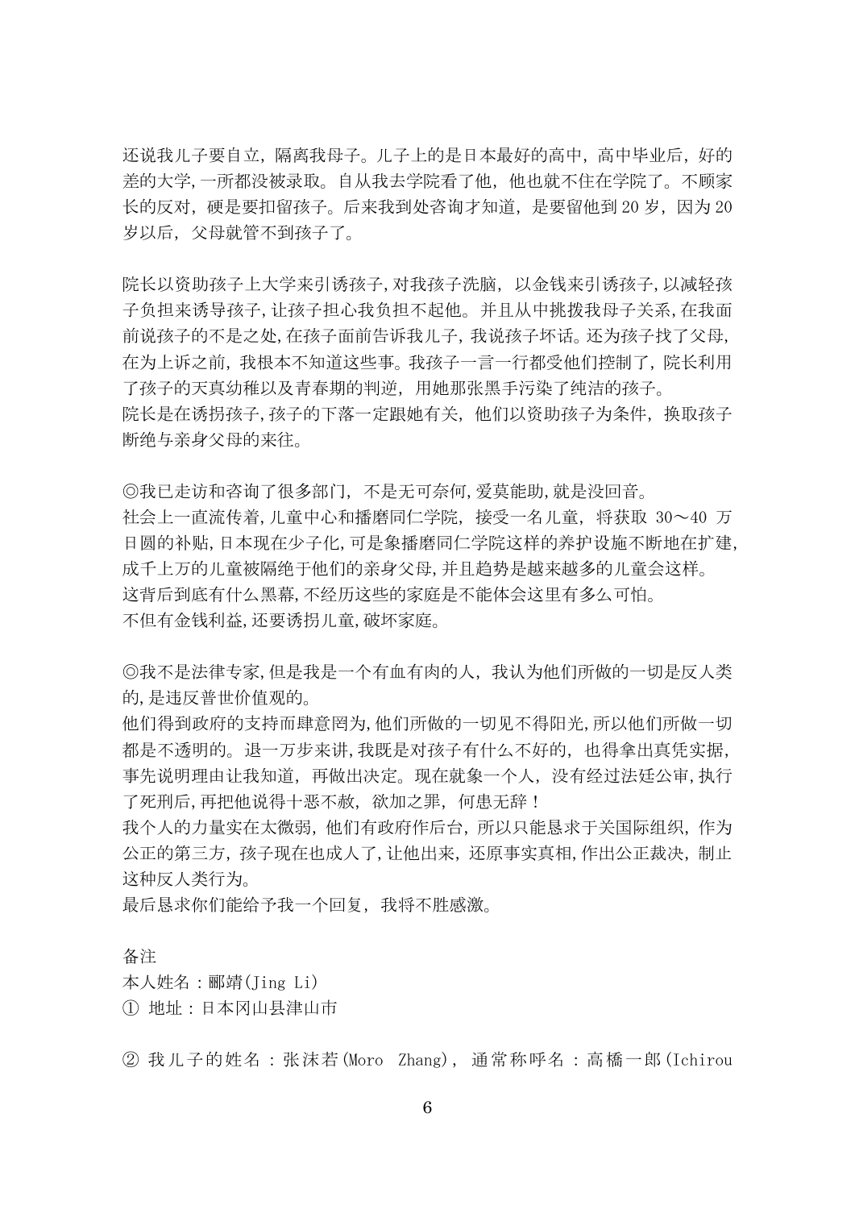还说我儿子要自立，隔离我母子。儿子上的是日本最好的高中，高中毕业后，好的差的大学,一所都没被录取。自从我去学院看了他，他也就不住在学院了。不顾家长的反对，硬是要扣留孩子。后来我到处咨询才知道，是要留他到 20 岁，因为 20 岁以后， 父母就管不到孩子了。

院长以资助孩子上大学来引诱孩子,对我孩子洗脑， 以金钱来引诱孩子,以减轻孩子负担来诱导孩子,让孩子担心我负担不起他。并且从中挑拨我母子关系,在我面前说孩子的不是之处,在孩子面前告诉我儿子，我说孩子坏话。还为孩子找了父母,在为上诉之前，我根本不知道这些事。我孩子一言一行都受他们控制了,院长利用了孩子的天真幼稚以及青春期的判逆， 用她那张黑手污染了纯洁的孩子。
院长是在诱拐孩子,孩子的下落一定跟她有关， 他们以资助孩子为条件， 换取孩子断绝与亲身父母的来往。

◎我已走访和咨询了很多部门， 不是无可奈何,爱莫能助,就是没回音。
社会上一直流传着,儿童中心和播磨同仁学院， 接受一名儿童， 将获取 30～40 万日圆的补贴,日本现在少子化,可是象播磨同仁学院这样的养护设施不断地在扩建,成千上万的儿童被隔绝于他们的亲身父母,并且趋势是越来越多的儿童会这样。
这背后到底有什么黑幕,不经历这些的家庭是不能体会这里有多么可怕。
不但有金钱利益,还要诱拐儿童,破坏家庭。

◎我不是法律专家,但是我是一个有血有肉的人，我认为他们所做的一切是反人类的,是违反普世价值观的。
他们得到政府的支持而肆意罔为,他们所做的一切见不得阳光,所以他们所做一切都是不透明的。退一万步来讲,我既是对孩子有什么不好的， 也得拿出真凭实据，事先说明理由让我知道， 再做出决定。现在就象一个人， 没有经过法廷公审,执行了死刑后,再把他说得十恶不赦， 欲加之罪， 何患无辞！
我个人的力量实在太微弱，他们有政府作后台，所以只能恳求于关国际组织， 作为公正的第三方，孩子现在也成人了,让他出来，还原事实真相,作出公正裁决，制止这种反人类行为。
最后恳求你们能给予我一个回复， 我将不胜感激。

备注
本人姓名：郦靖(Jing Li)
① 地址：日本冈山县津山市

② 我儿子的姓名：张沫若(Moro Zhang)， 通常称呼名：高橋一郎(Ichirou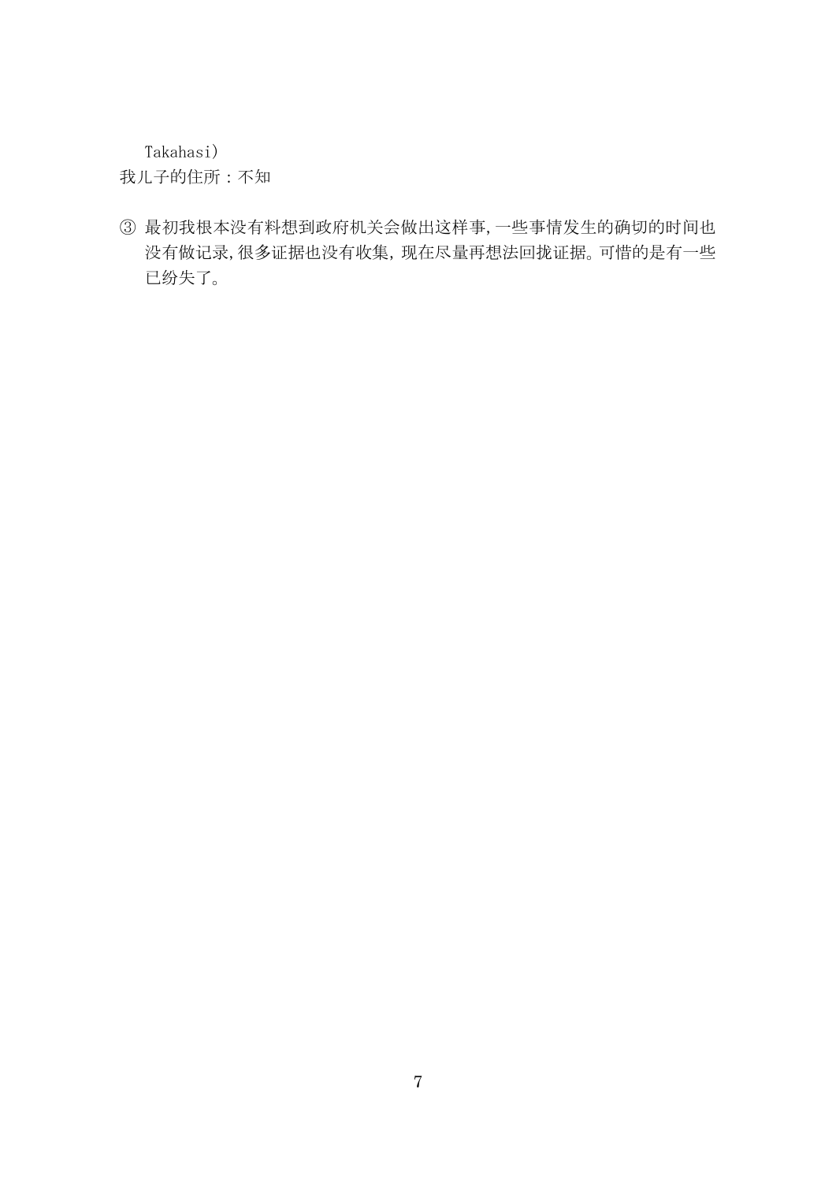Takahasi)

我儿子的住所：不知

③ 最初我根本没有料想到政府机关会做出这样事,一些事情发生的确切的时间也没有做记录,很多证据也没有收集,现在尽量再想法回拢证据。可惜的是有一些已纷失了。